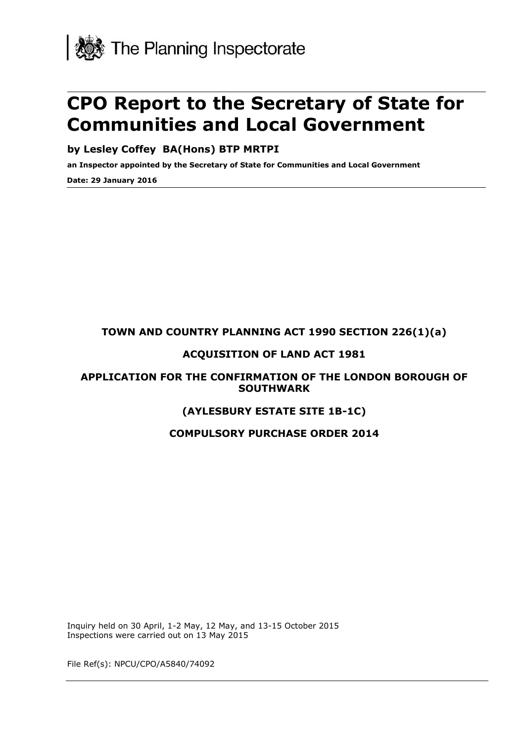The Planning Inspectorate

# CPO Report to the Secretary of State for Communities and Local Government

**by Lesley Coffey BA(Hons) BTP MRTPI**

**an Inspector appointed by the Secretary of State for Communities and Local Government**

**Date: 29 January 2016**

**TOWN AND COUNTRY PLANNING ACT 1990 SECTION 226(1)(a)**

**ACQUISITION OF LAND ACT 1981**

**APPLICATION FOR THE CONFIRMATION OF THE LONDON BOROUGH OF SOUTHWARK**

**(AYLESBURY ESTATE SITE 1B-1C)**

**COMPULSORY PURCHASE ORDER 2014**

Inquiry held on 30 April, 1-2 May, 12 May, and 13-15 October 2015
Inspections were carried out on 13 May 2015

File Ref(s): NPCU/CPO/A5840/74092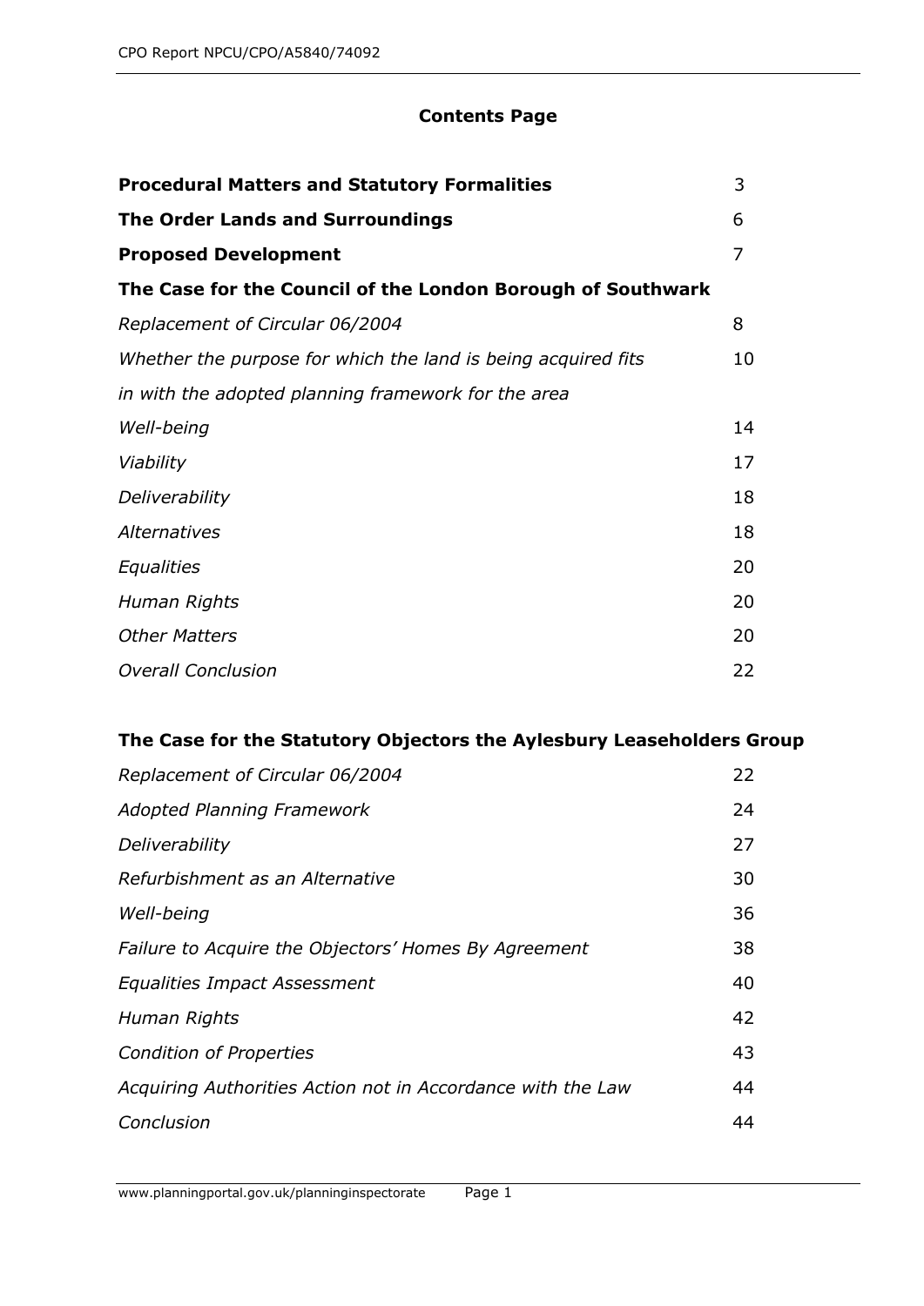# Contents Page

| | |
|---|---|
| **Procedural Matters and Statutory Formalities** | 3 |
| **The Order Lands and Surroundings** | 6 |
| **Proposed Development** | 7 |
| **The Case for the Council of the London Borough of Southwark** | |
| *Replacement of Circular 06/2004* | 8 |
| *Whether the purpose for which the land is being acquired fits in with the adopted planning framework for the area* | 10 |
| *Well-being* | 14 |
| *Viability* | 17 |
| *Deliverability* | 18 |
| *Alternatives* | 18 |
| *Equalities* | 20 |
| *Human Rights* | 20 |
| *Other Matters* | 20 |
| *Overall Conclusion* | 22 |
| **The Case for the Statutory Objectors the Aylesbury Leaseholders Group** | |
| *Replacement of Circular 06/2004* | 22 |
| *Adopted Planning Framework* | 24 |
| *Deliverability* | 27 |
| *Refurbishment as an Alternative* | 30 |
| *Well-being* | 36 |
| *Failure to Acquire the Objectors' Homes By Agreement* | 38 |
| *Equalities Impact Assessment* | 40 |
| *Human Rights* | 42 |
| *Condition of Properties* | 43 |
| *Acquiring Authorities Action not in Accordance with the Law* | 44 |
| *Conclusion* | 44 |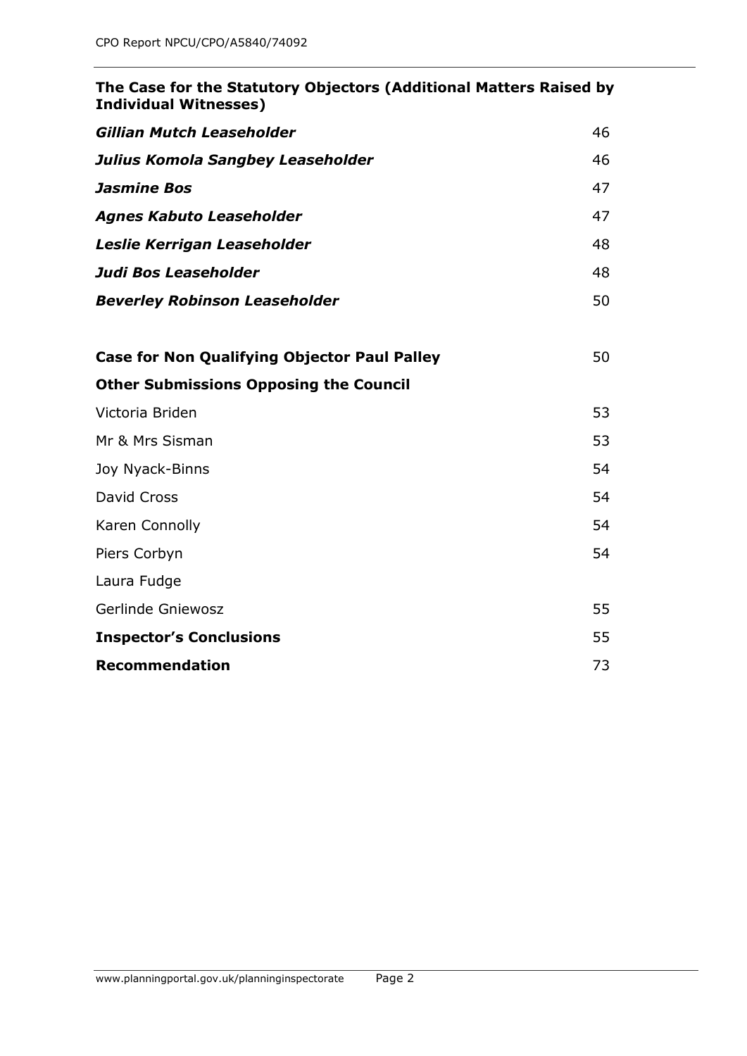**The Case for the Statutory Objectors (Additional Matters Raised by Individual Witnesses)**

| | |
|---|---|
| ***Gillian Mutch Leaseholder*** | 46 |
| ***Julius Komola Sangbey Leaseholder*** | 46 |
| ***Jasmine Bos*** | 47 |
| ***Agnes Kabuto Leaseholder*** | 47 |
| ***Leslie Kerrigan Leaseholder*** | 48 |
| ***Judi Bos Leaseholder*** | 48 |
| ***Beverley Robinson Leaseholder*** | 50 |
| **Case for Non Qualifying Objector Paul Palley** | 50 |
| **Other Submissions Opposing the Council** | |
| Victoria Briden | 53 |
| Mr & Mrs Sisman | 53 |
| Joy Nyack-Binns | 54 |
| David Cross | 54 |
| Karen Connolly | 54 |
| Piers Corbyn | 54 |
| Laura Fudge | |
| Gerlinde Gniewosz | 55 |
| **Inspector's Conclusions** | 55 |
| **Recommendation** | 73 |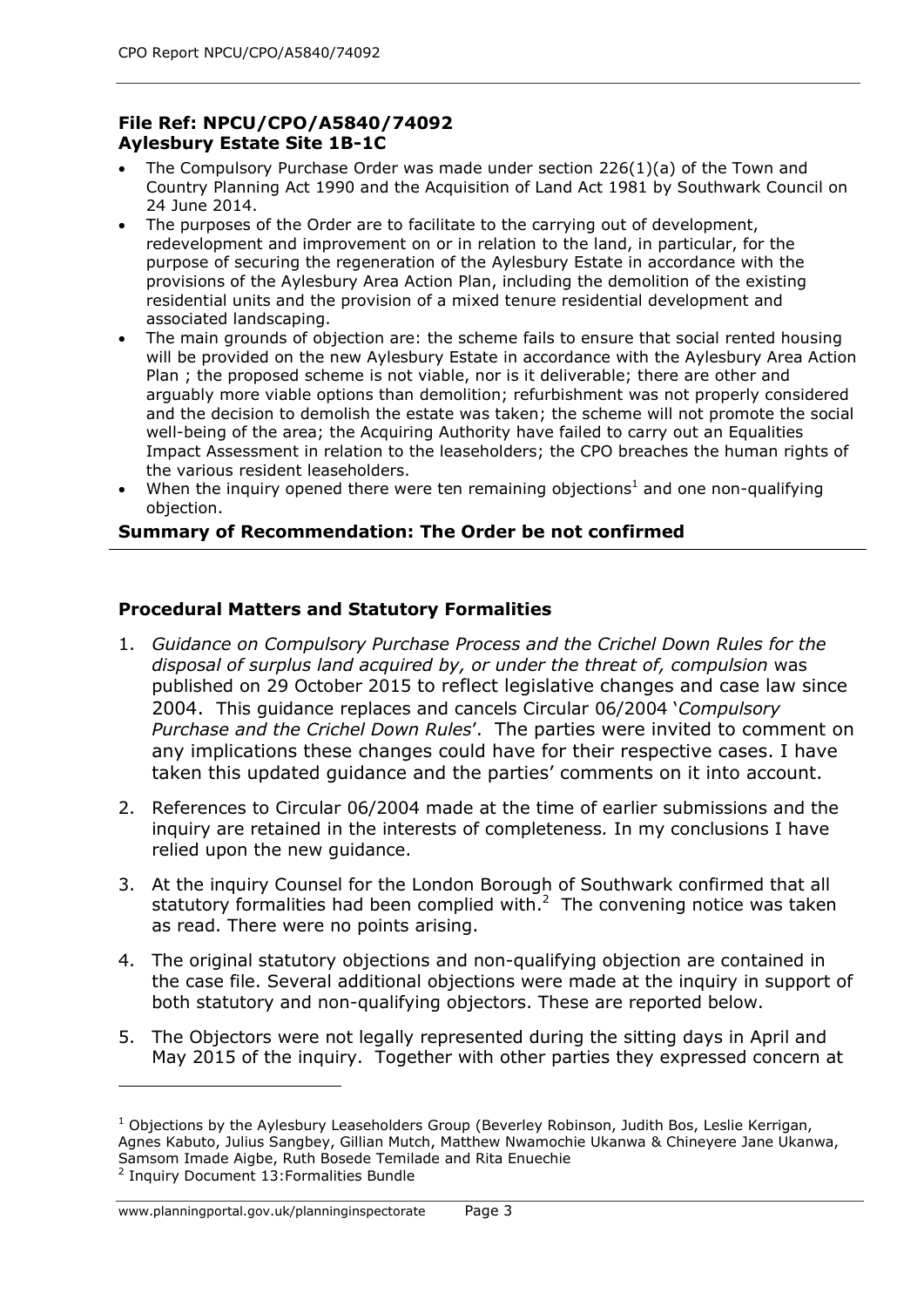## File Ref: NPCU/CPO/A5840/74092
## Aylesbury Estate Site 1B-1C

- The Compulsory Purchase Order was made under section 226(1)(a) of the Town and Country Planning Act 1990 and the Acquisition of Land Act 1981 by Southwark Council on 24 June 2014.
- The purposes of the Order are to facilitate to the carrying out of development, redevelopment and improvement on or in relation to the land, in particular, for the purpose of securing the regeneration of the Aylesbury Estate in accordance with the provisions of the Aylesbury Area Action Plan, including the demolition of the existing residential units and the provision of a mixed tenure residential development and associated landscaping.
- The main grounds of objection are: the scheme fails to ensure that social rented housing will be provided on the new Aylesbury Estate in accordance with the Aylesbury Area Action Plan ; the proposed scheme is not viable, nor is it deliverable; there are other and arguably more viable options than demolition; refurbishment was not properly considered and the decision to demolish the estate was taken; the scheme will not promote the social well-being of the area; the Acquiring Authority have failed to carry out an Equalities Impact Assessment in relation to the leaseholders; the CPO breaches the human rights of the various resident leaseholders.
- When the inquiry opened there were ten remaining objections[1] and one non-qualifying objection.

**Summary of Recommendation: The Order be not confirmed**

### Procedural Matters and Statutory Formalities

1. *Guidance on Compulsory Purchase Process and the Crichel Down Rules for the disposal of surplus land acquired by, or under the threat of, compulsion* was published on 29 October 2015 to reflect legislative changes and case law since 2004. This guidance replaces and cancels Circular 06/2004 '*Compulsory Purchase and the Crichel Down Rules*'. The parties were invited to comment on any implications these changes could have for their respective cases. I have taken this updated guidance and the parties' comments on it into account.

2. References to Circular 06/2004 made at the time of earlier submissions and the inquiry are retained in the interests of completeness. In my conclusions I have relied upon the new guidance.

3. At the inquiry Counsel for the London Borough of Southwark confirmed that all statutory formalities had been complied with.[2] The convening notice was taken as read. There were no points arising.

4. The original statutory objections and non-qualifying objection are contained in the case file. Several additional objections were made at the inquiry in support of both statutory and non-qualifying objectors. These are reported below.

5. The Objectors were not legally represented during the sitting days in April and May 2015 of the inquiry. Together with other parties they expressed concern at

[1] Objections by the Aylesbury Leaseholders Group (Beverley Robinson, Judith Bos, Leslie Kerrigan, Agnes Kabuto, Julius Sangbey, Gillian Mutch, Matthew Nwamochie Ukanwa & Chineyere Jane Ukanwa, Samsom Imade Aigbe, Ruth Bosede Temilade and Rita Enuechie

[2] Inquiry Document 13:Formalities Bundle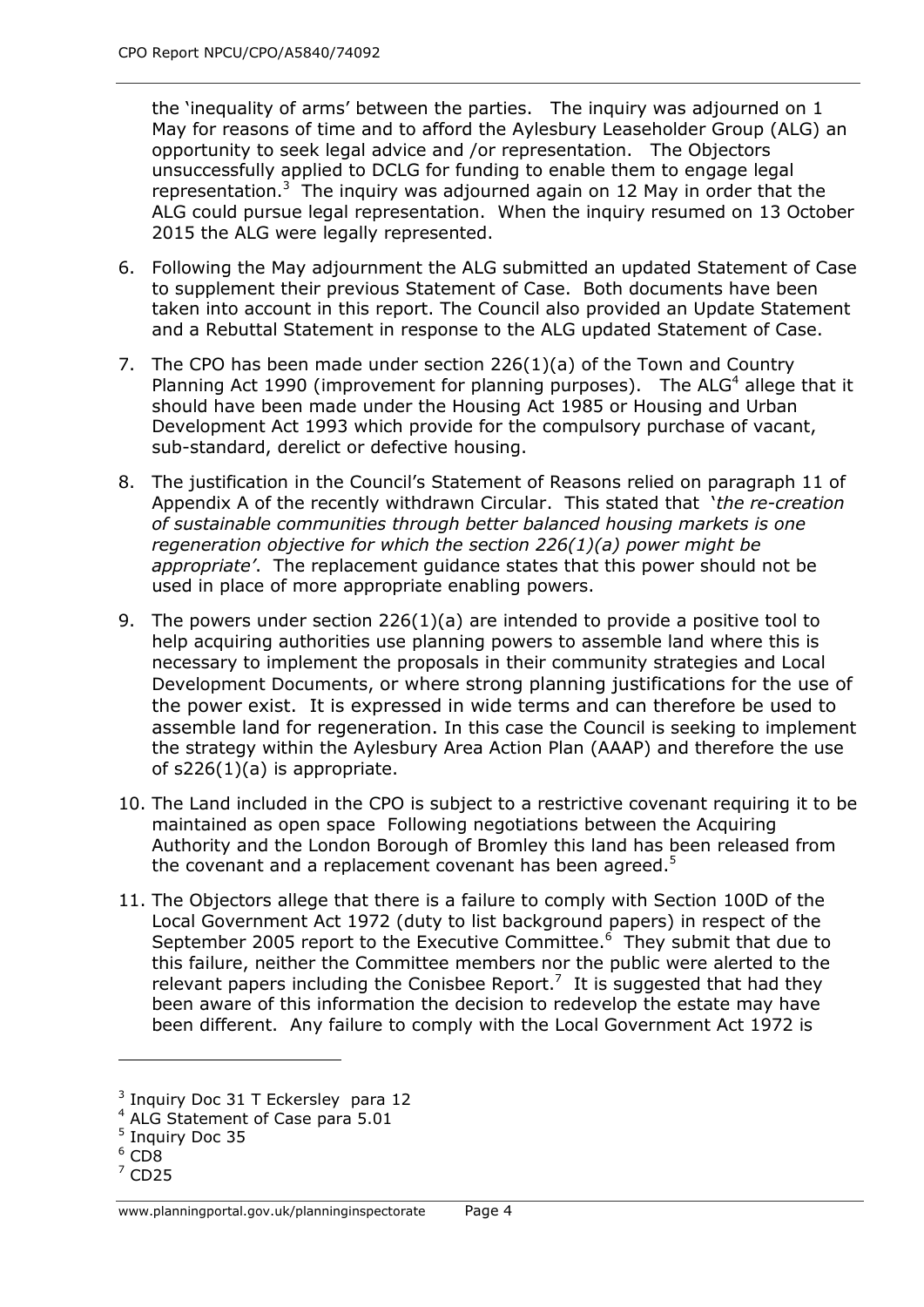the 'inequality of arms' between the parties. The inquiry was adjourned on 1 May for reasons of time and to afford the Aylesbury Leaseholder Group (ALG) an opportunity to seek legal advice and /or representation. The Objectors unsuccessfully applied to DCLG for funding to enable them to engage legal representation.[3] The inquiry was adjourned again on 12 May in order that the ALG could pursue legal representation. When the inquiry resumed on 13 October 2015 the ALG were legally represented.

6. Following the May adjournment the ALG submitted an updated Statement of Case to supplement their previous Statement of Case. Both documents have been taken into account in this report. The Council also provided an Update Statement and a Rebuttal Statement in response to the ALG updated Statement of Case.

7. The CPO has been made under section 226(1)(a) of the Town and Country Planning Act 1990 (improvement for planning purposes). The ALG[4] allege that it should have been made under the Housing Act 1985 or Housing and Urban Development Act 1993 which provide for the compulsory purchase of vacant, sub-standard, derelict or defective housing.

8. The justification in the Council's Statement of Reasons relied on paragraph 11 of Appendix A of the recently withdrawn Circular. This stated that *'the re-creation of sustainable communities through better balanced housing markets is one regeneration objective for which the section 226(1)(a) power might be appropriate'*. The replacement guidance states that this power should not be used in place of more appropriate enabling powers.

9. The powers under section 226(1)(a) are intended to provide a positive tool to help acquiring authorities use planning powers to assemble land where this is necessary to implement the proposals in their community strategies and Local Development Documents, or where strong planning justifications for the use of the power exist. It is expressed in wide terms and can therefore be used to assemble land for regeneration. In this case the Council is seeking to implement the strategy within the Aylesbury Area Action Plan (AAAP) and therefore the use of s226(1)(a) is appropriate.

10. The Land included in the CPO is subject to a restrictive covenant requiring it to be maintained as open space Following negotiations between the Acquiring Authority and the London Borough of Bromley this land has been released from the covenant and a replacement covenant has been agreed.[5]

11. The Objectors allege that there is a failure to comply with Section 100D of the Local Government Act 1972 (duty to list background papers) in respect of the September 2005 report to the Executive Committee.[6] They submit that due to this failure, neither the Committee members nor the public were alerted to the relevant papers including the Conisbee Report.[7] It is suggested that had they been aware of this information the decision to redevelop the estate may have been different. Any failure to comply with the Local Government Act 1972 is

---

[3] Inquiry Doc 31 T Eckersley para 12

[4] ALG Statement of Case para 5.01

[5] Inquiry Doc 35

[6] CD8

[7] CD25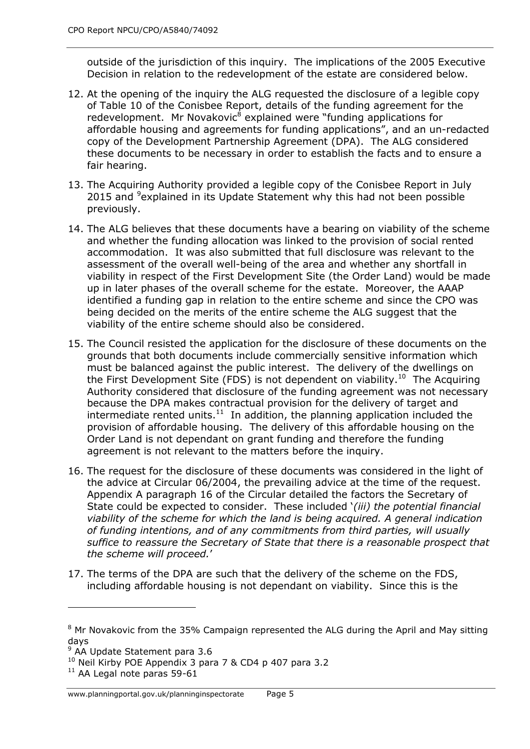outside of the jurisdiction of this inquiry. The implications of the 2005 Executive Decision in relation to the redevelopment of the estate are considered below.

12. At the opening of the inquiry the ALG requested the disclosure of a legible copy of Table 10 of the Conisbee Report, details of the funding agreement for the redevelopment. Mr Novakovic[8] explained were "funding applications for affordable housing and agreements for funding applications", and an un-redacted copy of the Development Partnership Agreement (DPA). The ALG considered these documents to be necessary in order to establish the facts and to ensure a fair hearing.

13. The Acquiring Authority provided a legible copy of the Conisbee Report in July 2015 and [9]explained in its Update Statement why this had not been possible previously.

14. The ALG believes that these documents have a bearing on viability of the scheme and whether the funding allocation was linked to the provision of social rented accommodation. It was also submitted that full disclosure was relevant to the assessment of the overall well-being of the area and whether any shortfall in viability in respect of the First Development Site (the Order Land) would be made up in later phases of the overall scheme for the estate. Moreover, the AAAP identified a funding gap in relation to the entire scheme and since the CPO was being decided on the merits of the entire scheme the ALG suggest that the viability of the entire scheme should also be considered.

15. The Council resisted the application for the disclosure of these documents on the grounds that both documents include commercially sensitive information which must be balanced against the public interest. The delivery of the dwellings on the First Development Site (FDS) is not dependent on viability.[10] The Acquiring Authority considered that disclosure of the funding agreement was not necessary because the DPA makes contractual provision for the delivery of target and intermediate rented units.[11] In addition, the planning application included the provision of affordable housing. The delivery of this affordable housing on the Order Land is not dependant on grant funding and therefore the funding agreement is not relevant to the matters before the inquiry.

16. The request for the disclosure of these documents was considered in the light of the advice at Circular 06/2004, the prevailing advice at the time of the request. Appendix A paragraph 16 of the Circular detailed the factors the Secretary of State could be expected to consider. These included '*(iii) the potential financial viability of the scheme for which the land is being acquired. A general indication of funding intentions, and of any commitments from third parties, will usually suffice to reassure the Secretary of State that there is a reasonable prospect that the scheme will proceed.*'

17. The terms of the DPA are such that the delivery of the scheme on the FDS, including affordable housing is not dependant on viability. Since this is the

---

[8] Mr Novakovic from the 35% Campaign represented the ALG during the April and May sitting days

[9] AA Update Statement para 3.6

[10] Neil Kirby POE Appendix 3 para 7 & CD4 p 407 para 3.2

[11] AA Legal note paras 59-61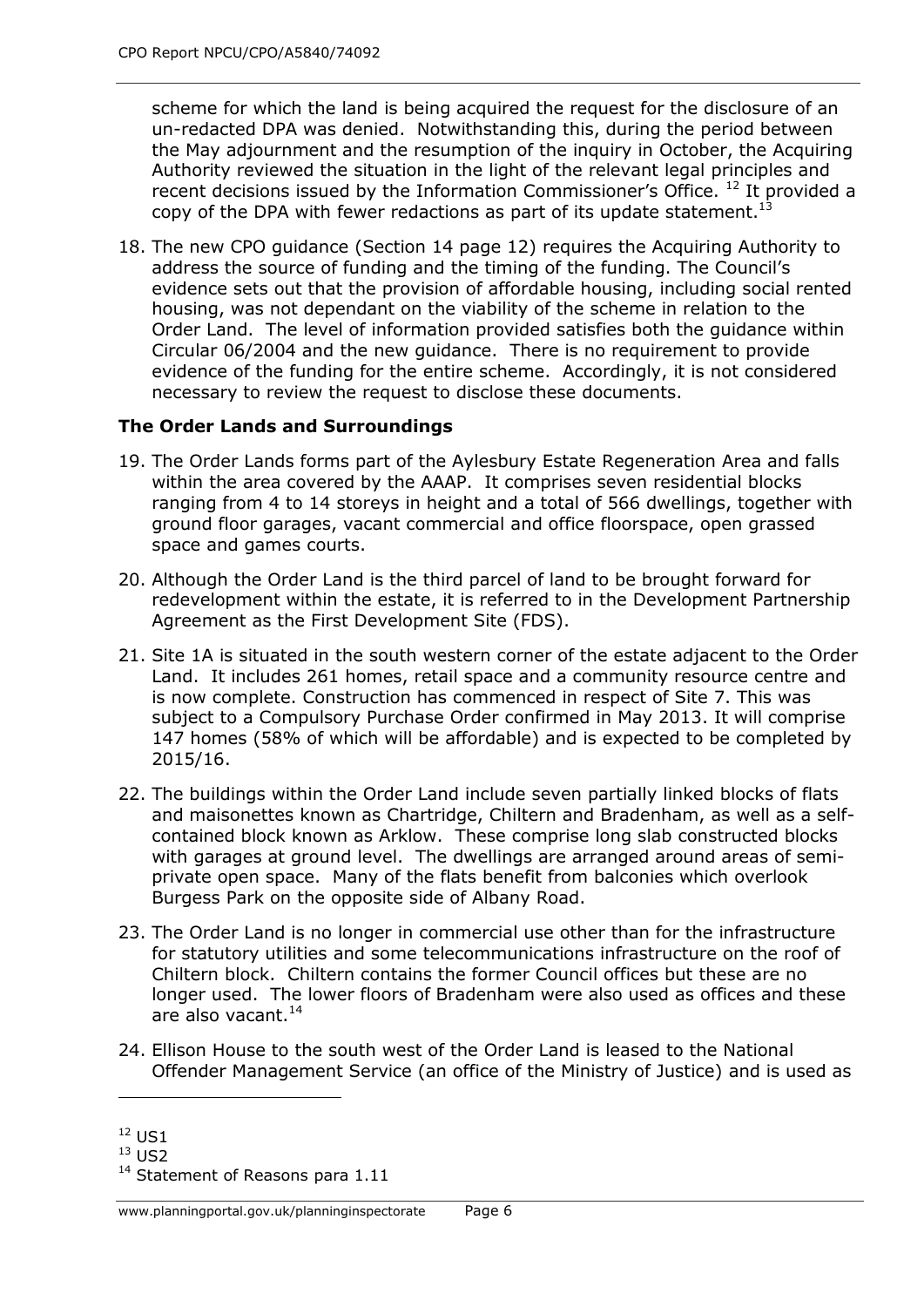scheme for which the land is being acquired the request for the disclosure of an un-redacted DPA was denied. Notwithstanding this, during the period between the May adjournment and the resumption of the inquiry in October, the Acquiring Authority reviewed the situation in the light of the relevant legal principles and recent decisions issued by the Information Commissioner's Office. [12] It provided a copy of the DPA with fewer redactions as part of its update statement.[13]

18. The new CPO guidance (Section 14 page 12) requires the Acquiring Authority to address the source of funding and the timing of the funding. The Council's evidence sets out that the provision of affordable housing, including social rented housing, was not dependant on the viability of the scheme in relation to the Order Land. The level of information provided satisfies both the guidance within Circular 06/2004 and the new guidance. There is no requirement to provide evidence of the funding for the entire scheme. Accordingly, it is not considered necessary to review the request to disclose these documents.

### The Order Lands and Surroundings

19. The Order Lands forms part of the Aylesbury Estate Regeneration Area and falls within the area covered by the AAAP. It comprises seven residential blocks ranging from 4 to 14 storeys in height and a total of 566 dwellings, together with ground floor garages, vacant commercial and office floorspace, open grassed space and games courts.

20. Although the Order Land is the third parcel of land to be brought forward for redevelopment within the estate, it is referred to in the Development Partnership Agreement as the First Development Site (FDS).

21. Site 1A is situated in the south western corner of the estate adjacent to the Order Land. It includes 261 homes, retail space and a community resource centre and is now complete. Construction has commenced in respect of Site 7. This was subject to a Compulsory Purchase Order confirmed in May 2013. It will comprise 147 homes (58% of which will be affordable) and is expected to be completed by 2015/16.

22. The buildings within the Order Land include seven partially linked blocks of flats and maisonettes known as Chartridge, Chiltern and Bradenham, as well as a self-contained block known as Arklow. These comprise long slab constructed blocks with garages at ground level. The dwellings are arranged around areas of semi-private open space. Many of the flats benefit from balconies which overlook Burgess Park on the opposite side of Albany Road.

23. The Order Land is no longer in commercial use other than for the infrastructure for statutory utilities and some telecommunications infrastructure on the roof of Chiltern block. Chiltern contains the former Council offices but these are no longer used. The lower floors of Bradenham were also used as offices and these are also vacant.[14]

24. Ellison House to the south west of the Order Land is leased to the National Offender Management Service (an office of the Ministry of Justice) and is used as

---

[12] US1

[13] US2

[14] Statement of Reasons para 1.11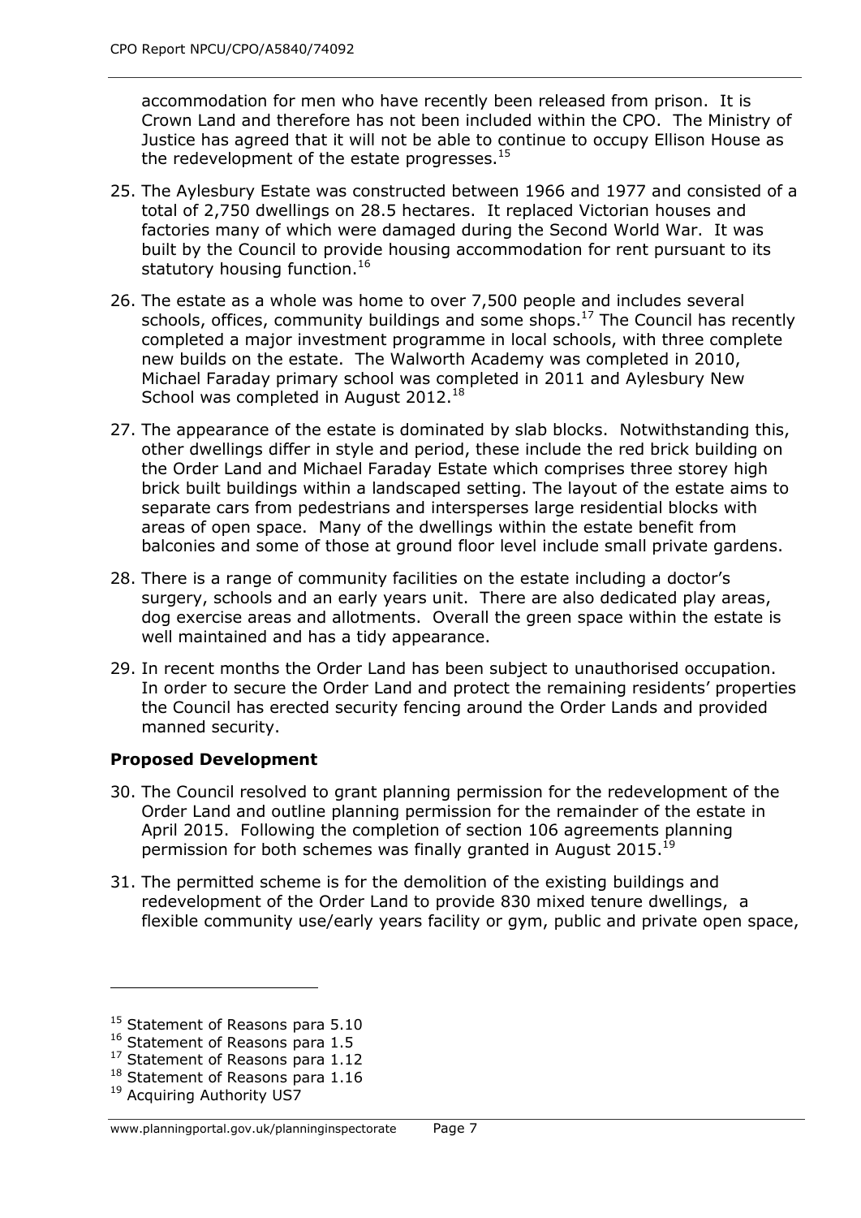accommodation for men who have recently been released from prison. It is Crown Land and therefore has not been included within the CPO. The Ministry of Justice has agreed that it will not be able to continue to occupy Ellison House as the redevelopment of the estate progresses.[15]

25. The Aylesbury Estate was constructed between 1966 and 1977 and consisted of a total of 2,750 dwellings on 28.5 hectares. It replaced Victorian houses and factories many of which were damaged during the Second World War. It was built by the Council to provide housing accommodation for rent pursuant to its statutory housing function.[16]

26. The estate as a whole was home to over 7,500 people and includes several schools, offices, community buildings and some shops.[17] The Council has recently completed a major investment programme in local schools, with three complete new builds on the estate. The Walworth Academy was completed in 2010, Michael Faraday primary school was completed in 2011 and Aylesbury New School was completed in August 2012.[18]

27. The appearance of the estate is dominated by slab blocks. Notwithstanding this, other dwellings differ in style and period, these include the red brick building on the Order Land and Michael Faraday Estate which comprises three storey high brick built buildings within a landscaped setting. The layout of the estate aims to separate cars from pedestrians and intersperses large residential blocks with areas of open space. Many of the dwellings within the estate benefit from balconies and some of those at ground floor level include small private gardens.

28. There is a range of community facilities on the estate including a doctor's surgery, schools and an early years unit. There are also dedicated play areas, dog exercise areas and allotments. Overall the green space within the estate is well maintained and has a tidy appearance.

29. In recent months the Order Land has been subject to unauthorised occupation. In order to secure the Order Land and protect the remaining residents' properties the Council has erected security fencing around the Order Lands and provided manned security.

**Proposed Development**

30. The Council resolved to grant planning permission for the redevelopment of the Order Land and outline planning permission for the remainder of the estate in April 2015. Following the completion of section 106 agreements planning permission for both schemes was finally granted in August 2015.[19]

31. The permitted scheme is for the demolition of the existing buildings and redevelopment of the Order Land to provide 830 mixed tenure dwellings, a flexible community use/early years facility or gym, public and private open space,

---

[15] Statement of Reasons para 5.10
[16] Statement of Reasons para 1.5
[17] Statement of Reasons para 1.12
[18] Statement of Reasons para 1.16
[19] Acquiring Authority US7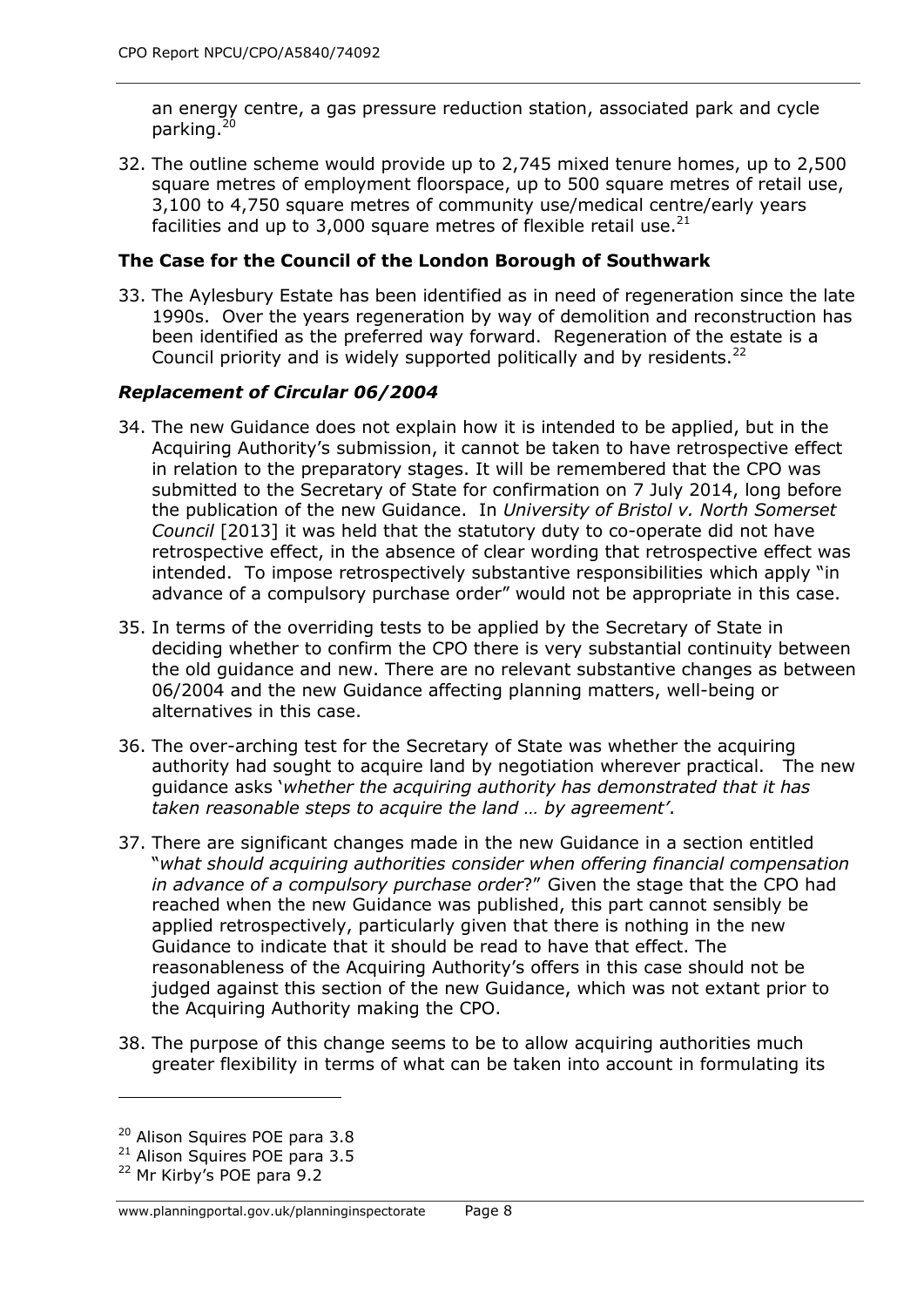an energy centre, a gas pressure reduction station, associated park and cycle parking.[20]

32. The outline scheme would provide up to 2,745 mixed tenure homes, up to 2,500 square metres of employment floorspace, up to 500 square metres of retail use, 3,100 to 4,750 square metres of community use/medical centre/early years facilities and up to 3,000 square metres of flexible retail use.[21]

### The Case for the Council of the London Borough of Southwark

33. The Aylesbury Estate has been identified as in need of regeneration since the late 1990s. Over the years regeneration by way of demolition and reconstruction has been identified as the preferred way forward. Regeneration of the estate is a Council priority and is widely supported politically and by residents.[22]

#### *Replacement of Circular 06/2004*

34. The new Guidance does not explain how it is intended to be applied, but in the Acquiring Authority's submission, it cannot be taken to have retrospective effect in relation to the preparatory stages. It will be remembered that the CPO was submitted to the Secretary of State for confirmation on 7 July 2014, long before the publication of the new Guidance. In *University of Bristol v. North Somerset Council* [2013] it was held that the statutory duty to co-operate did not have retrospective effect, in the absence of clear wording that retrospective effect was intended. To impose retrospectively substantive responsibilities which apply "in advance of a compulsory purchase order" would not be appropriate in this case.

35. In terms of the overriding tests to be applied by the Secretary of State in deciding whether to confirm the CPO there is very substantial continuity between the old guidance and new. There are no relevant substantive changes as between 06/2004 and the new Guidance affecting planning matters, well-being or alternatives in this case.

36. The over-arching test for the Secretary of State was whether the acquiring authority had sought to acquire land by negotiation wherever practical. The new guidance asks '*whether the acquiring authority has demonstrated that it has taken reasonable steps to acquire the land … by agreement'*.

37. There are significant changes made in the new Guidance in a section entitled "*what should acquiring authorities consider when offering financial compensation in advance of a compulsory purchase order*?" Given the stage that the CPO had reached when the new Guidance was published, this part cannot sensibly be applied retrospectively, particularly given that there is nothing in the new Guidance to indicate that it should be read to have that effect. The reasonableness of the Acquiring Authority's offers in this case should not be judged against this section of the new Guidance, which was not extant prior to the Acquiring Authority making the CPO.

38. The purpose of this change seems to be to allow acquiring authorities much greater flexibility in terms of what can be taken into account in formulating its

---

[20] Alison Squires POE para 3.8
[21] Alison Squires POE para 3.5
[22] Mr Kirby's POE para 9.2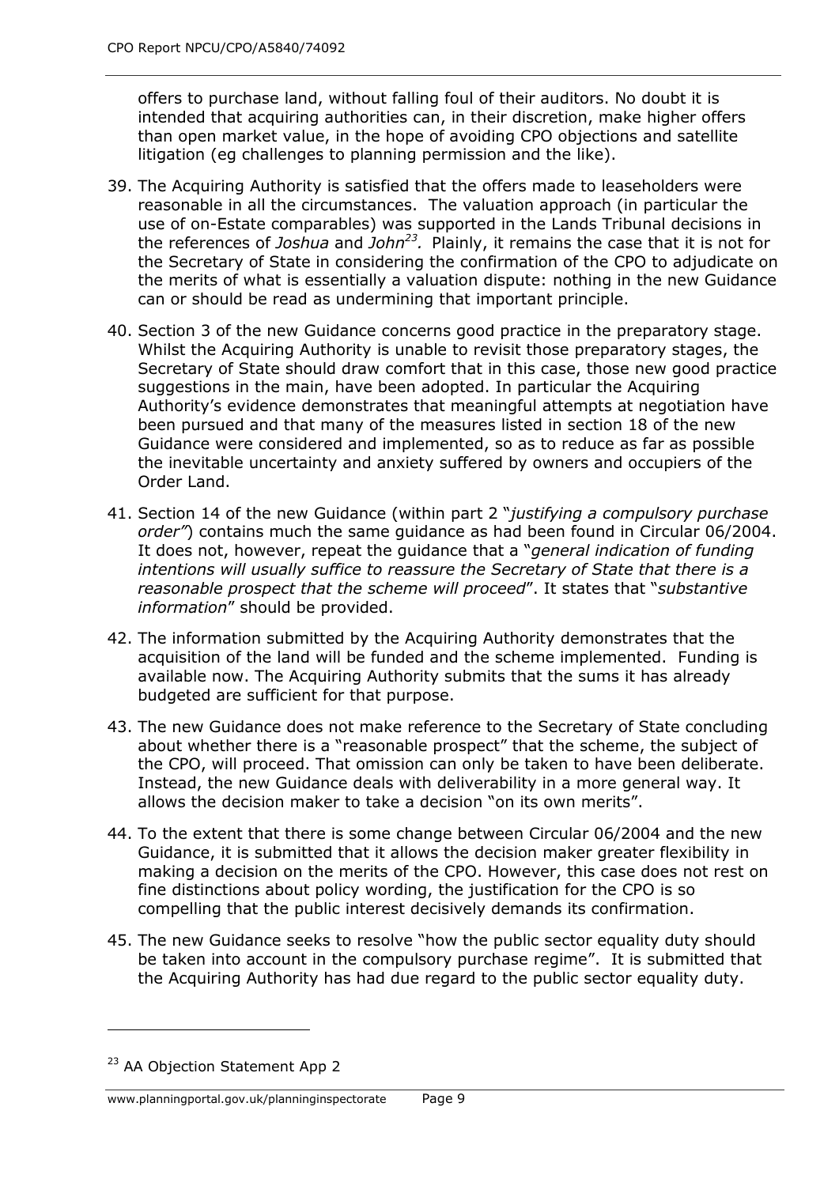offers to purchase land, without falling foul of their auditors. No doubt it is intended that acquiring authorities can, in their discretion, make higher offers than open market value, in the hope of avoiding CPO objections and satellite litigation (eg challenges to planning permission and the like).

39. The Acquiring Authority is satisfied that the offers made to leaseholders were reasonable in all the circumstances. The valuation approach (in particular the use of on-Estate comparables) was supported in the Lands Tribunal decisions in the references of *Joshua* and *John*[23]. Plainly, it remains the case that it is not for the Secretary of State in considering the confirmation of the CPO to adjudicate on the merits of what is essentially a valuation dispute: nothing in the new Guidance can or should be read as undermining that important principle.

40. Section 3 of the new Guidance concerns good practice in the preparatory stage. Whilst the Acquiring Authority is unable to revisit those preparatory stages, the Secretary of State should draw comfort that in this case, those new good practice suggestions in the main, have been adopted. In particular the Acquiring Authority's evidence demonstrates that meaningful attempts at negotiation have been pursued and that many of the measures listed in section 18 of the new Guidance were considered and implemented, so as to reduce as far as possible the inevitable uncertainty and anxiety suffered by owners and occupiers of the Order Land.

41. Section 14 of the new Guidance (within part 2 "*justifying a compulsory purchase order*") contains much the same guidance as had been found in Circular 06/2004. It does not, however, repeat the guidance that a "*general indication of funding intentions will usually suffice to reassure the Secretary of State that there is a reasonable prospect that the scheme will proceed*". It states that "*substantive information*" should be provided.

42. The information submitted by the Acquiring Authority demonstrates that the acquisition of the land will be funded and the scheme implemented. Funding is available now. The Acquiring Authority submits that the sums it has already budgeted are sufficient for that purpose.

43. The new Guidance does not make reference to the Secretary of State concluding about whether there is a "reasonable prospect" that the scheme, the subject of the CPO, will proceed. That omission can only be taken to have been deliberate. Instead, the new Guidance deals with deliverability in a more general way. It allows the decision maker to take a decision "on its own merits".

44. To the extent that there is some change between Circular 06/2004 and the new Guidance, it is submitted that it allows the decision maker greater flexibility in making a decision on the merits of the CPO. However, this case does not rest on fine distinctions about policy wording, the justification for the CPO is so compelling that the public interest decisively demands its confirmation.

45. The new Guidance seeks to resolve "how the public sector equality duty should be taken into account in the compulsory purchase regime". It is submitted that the Acquiring Authority has had due regard to the public sector equality duty.

[23] AA Objection Statement App 2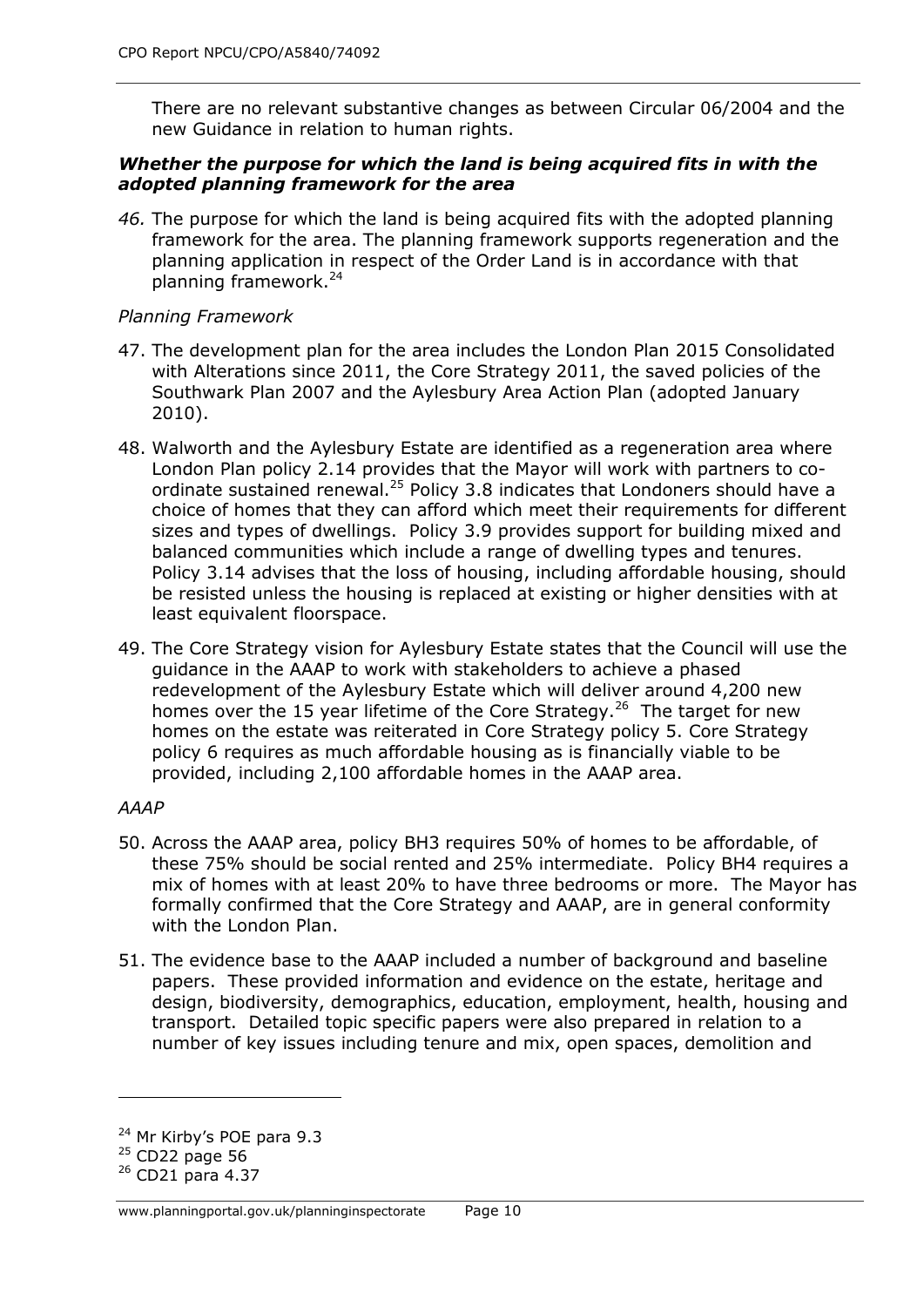There are no relevant substantive changes as between Circular 06/2004 and the new Guidance in relation to human rights.

***Whether the purpose for which the land is being acquired fits in with the adopted planning framework for the area***

*46.* The purpose for which the land is being acquired fits with the adopted planning framework for the area. The planning framework supports regeneration and the planning application in respect of the Order Land is in accordance with that planning framework.[24]

*Planning Framework*

47. The development plan for the area includes the London Plan 2015 Consolidated with Alterations since 2011, the Core Strategy 2011, the saved policies of the Southwark Plan 2007 and the Aylesbury Area Action Plan (adopted January 2010).

48. Walworth and the Aylesbury Estate are identified as a regeneration area where London Plan policy 2.14 provides that the Mayor will work with partners to co-ordinate sustained renewal.[25] Policy 3.8 indicates that Londoners should have a choice of homes that they can afford which meet their requirements for different sizes and types of dwellings. Policy 3.9 provides support for building mixed and balanced communities which include a range of dwelling types and tenures. Policy 3.14 advises that the loss of housing, including affordable housing, should be resisted unless the housing is replaced at existing or higher densities with at least equivalent floorspace.

49. The Core Strategy vision for Aylesbury Estate states that the Council will use the guidance in the AAAP to work with stakeholders to achieve a phased redevelopment of the Aylesbury Estate which will deliver around 4,200 new homes over the 15 year lifetime of the Core Strategy.[26] The target for new homes on the estate was reiterated in Core Strategy policy 5. Core Strategy policy 6 requires as much affordable housing as is financially viable to be provided, including 2,100 affordable homes in the AAAP area.

*AAAP*

50. Across the AAAP area, policy BH3 requires 50% of homes to be affordable, of these 75% should be social rented and 25% intermediate. Policy BH4 requires a mix of homes with at least 20% to have three bedrooms or more. The Mayor has formally confirmed that the Core Strategy and AAAP, are in general conformity with the London Plan.

51. The evidence base to the AAAP included a number of background and baseline papers. These provided information and evidence on the estate, heritage and design, biodiversity, demographics, education, employment, health, housing and transport. Detailed topic specific papers were also prepared in relation to a number of key issues including tenure and mix, open spaces, demolition and

[24] Mr Kirby's POE para 9.3

[25] CD22 page 56

[26] CD21 para 4.37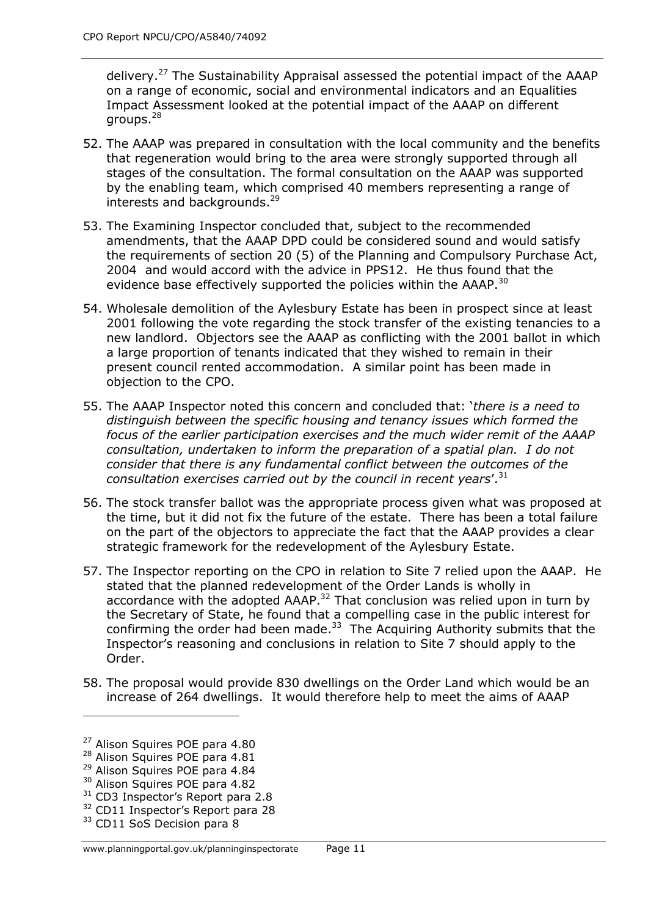delivery.[27] The Sustainability Appraisal assessed the potential impact of the AAAP on a range of economic, social and environmental indicators and an Equalities Impact Assessment looked at the potential impact of the AAAP on different groups.[28]

52. The AAAP was prepared in consultation with the local community and the benefits that regeneration would bring to the area were strongly supported through all stages of the consultation. The formal consultation on the AAAP was supported by the enabling team, which comprised 40 members representing a range of interests and backgrounds.[29]

53. The Examining Inspector concluded that, subject to the recommended amendments, that the AAAP DPD could be considered sound and would satisfy the requirements of section 20 (5) of the Planning and Compulsory Purchase Act, 2004 and would accord with the advice in PPS12. He thus found that the evidence base effectively supported the policies within the AAAP.[30]

54. Wholesale demolition of the Aylesbury Estate has been in prospect since at least 2001 following the vote regarding the stock transfer of the existing tenancies to a new landlord. Objectors see the AAAP as conflicting with the 2001 ballot in which a large proportion of tenants indicated that they wished to remain in their present council rented accommodation. A similar point has been made in objection to the CPO.

55. The AAAP Inspector noted this concern and concluded that: '*there is a need to distinguish between the specific housing and tenancy issues which formed the focus of the earlier participation exercises and the much wider remit of the AAAP consultation, undertaken to inform the preparation of a spatial plan. I do not consider that there is any fundamental conflict between the outcomes of the consultation exercises carried out by the council in recent years*'.[31]

56. The stock transfer ballot was the appropriate process given what was proposed at the time, but it did not fix the future of the estate. There has been a total failure on the part of the objectors to appreciate the fact that the AAAP provides a clear strategic framework for the redevelopment of the Aylesbury Estate.

57. The Inspector reporting on the CPO in relation to Site 7 relied upon the AAAP. He stated that the planned redevelopment of the Order Lands is wholly in accordance with the adopted AAAP.[32] That conclusion was relied upon in turn by the Secretary of State, he found that a compelling case in the public interest for confirming the order had been made.[33] The Acquiring Authority submits that the Inspector's reasoning and conclusions in relation to Site 7 should apply to the Order.

58. The proposal would provide 830 dwellings on the Order Land which would be an increase of 264 dwellings. It would therefore help to meet the aims of AAAP

---

[27] Alison Squires POE para 4.80
[28] Alison Squires POE para 4.81
[29] Alison Squires POE para 4.84
[30] Alison Squires POE para 4.82
[31] CD3 Inspector's Report para 2.8
[32] CD11 Inspector's Report para 28
[33] CD11 SoS Decision para 8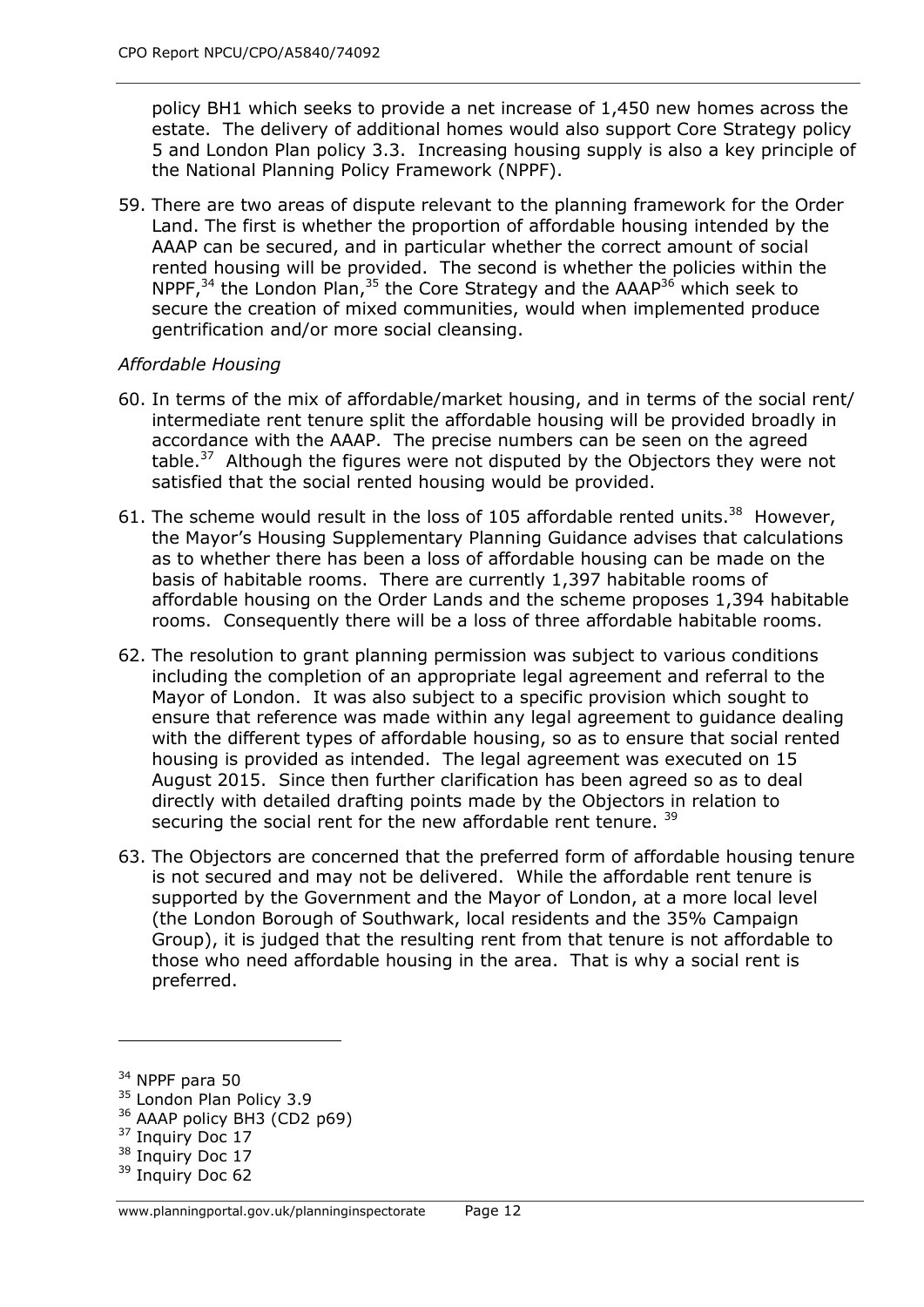policy BH1 which seeks to provide a net increase of 1,450 new homes across the estate. The delivery of additional homes would also support Core Strategy policy 5 and London Plan policy 3.3. Increasing housing supply is also a key principle of the National Planning Policy Framework (NPPF).

59. There are two areas of dispute relevant to the planning framework for the Order Land. The first is whether the proportion of affordable housing intended by the AAAP can be secured, and in particular whether the correct amount of social rented housing will be provided. The second is whether the policies within the NPPF,[34] the London Plan,[35] the Core Strategy and the AAAP[36] which seek to secure the creation of mixed communities, would when implemented produce gentrification and/or more social cleansing.

*Affordable Housing*

60. In terms of the mix of affordable/market housing, and in terms of the social rent/ intermediate rent tenure split the affordable housing will be provided broadly in accordance with the AAAP. The precise numbers can be seen on the agreed table.[37] Although the figures were not disputed by the Objectors they were not satisfied that the social rented housing would be provided.

61. The scheme would result in the loss of 105 affordable rented units.[38] However, the Mayor's Housing Supplementary Planning Guidance advises that calculations as to whether there has been a loss of affordable housing can be made on the basis of habitable rooms. There are currently 1,397 habitable rooms of affordable housing on the Order Lands and the scheme proposes 1,394 habitable rooms. Consequently there will be a loss of three affordable habitable rooms.

62. The resolution to grant planning permission was subject to various conditions including the completion of an appropriate legal agreement and referral to the Mayor of London. It was also subject to a specific provision which sought to ensure that reference was made within any legal agreement to guidance dealing with the different types of affordable housing, so as to ensure that social rented housing is provided as intended. The legal agreement was executed on 15 August 2015. Since then further clarification has been agreed so as to deal directly with detailed drafting points made by the Objectors in relation to securing the social rent for the new affordable rent tenure. [39]

63. The Objectors are concerned that the preferred form of affordable housing tenure is not secured and may not be delivered. While the affordable rent tenure is supported by the Government and the Mayor of London, at a more local level (the London Borough of Southwark, local residents and the 35% Campaign Group), it is judged that the resulting rent from that tenure is not affordable to those who need affordable housing in the area. That is why a social rent is preferred.

---

[34] NPPF para 50
[35] London Plan Policy 3.9
[36] AAAP policy BH3 (CD2 p69)
[37] Inquiry Doc 17
[38] Inquiry Doc 17
[39] Inquiry Doc 62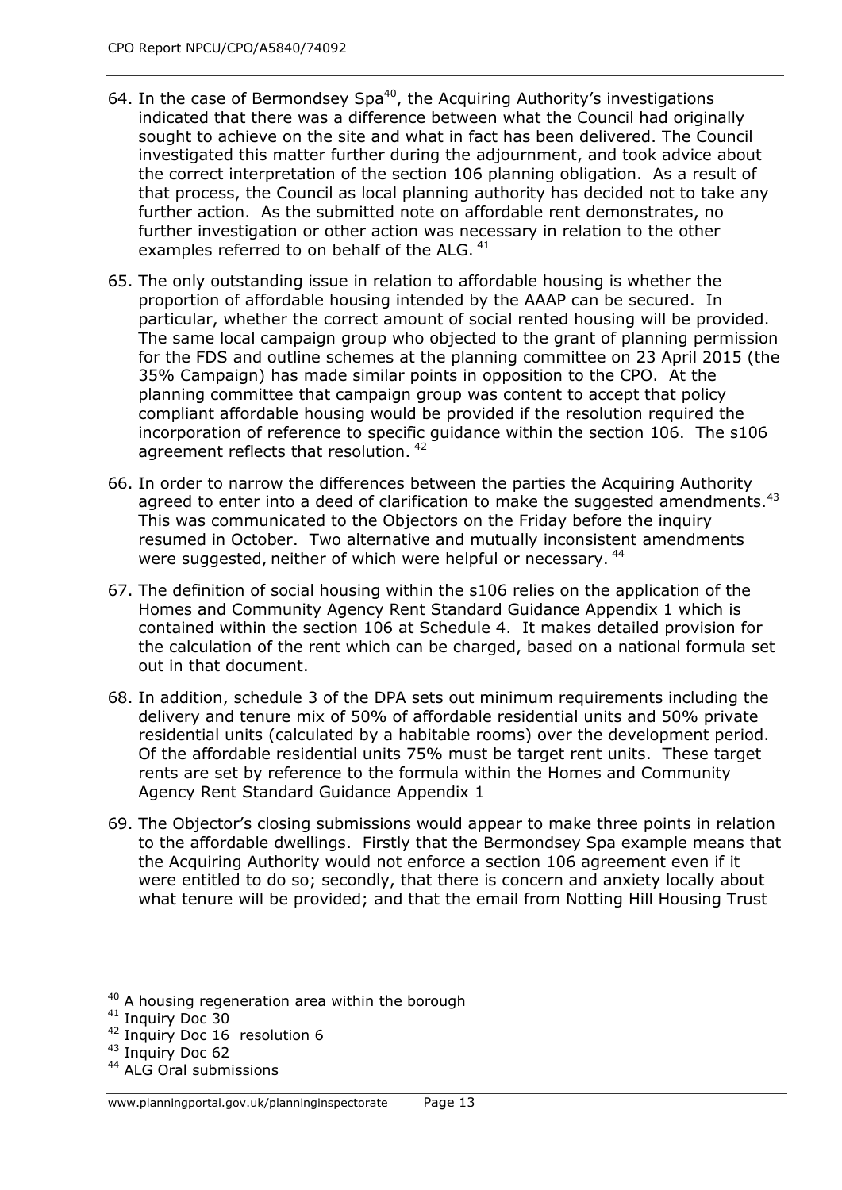64. In the case of Bermondsey Spa[40], the Acquiring Authority's investigations indicated that there was a difference between what the Council had originally sought to achieve on the site and what in fact has been delivered. The Council investigated this matter further during the adjournment, and took advice about the correct interpretation of the section 106 planning obligation. As a result of that process, the Council as local planning authority has decided not to take any further action. As the submitted note on affordable rent demonstrates, no further investigation or other action was necessary in relation to the other examples referred to on behalf of the ALG. [41]

65. The only outstanding issue in relation to affordable housing is whether the proportion of affordable housing intended by the AAAP can be secured. In particular, whether the correct amount of social rented housing will be provided. The same local campaign group who objected to the grant of planning permission for the FDS and outline schemes at the planning committee on 23 April 2015 (the 35% Campaign) has made similar points in opposition to the CPO. At the planning committee that campaign group was content to accept that policy compliant affordable housing would be provided if the resolution required the incorporation of reference to specific guidance within the section 106. The s106 agreement reflects that resolution. [42]

66. In order to narrow the differences between the parties the Acquiring Authority agreed to enter into a deed of clarification to make the suggested amendments.[43] This was communicated to the Objectors on the Friday before the inquiry resumed in October. Two alternative and mutually inconsistent amendments were suggested, neither of which were helpful or necessary. [44]

67. The definition of social housing within the s106 relies on the application of the Homes and Community Agency Rent Standard Guidance Appendix 1 which is contained within the section 106 at Schedule 4. It makes detailed provision for the calculation of the rent which can be charged, based on a national formula set out in that document.

68. In addition, schedule 3 of the DPA sets out minimum requirements including the delivery and tenure mix of 50% of affordable residential units and 50% private residential units (calculated by a habitable rooms) over the development period. Of the affordable residential units 75% must be target rent units. These target rents are set by reference to the formula within the Homes and Community Agency Rent Standard Guidance Appendix 1

69. The Objector's closing submissions would appear to make three points in relation to the affordable dwellings. Firstly that the Bermondsey Spa example means that the Acquiring Authority would not enforce a section 106 agreement even if it were entitled to do so; secondly, that there is concern and anxiety locally about what tenure will be provided; and that the email from Notting Hill Housing Trust

---

[40] A housing regeneration area within the borough

[41] Inquiry Doc 30

[42] Inquiry Doc 16 resolution 6

[43] Inquiry Doc 62

[44] ALG Oral submissions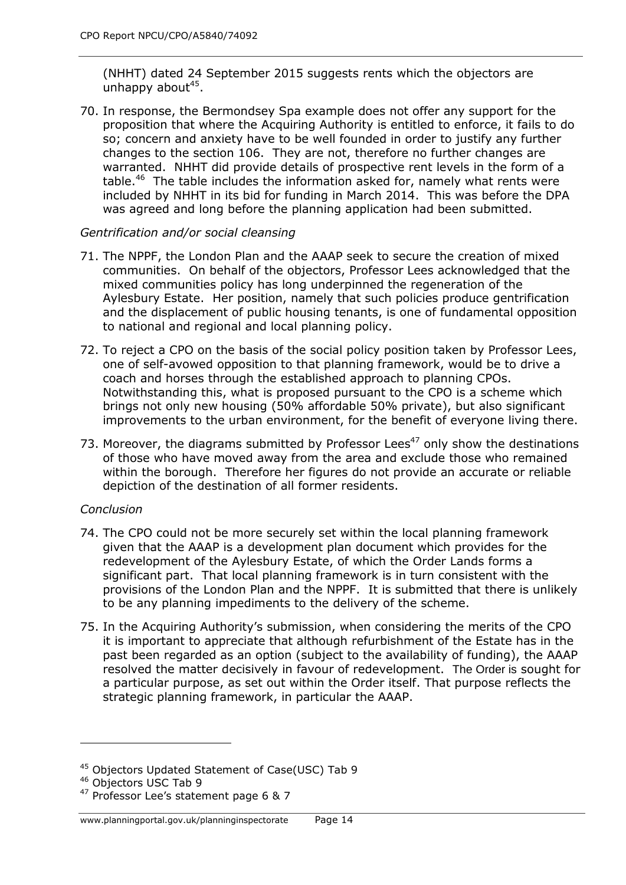(NHHT) dated 24 September 2015 suggests rents which the objectors are unhappy about[45].

70. In response, the Bermondsey Spa example does not offer any support for the proposition that where the Acquiring Authority is entitled to enforce, it fails to do so; concern and anxiety have to be well founded in order to justify any further changes to the section 106. They are not, therefore no further changes are warranted. NHHT did provide details of prospective rent levels in the form of a table.[46] The table includes the information asked for, namely what rents were included by NHHT in its bid for funding in March 2014. This was before the DPA was agreed and long before the planning application had been submitted.

*Gentrification and/or social cleansing*

71. The NPPF, the London Plan and the AAAP seek to secure the creation of mixed communities. On behalf of the objectors, Professor Lees acknowledged that the mixed communities policy has long underpinned the regeneration of the Aylesbury Estate. Her position, namely that such policies produce gentrification and the displacement of public housing tenants, is one of fundamental opposition to national and regional and local planning policy.

72. To reject a CPO on the basis of the social policy position taken by Professor Lees, one of self-avowed opposition to that planning framework, would be to drive a coach and horses through the established approach to planning CPOs. Notwithstanding this, what is proposed pursuant to the CPO is a scheme which brings not only new housing (50% affordable 50% private), but also significant improvements to the urban environment, for the benefit of everyone living there.

73. Moreover, the diagrams submitted by Professor Lees[47] only show the destinations of those who have moved away from the area and exclude those who remained within the borough. Therefore her figures do not provide an accurate or reliable depiction of the destination of all former residents.

*Conclusion*

74. The CPO could not be more securely set within the local planning framework given that the AAAP is a development plan document which provides for the redevelopment of the Aylesbury Estate, of which the Order Lands forms a significant part. That local planning framework is in turn consistent with the provisions of the London Plan and the NPPF. It is submitted that there is unlikely to be any planning impediments to the delivery of the scheme.

75. In the Acquiring Authority's submission, when considering the merits of the CPO it is important to appreciate that although refurbishment of the Estate has in the past been regarded as an option (subject to the availability of funding), the AAAP resolved the matter decisively in favour of redevelopment. The Order is sought for a particular purpose, as set out within the Order itself. That purpose reflects the strategic planning framework, in particular the AAAP.

---

[45] Objectors Updated Statement of Case(USC) Tab 9

[46] Objectors USC Tab 9

[47] Professor Lee's statement page 6 & 7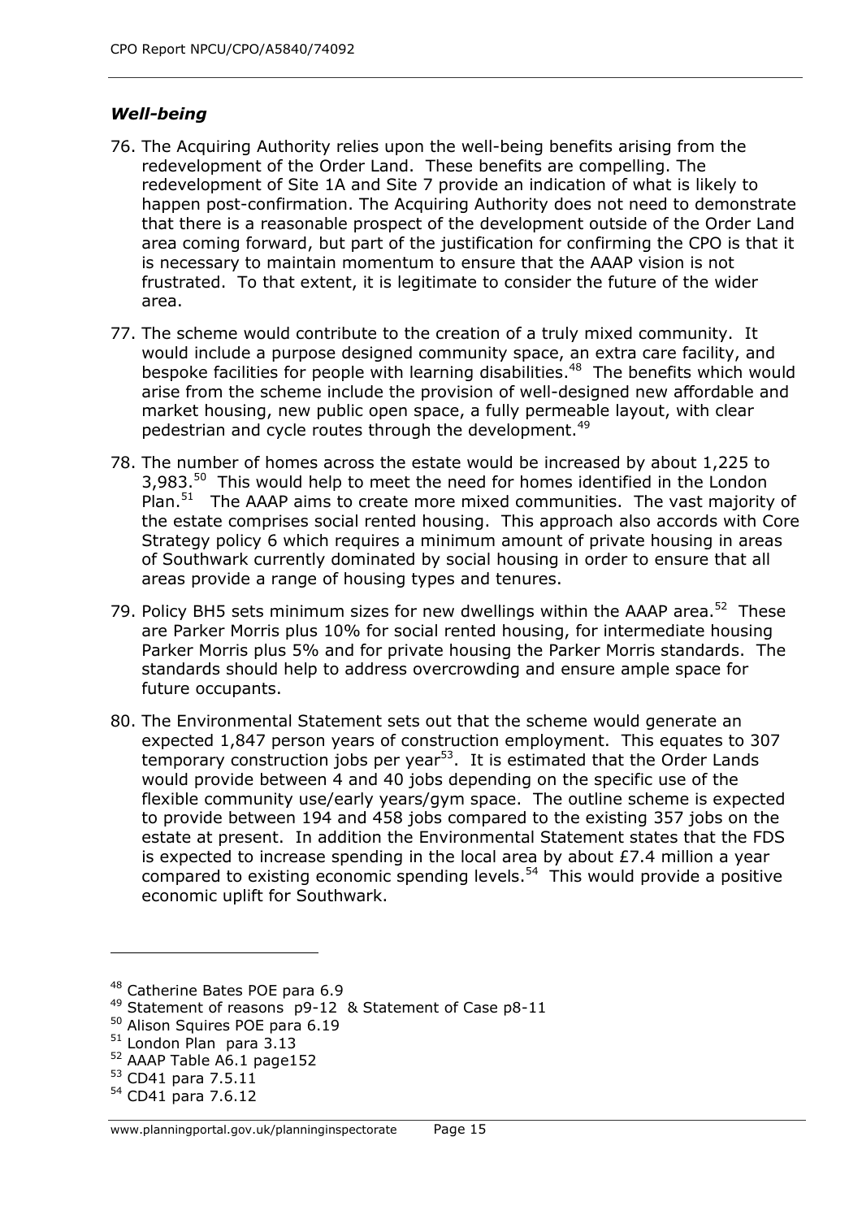### *Well-being*

76. The Acquiring Authority relies upon the well-being benefits arising from the redevelopment of the Order Land. These benefits are compelling. The redevelopment of Site 1A and Site 7 provide an indication of what is likely to happen post-confirmation. The Acquiring Authority does not need to demonstrate that there is a reasonable prospect of the development outside of the Order Land area coming forward, but part of the justification for confirming the CPO is that it is necessary to maintain momentum to ensure that the AAAP vision is not frustrated. To that extent, it is legitimate to consider the future of the wider area.

77. The scheme would contribute to the creation of a truly mixed community. It would include a purpose designed community space, an extra care facility, and bespoke facilities for people with learning disabilities.[48] The benefits which would arise from the scheme include the provision of well-designed new affordable and market housing, new public open space, a fully permeable layout, with clear pedestrian and cycle routes through the development.[49]

78. The number of homes across the estate would be increased by about 1,225 to 3,983.[50] This would help to meet the need for homes identified in the London Plan.[51] The AAAP aims to create more mixed communities. The vast majority of the estate comprises social rented housing. This approach also accords with Core Strategy policy 6 which requires a minimum amount of private housing in areas of Southwark currently dominated by social housing in order to ensure that all areas provide a range of housing types and tenures.

79. Policy BH5 sets minimum sizes for new dwellings within the AAAP area.[52] These are Parker Morris plus 10% for social rented housing, for intermediate housing Parker Morris plus 5% and for private housing the Parker Morris standards. The standards should help to address overcrowding and ensure ample space for future occupants.

80. The Environmental Statement sets out that the scheme would generate an expected 1,847 person years of construction employment. This equates to 307 temporary construction jobs per year[53]. It is estimated that the Order Lands would provide between 4 and 40 jobs depending on the specific use of the flexible community use/early years/gym space. The outline scheme is expected to provide between 194 and 458 jobs compared to the existing 357 jobs on the estate at present. In addition the Environmental Statement states that the FDS is expected to increase spending in the local area by about £7.4 million a year compared to existing economic spending levels.[54] This would provide a positive economic uplift for Southwark.

---

[48] Catherine Bates POE para 6.9

[49] Statement of reasons p9-12 & Statement of Case p8-11

[50] Alison Squires POE para 6.19

[51] London Plan para 3.13

[52] AAAP Table A6.1 page152

[53] CD41 para 7.5.11

[54] CD41 para 7.6.12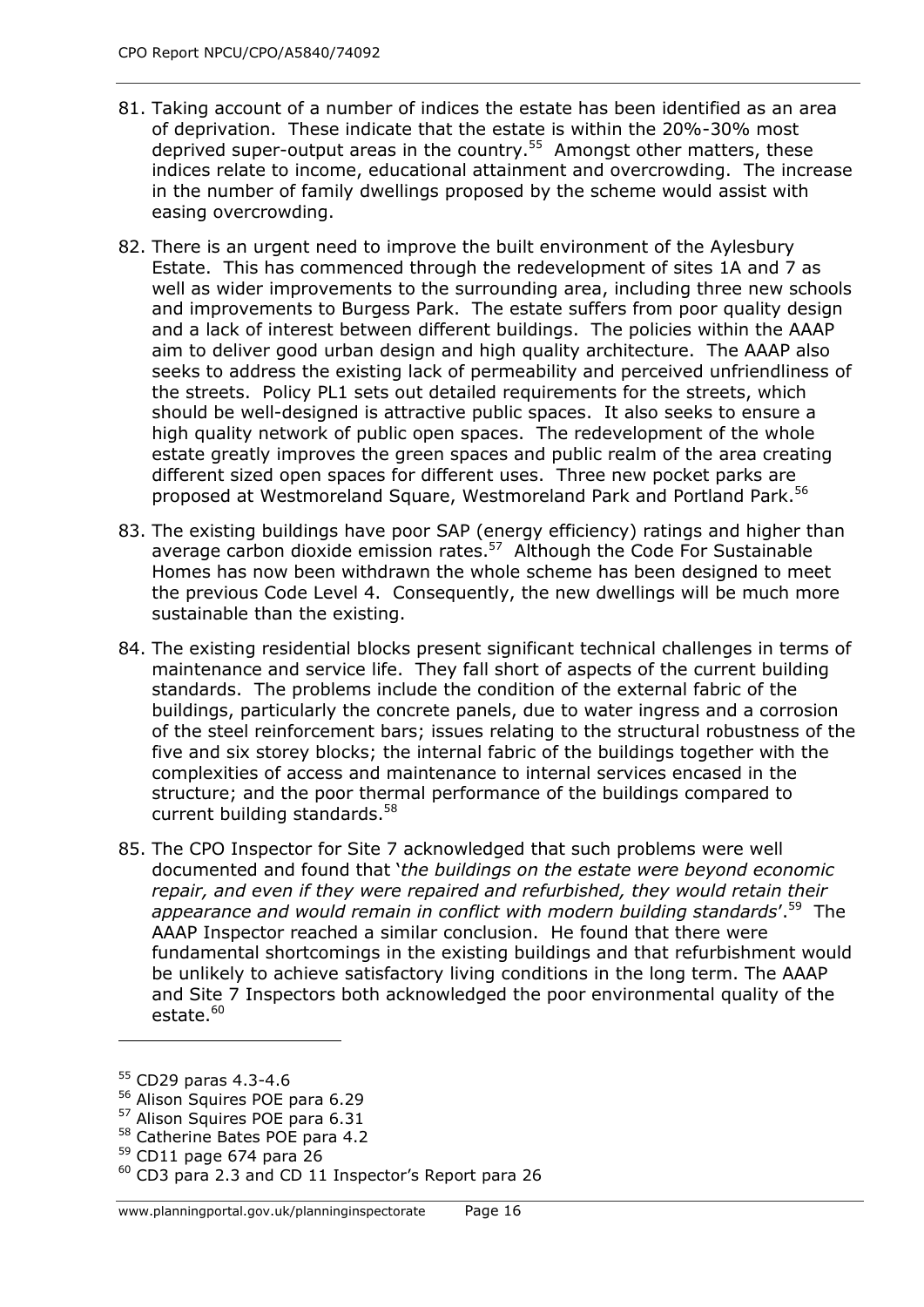81. Taking account of a number of indices the estate has been identified as an area of deprivation. These indicate that the estate is within the 20%-30% most deprived super-output areas in the country.[55] Amongst other matters, these indices relate to income, educational attainment and overcrowding. The increase in the number of family dwellings proposed by the scheme would assist with easing overcrowding.

82. There is an urgent need to improve the built environment of the Aylesbury Estate. This has commenced through the redevelopment of sites 1A and 7 as well as wider improvements to the surrounding area, including three new schools and improvements to Burgess Park. The estate suffers from poor quality design and a lack of interest between different buildings. The policies within the AAAP aim to deliver good urban design and high quality architecture. The AAAP also seeks to address the existing lack of permeability and perceived unfriendliness of the streets. Policy PL1 sets out detailed requirements for the streets, which should be well-designed is attractive public spaces. It also seeks to ensure a high quality network of public open spaces. The redevelopment of the whole estate greatly improves the green spaces and public realm of the area creating different sized open spaces for different uses. Three new pocket parks are proposed at Westmoreland Square, Westmoreland Park and Portland Park.[56]

83. The existing buildings have poor SAP (energy efficiency) ratings and higher than average carbon dioxide emission rates.[57] Although the Code For Sustainable Homes has now been withdrawn the whole scheme has been designed to meet the previous Code Level 4. Consequently, the new dwellings will be much more sustainable than the existing.

84. The existing residential blocks present significant technical challenges in terms of maintenance and service life. They fall short of aspects of the current building standards. The problems include the condition of the external fabric of the buildings, particularly the concrete panels, due to water ingress and a corrosion of the steel reinforcement bars; issues relating to the structural robustness of the five and six storey blocks; the internal fabric of the buildings together with the complexities of access and maintenance to internal services encased in the structure; and the poor thermal performance of the buildings compared to current building standards.[58]

85. The CPO Inspector for Site 7 acknowledged that such problems were well documented and found that '*the buildings on the estate were beyond economic repair, and even if they were repaired and refurbished, they would retain their appearance and would remain in conflict with modern building standards*'.[59] The AAAP Inspector reached a similar conclusion. He found that there were fundamental shortcomings in the existing buildings and that refurbishment would be unlikely to achieve satisfactory living conditions in the long term. The AAAP and Site 7 Inspectors both acknowledged the poor environmental quality of the estate.[60]

---

[55] CD29 paras 4.3-4.6

[56] Alison Squires POE para 6.29

[57] Alison Squires POE para 6.31

[58] Catherine Bates POE para 4.2

[59] CD11 page 674 para 26

[60] CD3 para 2.3 and CD 11 Inspector's Report para 26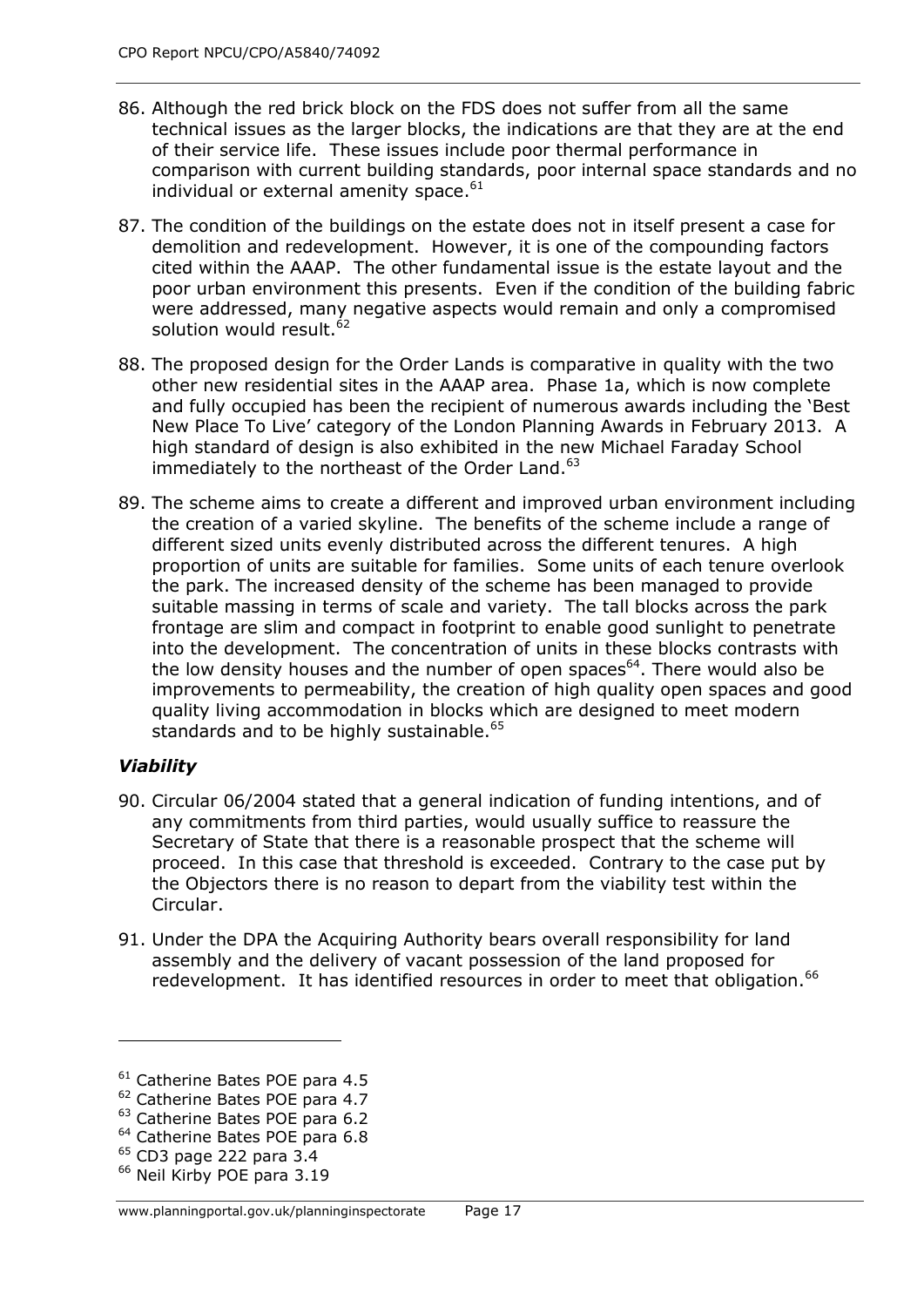86. Although the red brick block on the FDS does not suffer from all the same technical issues as the larger blocks, the indications are that they are at the end of their service life. These issues include poor thermal performance in comparison with current building standards, poor internal space standards and no individual or external amenity space.[61]

87. The condition of the buildings on the estate does not in itself present a case for demolition and redevelopment. However, it is one of the compounding factors cited within the AAAP. The other fundamental issue is the estate layout and the poor urban environment this presents. Even if the condition of the building fabric were addressed, many negative aspects would remain and only a compromised solution would result.[62]

88. The proposed design for the Order Lands is comparative in quality with the two other new residential sites in the AAAP area. Phase 1a, which is now complete and fully occupied has been the recipient of numerous awards including the 'Best New Place To Live' category of the London Planning Awards in February 2013. A high standard of design is also exhibited in the new Michael Faraday School immediately to the northeast of the Order Land.[63]

89. The scheme aims to create a different and improved urban environment including the creation of a varied skyline. The benefits of the scheme include a range of different sized units evenly distributed across the different tenures. A high proportion of units are suitable for families. Some units of each tenure overlook the park. The increased density of the scheme has been managed to provide suitable massing in terms of scale and variety. The tall blocks across the park frontage are slim and compact in footprint to enable good sunlight to penetrate into the development. The concentration of units in these blocks contrasts with the low density houses and the number of open spaces[64]. There would also be improvements to permeability, the creation of high quality open spaces and good quality living accommodation in blocks which are designed to meet modern standards and to be highly sustainable.[65]

### *Viability*

90. Circular 06/2004 stated that a general indication of funding intentions, and of any commitments from third parties, would usually suffice to reassure the Secretary of State that there is a reasonable prospect that the scheme will proceed. In this case that threshold is exceeded. Contrary to the case put by the Objectors there is no reason to depart from the viability test within the Circular.

91. Under the DPA the Acquiring Authority bears overall responsibility for land assembly and the delivery of vacant possession of the land proposed for redevelopment. It has identified resources in order to meet that obligation.[66]

---

[61] Catherine Bates POE para 4.5
[62] Catherine Bates POE para 4.7
[63] Catherine Bates POE para 6.2
[64] Catherine Bates POE para 6.8
[65] CD3 page 222 para 3.4
[66] Neil Kirby POE para 3.19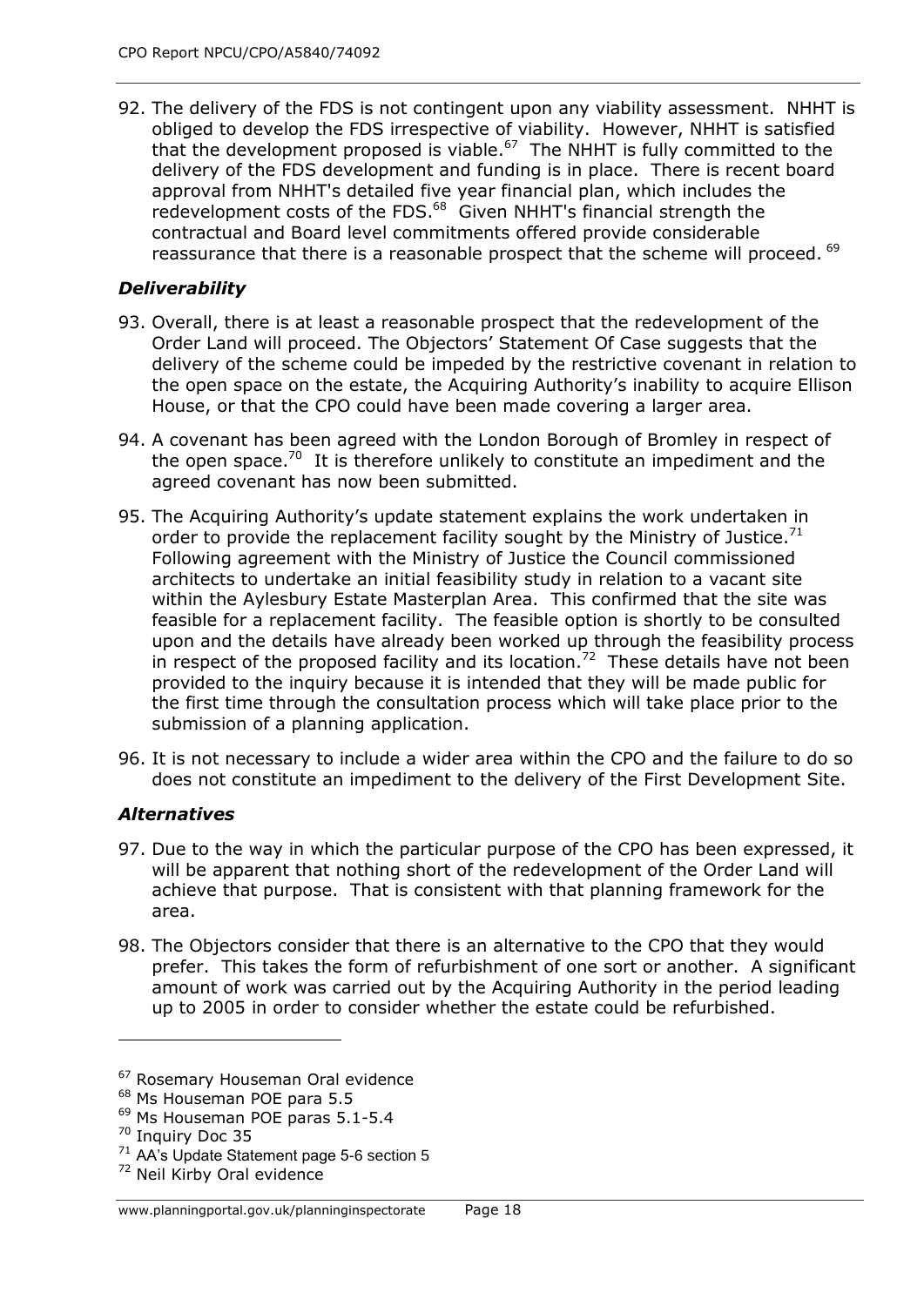92. The delivery of the FDS is not contingent upon any viability assessment. NHHT is obliged to develop the FDS irrespective of viability. However, NHHT is satisfied that the development proposed is viable.[67] The NHHT is fully committed to the delivery of the FDS development and funding is in place. There is recent board approval from NHHT's detailed five year financial plan, which includes the redevelopment costs of the FDS.[68] Given NHHT's financial strength the contractual and Board level commitments offered provide considerable reassurance that there is a reasonable prospect that the scheme will proceed.[69]

### *Deliverability*

93. Overall, there is at least a reasonable prospect that the redevelopment of the Order Land will proceed. The Objectors' Statement Of Case suggests that the delivery of the scheme could be impeded by the restrictive covenant in relation to the open space on the estate, the Acquiring Authority's inability to acquire Ellison House, or that the CPO could have been made covering a larger area.

94. A covenant has been agreed with the London Borough of Bromley in respect of the open space.[70] It is therefore unlikely to constitute an impediment and the agreed covenant has now been submitted.

95. The Acquiring Authority's update statement explains the work undertaken in order to provide the replacement facility sought by the Ministry of Justice.[71] Following agreement with the Ministry of Justice the Council commissioned architects to undertake an initial feasibility study in relation to a vacant site within the Aylesbury Estate Masterplan Area. This confirmed that the site was feasible for a replacement facility. The feasible option is shortly to be consulted upon and the details have already been worked up through the feasibility process in respect of the proposed facility and its location.[72] These details have not been provided to the inquiry because it is intended that they will be made public for the first time through the consultation process which will take place prior to the submission of a planning application.

96. It is not necessary to include a wider area within the CPO and the failure to do so does not constitute an impediment to the delivery of the First Development Site.

### *Alternatives*

97. Due to the way in which the particular purpose of the CPO has been expressed, it will be apparent that nothing short of the redevelopment of the Order Land will achieve that purpose. That is consistent with that planning framework for the area.

98. The Objectors consider that there is an alternative to the CPO that they would prefer. This takes the form of refurbishment of one sort or another. A significant amount of work was carried out by the Acquiring Authority in the period leading up to 2005 in order to consider whether the estate could be refurbished.

---

[67] Rosemary Houseman Oral evidence
[68] Ms Houseman POE para 5.5
[69] Ms Houseman POE paras 5.1-5.4
[70] Inquiry Doc 35
[71] AA's Update Statement page 5-6 section 5
[72] Neil Kirby Oral evidence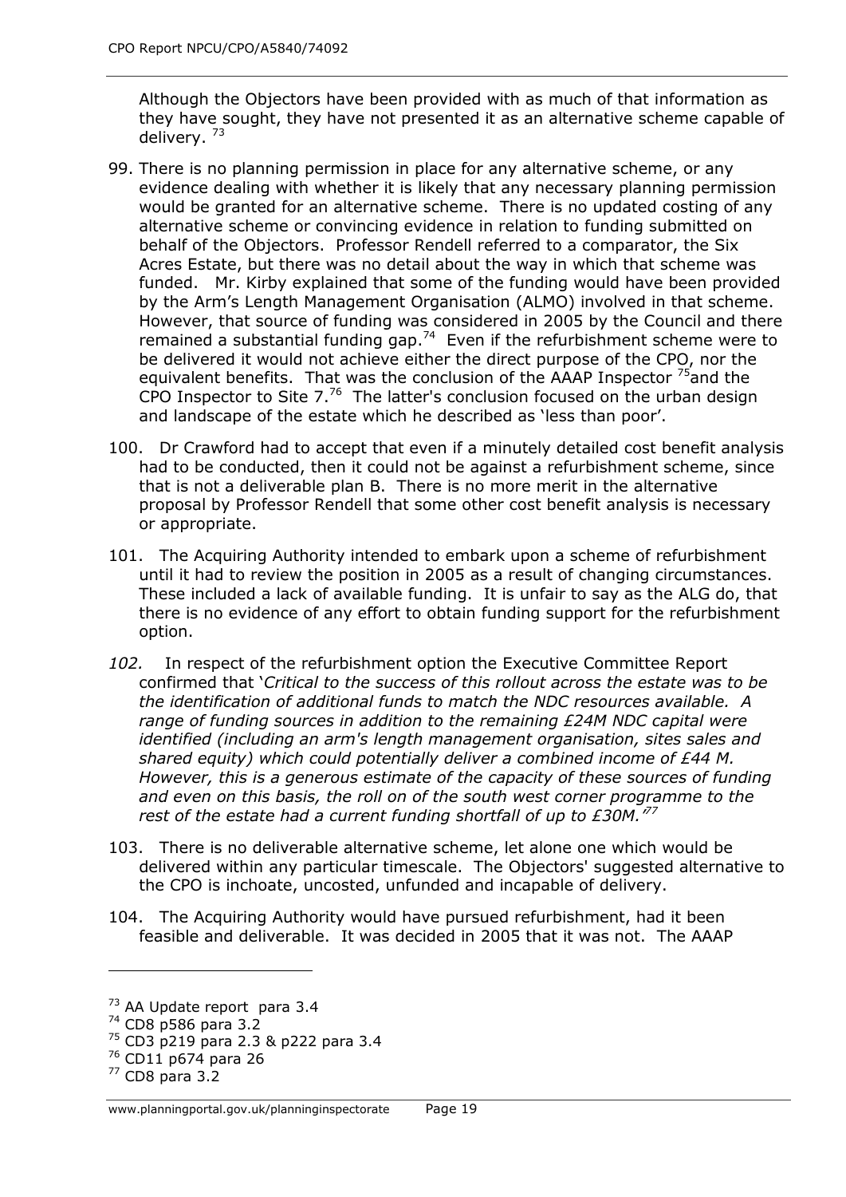Although the Objectors have been provided with as much of that information as they have sought, they have not presented it as an alternative scheme capable of delivery. [73]

99. There is no planning permission in place for any alternative scheme, or any evidence dealing with whether it is likely that any necessary planning permission would be granted for an alternative scheme. There is no updated costing of any alternative scheme or convincing evidence in relation to funding submitted on behalf of the Objectors. Professor Rendell referred to a comparator, the Six Acres Estate, but there was no detail about the way in which that scheme was funded. Mr. Kirby explained that some of the funding would have been provided by the Arm's Length Management Organisation (ALMO) involved in that scheme. However, that source of funding was considered in 2005 by the Council and there remained a substantial funding gap.[74] Even if the refurbishment scheme were to be delivered it would not achieve either the direct purpose of the CPO, nor the equivalent benefits. That was the conclusion of the AAAP Inspector [75]and the CPO Inspector to Site 7.[76] The latter's conclusion focused on the urban design and landscape of the estate which he described as 'less than poor'.

100. Dr Crawford had to accept that even if a minutely detailed cost benefit analysis had to be conducted, then it could not be against a refurbishment scheme, since that is not a deliverable plan B. There is no more merit in the alternative proposal by Professor Rendell that some other cost benefit analysis is necessary or appropriate.

101. The Acquiring Authority intended to embark upon a scheme of refurbishment until it had to review the position in 2005 as a result of changing circumstances. These included a lack of available funding. It is unfair to say as the ALG do, that there is no evidence of any effort to obtain funding support for the refurbishment option.

*102.* In respect of the refurbishment option the Executive Committee Report confirmed that '*Critical to the success of this rollout across the estate was to be the identification of additional funds to match the NDC resources available. A range of funding sources in addition to the remaining £24M NDC capital were identified (including an arm's length management organisation, sites sales and shared equity) which could potentially deliver a combined income of £44 M. However, this is a generous estimate of the capacity of these sources of funding and even on this basis, the roll on of the south west corner programme to the rest of the estate had a current funding shortfall of up to £30M.*'[77]

103. There is no deliverable alternative scheme, let alone one which would be delivered within any particular timescale. The Objectors' suggested alternative to the CPO is inchoate, uncosted, unfunded and incapable of delivery.

104. The Acquiring Authority would have pursued refurbishment, had it been feasible and deliverable. It was decided in 2005 that it was not. The AAAP

---

[73] AA Update report para 3.4
[74] CD8 p586 para 3.2
[75] CD3 p219 para 2.3 & p222 para 3.4
[76] CD11 p674 para 26
[77] CD8 para 3.2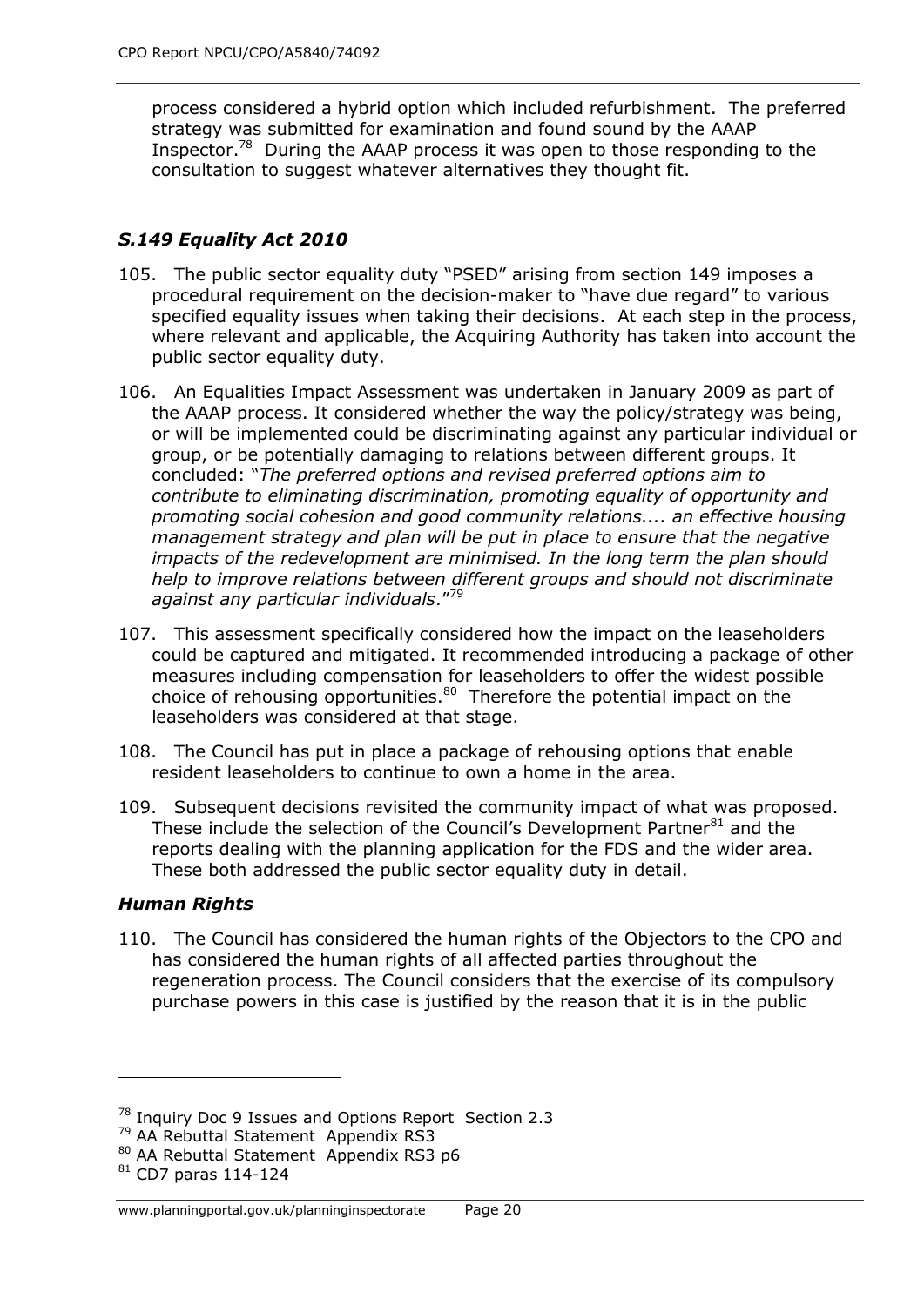process considered a hybrid option which included refurbishment. The preferred strategy was submitted for examination and found sound by the AAAP Inspector.[78] During the AAAP process it was open to those responding to the consultation to suggest whatever alternatives they thought fit.

### *S.149 Equality Act 2010*

105. The public sector equality duty "PSED" arising from section 149 imposes a procedural requirement on the decision-maker to "have due regard" to various specified equality issues when taking their decisions. At each step in the process, where relevant and applicable, the Acquiring Authority has taken into account the public sector equality duty.

106. An Equalities Impact Assessment was undertaken in January 2009 as part of the AAAP process. It considered whether the way the policy/strategy was being, or will be implemented could be discriminating against any particular individual or group, or be potentially damaging to relations between different groups. It concluded: "*The preferred options and revised preferred options aim to contribute to eliminating discrimination, promoting equality of opportunity and promoting social cohesion and good community relations.... an effective housing management strategy and plan will be put in place to ensure that the negative impacts of the redevelopment are minimised. In the long term the plan should help to improve relations between different groups and should not discriminate against any particular individuals*."[79]

107. This assessment specifically considered how the impact on the leaseholders could be captured and mitigated. It recommended introducing a package of other measures including compensation for leaseholders to offer the widest possible choice of rehousing opportunities.[80] Therefore the potential impact on the leaseholders was considered at that stage.

108. The Council has put in place a package of rehousing options that enable resident leaseholders to continue to own a home in the area.

109. Subsequent decisions revisited the community impact of what was proposed. These include the selection of the Council's Development Partner[81] and the reports dealing with the planning application for the FDS and the wider area. These both addressed the public sector equality duty in detail.

### *Human Rights*

110. The Council has considered the human rights of the Objectors to the CPO and has considered the human rights of all affected parties throughout the regeneration process. The Council considers that the exercise of its compulsory purchase powers in this case is justified by the reason that it is in the public

---

[78] Inquiry Doc 9 Issues and Options Report Section 2.3

[79] AA Rebuttal Statement Appendix RS3

[80] AA Rebuttal Statement Appendix RS3 p6

[81] CD7 paras 114-124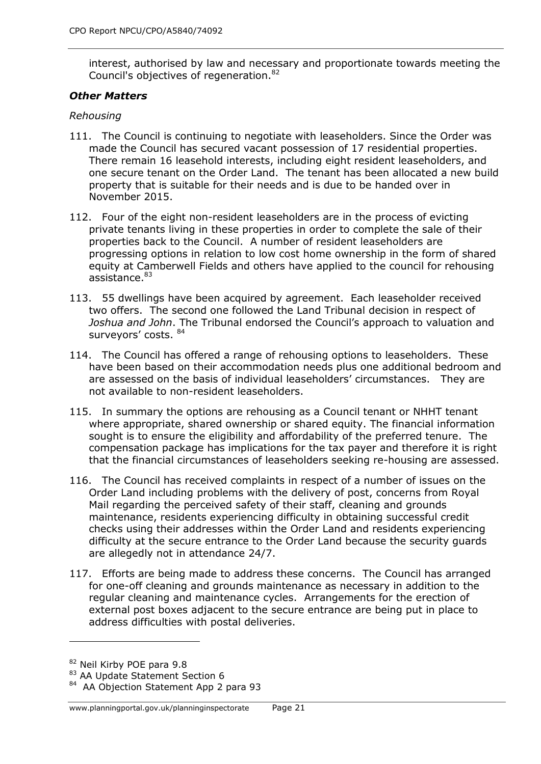interest, authorised by law and necessary and proportionate towards meeting the Council's objectives of regeneration.[82]

### *Other Matters*

*Rehousing*

111. The Council is continuing to negotiate with leaseholders. Since the Order was made the Council has secured vacant possession of 17 residential properties. There remain 16 leasehold interests, including eight resident leaseholders, and one secure tenant on the Order Land. The tenant has been allocated a new build property that is suitable for their needs and is due to be handed over in November 2015.

112. Four of the eight non-resident leaseholders are in the process of evicting private tenants living in these properties in order to complete the sale of their properties back to the Council. A number of resident leaseholders are progressing options in relation to low cost home ownership in the form of shared equity at Camberwell Fields and others have applied to the council for rehousing assistance.[83]

113. 55 dwellings have been acquired by agreement. Each leaseholder received two offers. The second one followed the Land Tribunal decision in respect of *Joshua and John*. The Tribunal endorsed the Council's approach to valuation and surveyors' costs. [84]

114. The Council has offered a range of rehousing options to leaseholders. These have been based on their accommodation needs plus one additional bedroom and are assessed on the basis of individual leaseholders' circumstances. They are not available to non-resident leaseholders.

115. In summary the options are rehousing as a Council tenant or NHHT tenant where appropriate, shared ownership or shared equity. The financial information sought is to ensure the eligibility and affordability of the preferred tenure. The compensation package has implications for the tax payer and therefore it is right that the financial circumstances of leaseholders seeking re-housing are assessed.

116. The Council has received complaints in respect of a number of issues on the Order Land including problems with the delivery of post, concerns from Royal Mail regarding the perceived safety of their staff, cleaning and grounds maintenance, residents experiencing difficulty in obtaining successful credit checks using their addresses within the Order Land and residents experiencing difficulty at the secure entrance to the Order Land because the security guards are allegedly not in attendance 24/7.

117. Efforts are being made to address these concerns. The Council has arranged for one-off cleaning and grounds maintenance as necessary in addition to the regular cleaning and maintenance cycles. Arrangements for the erection of external post boxes adjacent to the secure entrance are being put in place to address difficulties with postal deliveries.

---

[82] Neil Kirby POE para 9.8

[83] AA Update Statement Section 6

[84] AA Objection Statement App 2 para 93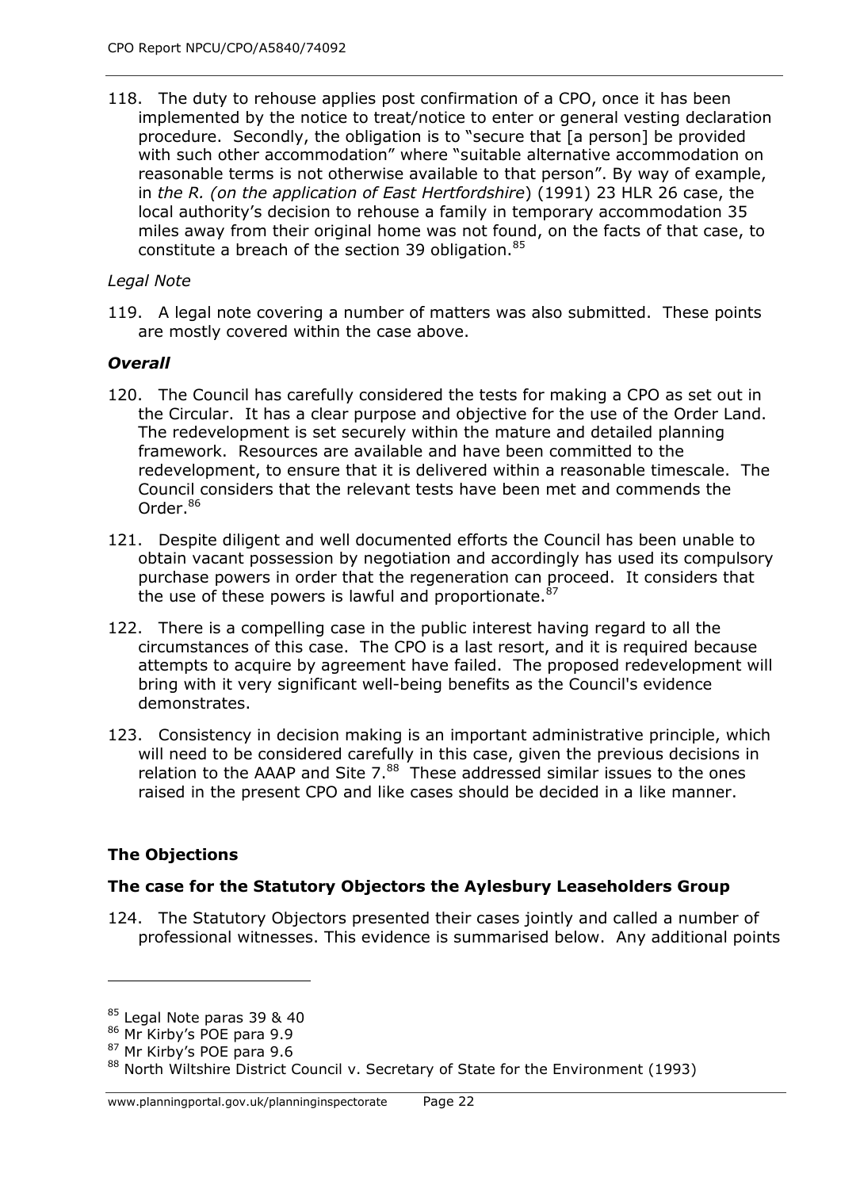118. The duty to rehouse applies post confirmation of a CPO, once it has been implemented by the notice to treat/notice to enter or general vesting declaration procedure. Secondly, the obligation is to "secure that [a person] be provided with such other accommodation" where "suitable alternative accommodation on reasonable terms is not otherwise available to that person". By way of example, in *the R. (on the application of East Hertfordshire*) (1991) 23 HLR 26 case, the local authority's decision to rehouse a family in temporary accommodation 35 miles away from their original home was not found, on the facts of that case, to constitute a breach of the section 39 obligation.[85]

*Legal Note*

119. A legal note covering a number of matters was also submitted. These points are mostly covered within the case above.

### *Overall*

120. The Council has carefully considered the tests for making a CPO as set out in the Circular. It has a clear purpose and objective for the use of the Order Land. The redevelopment is set securely within the mature and detailed planning framework. Resources are available and have been committed to the redevelopment, to ensure that it is delivered within a reasonable timescale. The Council considers that the relevant tests have been met and commends the Order.[86]

121. Despite diligent and well documented efforts the Council has been unable to obtain vacant possession by negotiation and accordingly has used its compulsory purchase powers in order that the regeneration can proceed. It considers that the use of these powers is lawful and proportionate.[87]

122. There is a compelling case in the public interest having regard to all the circumstances of this case. The CPO is a last resort, and it is required because attempts to acquire by agreement have failed. The proposed redevelopment will bring with it very significant well-being benefits as the Council's evidence demonstrates.

123. Consistency in decision making is an important administrative principle, which will need to be considered carefully in this case, given the previous decisions in relation to the AAAP and Site 7.[88] These addressed similar issues to the ones raised in the present CPO and like cases should be decided in a like manner.

## The Objections

### The case for the Statutory Objectors the Aylesbury Leaseholders Group

124. The Statutory Objectors presented their cases jointly and called a number of professional witnesses. This evidence is summarised below. Any additional points

---

[85] Legal Note paras 39 & 40
[86] Mr Kirby's POE para 9.9
[87] Mr Kirby's POE para 9.6
[88] North Wiltshire District Council v. Secretary of State for the Environment (1993)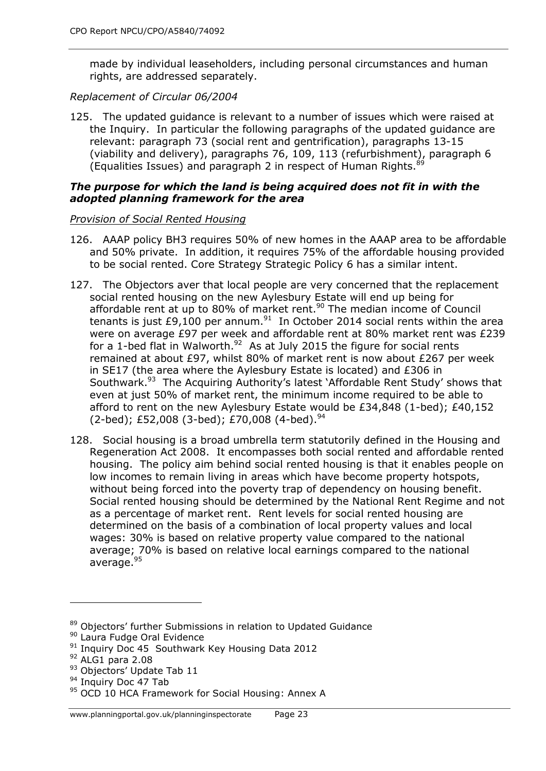made by individual leaseholders, including personal circumstances and human rights, are addressed separately.

*Replacement of Circular 06/2004*

125. The updated guidance is relevant to a number of issues which were raised at the Inquiry. In particular the following paragraphs of the updated guidance are relevant: paragraph 73 (social rent and gentrification), paragraphs 13-15 (viability and delivery), paragraphs 76, 109, 113 (refurbishment), paragraph 6 (Equalities Issues) and paragraph 2 in respect of Human Rights.[89]

### *The purpose for which the land is being acquired does not fit in with the adopted planning framework for the area*

*Provision of Social Rented Housing*

126. AAAP policy BH3 requires 50% of new homes in the AAAP area to be affordable and 50% private. In addition, it requires 75% of the affordable housing provided to be social rented. Core Strategy Strategic Policy 6 has a similar intent.

127. The Objectors aver that local people are very concerned that the replacement social rented housing on the new Aylesbury Estate will end up being for affordable rent at up to 80% of market rent.[90] The median income of Council tenants is just £9,100 per annum.[91] In October 2014 social rents within the area were on average £97 per week and affordable rent at 80% market rent was £239 for a 1-bed flat in Walworth.[92] As at July 2015 the figure for social rents remained at about £97, whilst 80% of market rent is now about £267 per week in SE17 (the area where the Aylesbury Estate is located) and £306 in Southwark.[93] The Acquiring Authority's latest 'Affordable Rent Study' shows that even at just 50% of market rent, the minimum income required to be able to afford to rent on the new Aylesbury Estate would be £34,848 (1-bed); £40,152 (2-bed); £52,008 (3-bed); £70,008 (4-bed).[94]

128. Social housing is a broad umbrella term statutorily defined in the Housing and Regeneration Act 2008. It encompasses both social rented and affordable rented housing. The policy aim behind social rented housing is that it enables people on low incomes to remain living in areas which have become property hotspots, without being forced into the poverty trap of dependency on housing benefit. Social rented housing should be determined by the National Rent Regime and not as a percentage of market rent. Rent levels for social rented housing are determined on the basis of a combination of local property values and local wages: 30% is based on relative property value compared to the national average; 70% is based on relative local earnings compared to the national average.[95]

---

[89] Objectors' further Submissions in relation to Updated Guidance

[90] Laura Fudge Oral Evidence

[91] Inquiry Doc 45 Southwark Key Housing Data 2012

[92] ALG1 para 2.08

[93] Objectors' Update Tab 11

[94] Inquiry Doc 47 Tab

[95] OCD 10 HCA Framework for Social Housing: Annex A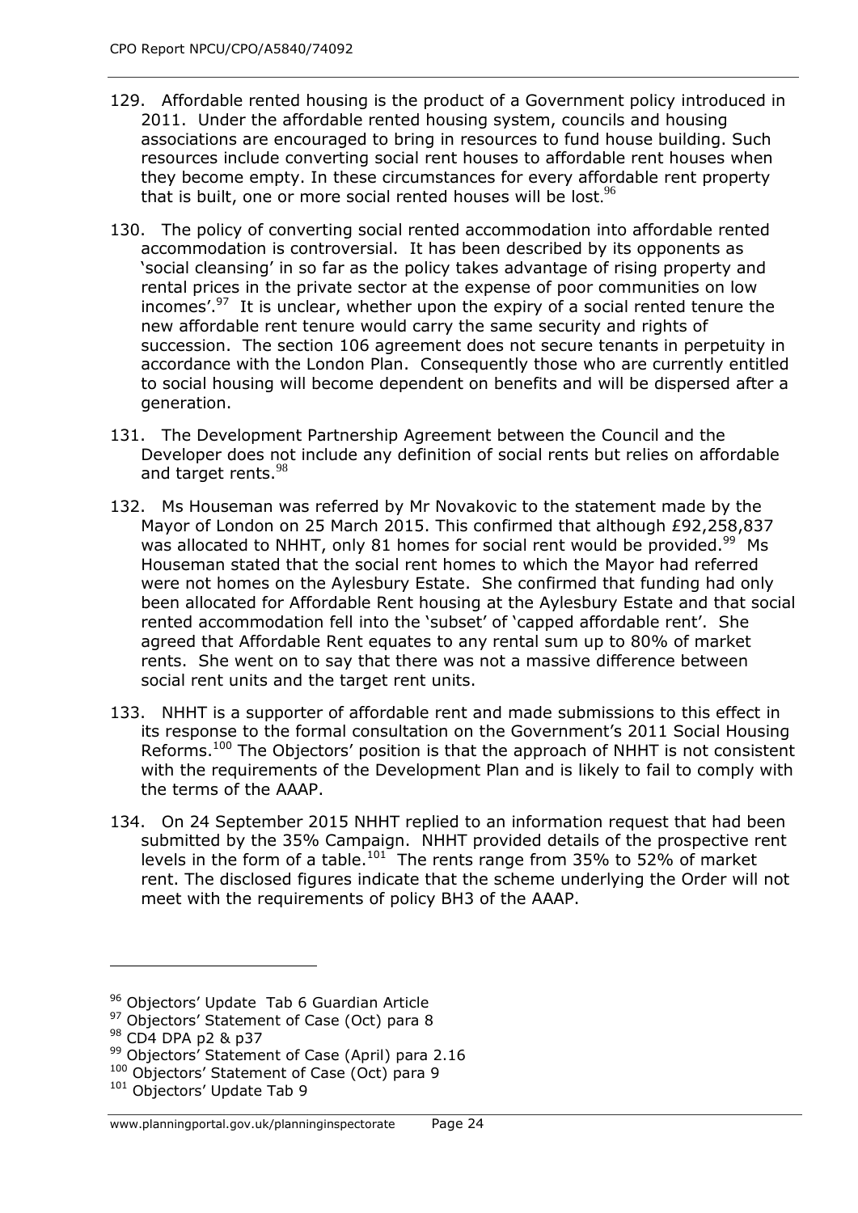129. Affordable rented housing is the product of a Government policy introduced in 2011. Under the affordable rented housing system, councils and housing associations are encouraged to bring in resources to fund house building. Such resources include converting social rent houses to affordable rent houses when they become empty. In these circumstances for every affordable rent property that is built, one or more social rented houses will be lost.[96]

130. The policy of converting social rented accommodation into affordable rented accommodation is controversial. It has been described by its opponents as 'social cleansing' in so far as the policy takes advantage of rising property and rental prices in the private sector at the expense of poor communities on low incomes'.[97] It is unclear, whether upon the expiry of a social rented tenure the new affordable rent tenure would carry the same security and rights of succession. The section 106 agreement does not secure tenants in perpetuity in accordance with the London Plan. Consequently those who are currently entitled to social housing will become dependent on benefits and will be dispersed after a generation.

131. The Development Partnership Agreement between the Council and the Developer does not include any definition of social rents but relies on affordable and target rents.[98]

132. Ms Houseman was referred by Mr Novakovic to the statement made by the Mayor of London on 25 March 2015. This confirmed that although £92,258,837 was allocated to NHHT, only 81 homes for social rent would be provided.[99] Ms Houseman stated that the social rent homes to which the Mayor had referred were not homes on the Aylesbury Estate. She confirmed that funding had only been allocated for Affordable Rent housing at the Aylesbury Estate and that social rented accommodation fell into the 'subset' of 'capped affordable rent'. She agreed that Affordable Rent equates to any rental sum up to 80% of market rents. She went on to say that there was not a massive difference between social rent units and the target rent units.

133. NHHT is a supporter of affordable rent and made submissions to this effect in its response to the formal consultation on the Government's 2011 Social Housing Reforms.[100] The Objectors' position is that the approach of NHHT is not consistent with the requirements of the Development Plan and is likely to fail to comply with the terms of the AAAP.

134. On 24 September 2015 NHHT replied to an information request that had been submitted by the 35% Campaign. NHHT provided details of the prospective rent levels in the form of a table.[101] The rents range from 35% to 52% of market rent. The disclosed figures indicate that the scheme underlying the Order will not meet with the requirements of policy BH3 of the AAAP.

---

[96] Objectors' Update Tab 6 Guardian Article

[97] Objectors' Statement of Case (Oct) para 8

[98] CD4 DPA p2 & p37

[99] Objectors' Statement of Case (April) para 2.16

[100] Objectors' Statement of Case (Oct) para 9

[101] Objectors' Update Tab 9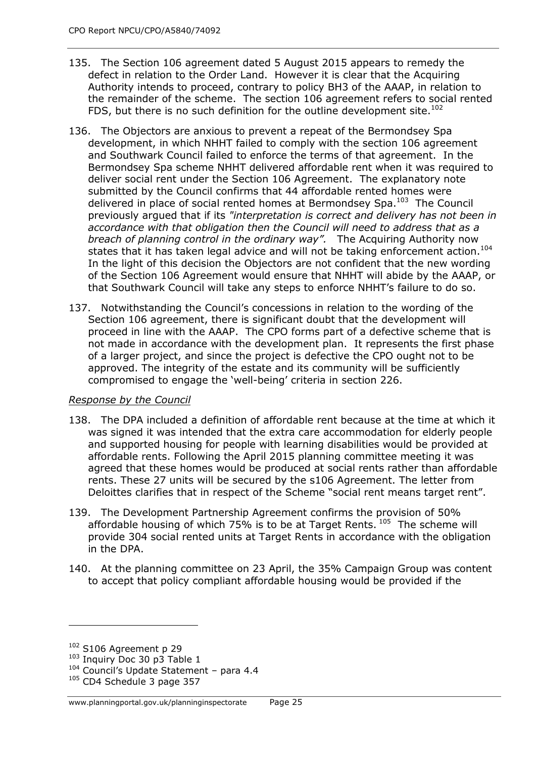135. The Section 106 agreement dated 5 August 2015 appears to remedy the defect in relation to the Order Land. However it is clear that the Acquiring Authority intends to proceed, contrary to policy BH3 of the AAAP, in relation to the remainder of the scheme. The section 106 agreement refers to social rented FDS, but there is no such definition for the outline development site.[102]

136. The Objectors are anxious to prevent a repeat of the Bermondsey Spa development, in which NHHT failed to comply with the section 106 agreement and Southwark Council failed to enforce the terms of that agreement. In the Bermondsey Spa scheme NHHT delivered affordable rent when it was required to deliver social rent under the Section 106 Agreement. The explanatory note submitted by the Council confirms that 44 affordable rented homes were delivered in place of social rented homes at Bermondsey Spa.[103] The Council previously argued that if its *"interpretation is correct and delivery has not been in accordance with that obligation then the Council will need to address that as a breach of planning control in the ordinary way".* The Acquiring Authority now states that it has taken legal advice and will not be taking enforcement action.[104] In the light of this decision the Objectors are not confident that the new wording of the Section 106 Agreement would ensure that NHHT will abide by the AAAP, or that Southwark Council will take any steps to enforce NHHT's failure to do so.

137. Notwithstanding the Council's concessions in relation to the wording of the Section 106 agreement, there is significant doubt that the development will proceed in line with the AAAP. The CPO forms part of a defective scheme that is not made in accordance with the development plan. It represents the first phase of a larger project, and since the project is defective the CPO ought not to be approved. The integrity of the estate and its community will be sufficiently compromised to engage the 'well-being' criteria in section 226.

*Response by the Council*

138. The DPA included a definition of affordable rent because at the time at which it was signed it was intended that the extra care accommodation for elderly people and supported housing for people with learning disabilities would be provided at affordable rents. Following the April 2015 planning committee meeting it was agreed that these homes would be produced at social rents rather than affordable rents. These 27 units will be secured by the s106 Agreement. The letter from Deloittes clarifies that in respect of the Scheme "social rent means target rent".

139. The Development Partnership Agreement confirms the provision of 50% affordable housing of which 75% is to be at Target Rents.[105] The scheme will provide 304 social rented units at Target Rents in accordance with the obligation in the DPA.

140. At the planning committee on 23 April, the 35% Campaign Group was content to accept that policy compliant affordable housing would be provided if the

---

[102] S106 Agreement p 29

[103] Inquiry Doc 30 p3 Table 1

[104] Council's Update Statement – para 4.4

[105] CD4 Schedule 3 page 357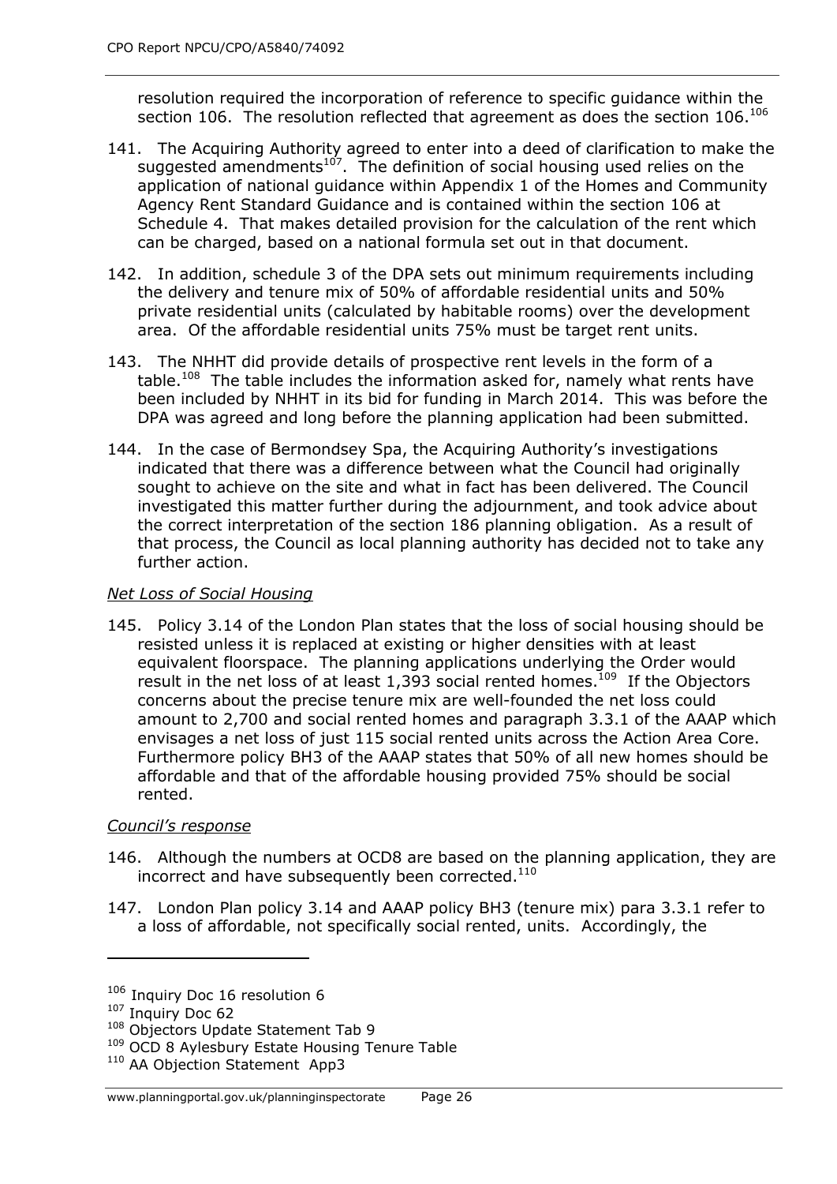resolution required the incorporation of reference to specific guidance within the section 106. The resolution reflected that agreement as does the section 106.[106]

141. The Acquiring Authority agreed to enter into a deed of clarification to make the suggested amendments[107]. The definition of social housing used relies on the application of national guidance within Appendix 1 of the Homes and Community Agency Rent Standard Guidance and is contained within the section 106 at Schedule 4. That makes detailed provision for the calculation of the rent which can be charged, based on a national formula set out in that document.

142. In addition, schedule 3 of the DPA sets out minimum requirements including the delivery and tenure mix of 50% of affordable residential units and 50% private residential units (calculated by habitable rooms) over the development area. Of the affordable residential units 75% must be target rent units.

143. The NHHT did provide details of prospective rent levels in the form of a table.[108] The table includes the information asked for, namely what rents have been included by NHHT in its bid for funding in March 2014. This was before the DPA was agreed and long before the planning application had been submitted.

144. In the case of Bermondsey Spa, the Acquiring Authority's investigations indicated that there was a difference between what the Council had originally sought to achieve on the site and what in fact has been delivered. The Council investigated this matter further during the adjournment, and took advice about the correct interpretation of the section 186 planning obligation. As a result of that process, the Council as local planning authority has decided not to take any further action.

*Net Loss of Social Housing*

145. Policy 3.14 of the London Plan states that the loss of social housing should be resisted unless it is replaced at existing or higher densities with at least equivalent floorspace. The planning applications underlying the Order would result in the net loss of at least 1,393 social rented homes.[109] If the Objectors concerns about the precise tenure mix are well-founded the net loss could amount to 2,700 and social rented homes and paragraph 3.3.1 of the AAAP which envisages a net loss of just 115 social rented units across the Action Area Core. Furthermore policy BH3 of the AAAP states that 50% of all new homes should be affordable and that of the affordable housing provided 75% should be social rented.

*Council's response*

146. Although the numbers at OCD8 are based on the planning application, they are incorrect and have subsequently been corrected.[110]

147. London Plan policy 3.14 and AAAP policy BH3 (tenure mix) para 3.3.1 refer to a loss of affordable, not specifically social rented, units. Accordingly, the

---

[106] Inquiry Doc 16 resolution 6

[107] Inquiry Doc 62

[108] Objectors Update Statement Tab 9

[109] OCD 8 Aylesbury Estate Housing Tenure Table

[110] AA Objection Statement App3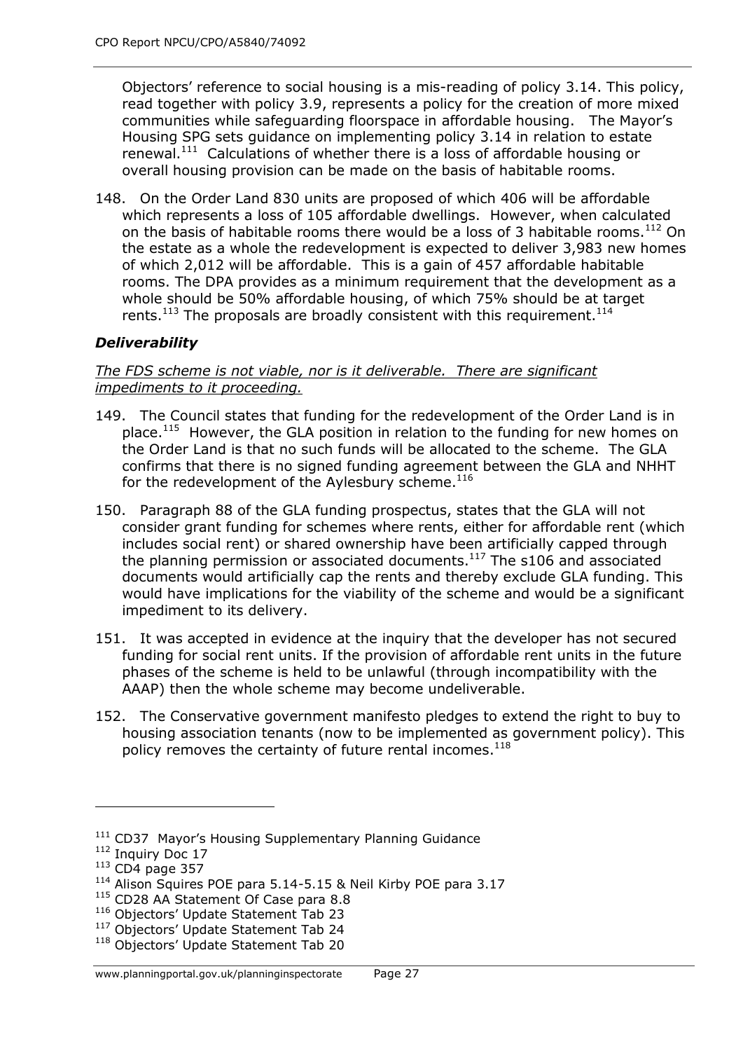Objectors' reference to social housing is a mis-reading of policy 3.14. This policy, read together with policy 3.9, represents a policy for the creation of more mixed communities while safeguarding floorspace in affordable housing. The Mayor's Housing SPG sets guidance on implementing policy 3.14 in relation to estate renewal.[111] Calculations of whether there is a loss of affordable housing or overall housing provision can be made on the basis of habitable rooms.

148. On the Order Land 830 units are proposed of which 406 will be affordable which represents a loss of 105 affordable dwellings. However, when calculated on the basis of habitable rooms there would be a loss of 3 habitable rooms.[112] On the estate as a whole the redevelopment is expected to deliver 3,983 new homes of which 2,012 will be affordable. This is a gain of 457 affordable habitable rooms. The DPA provides as a minimum requirement that the development as a whole should be 50% affordable housing, of which 75% should be at target rents.[113] The proposals are broadly consistent with this requirement.[114]

### *Deliverability*

*The FDS scheme is not viable, nor is it deliverable. There are significant impediments to it proceeding.*

149. The Council states that funding for the redevelopment of the Order Land is in place.[115] However, the GLA position in relation to the funding for new homes on the Order Land is that no such funds will be allocated to the scheme. The GLA confirms that there is no signed funding agreement between the GLA and NHHT for the redevelopment of the Aylesbury scheme.[116]

150. Paragraph 88 of the GLA funding prospectus, states that the GLA will not consider grant funding for schemes where rents, either for affordable rent (which includes social rent) or shared ownership have been artificially capped through the planning permission or associated documents.[117] The s106 and associated documents would artificially cap the rents and thereby exclude GLA funding. This would have implications for the viability of the scheme and would be a significant impediment to its delivery.

151. It was accepted in evidence at the inquiry that the developer has not secured funding for social rent units. If the provision of affordable rent units in the future phases of the scheme is held to be unlawful (through incompatibility with the AAAP) then the whole scheme may become undeliverable.

152. The Conservative government manifesto pledges to extend the right to buy to housing association tenants (now to be implemented as government policy). This policy removes the certainty of future rental incomes.[118]

---

[111] CD37 Mayor's Housing Supplementary Planning Guidance
[112] Inquiry Doc 17
[113] CD4 page 357
[114] Alison Squires POE para 5.14-5.15 & Neil Kirby POE para 3.17
[115] CD28 AA Statement Of Case para 8.8
[116] Objectors' Update Statement Tab 23
[117] Objectors' Update Statement Tab 24
[118] Objectors' Update Statement Tab 20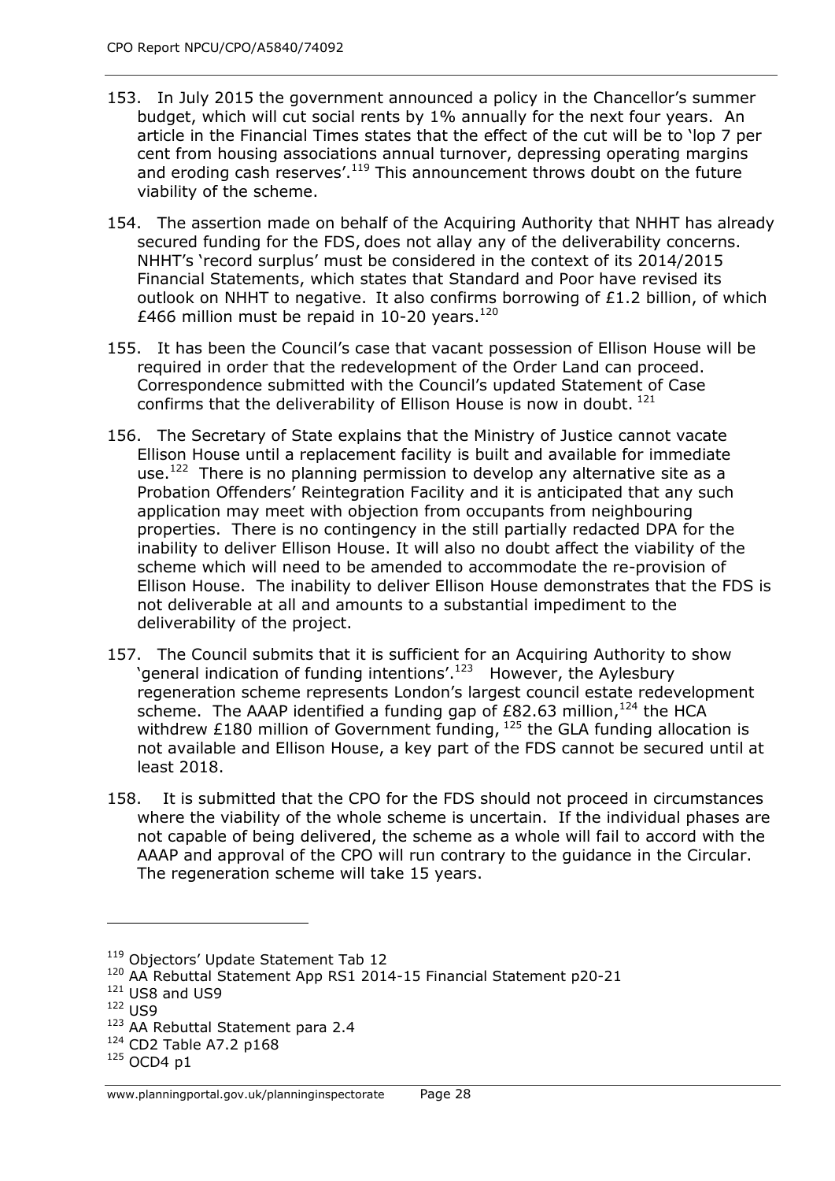153. In July 2015 the government announced a policy in the Chancellor's summer budget, which will cut social rents by 1% annually for the next four years. An article in the Financial Times states that the effect of the cut will be to 'lop 7 per cent from housing associations annual turnover, depressing operating margins and eroding cash reserves'.[119] This announcement throws doubt on the future viability of the scheme.

154. The assertion made on behalf of the Acquiring Authority that NHHT has already secured funding for the FDS, does not allay any of the deliverability concerns. NHHT's 'record surplus' must be considered in the context of its 2014/2015 Financial Statements, which states that Standard and Poor have revised its outlook on NHHT to negative. It also confirms borrowing of £1.2 billion, of which £466 million must be repaid in 10-20 years.[120]

155. It has been the Council's case that vacant possession of Ellison House will be required in order that the redevelopment of the Order Land can proceed. Correspondence submitted with the Council's updated Statement of Case confirms that the deliverability of Ellison House is now in doubt.[121]

156. The Secretary of State explains that the Ministry of Justice cannot vacate Ellison House until a replacement facility is built and available for immediate use.[122] There is no planning permission to develop any alternative site as a Probation Offenders' Reintegration Facility and it is anticipated that any such application may meet with objection from occupants from neighbouring properties. There is no contingency in the still partially redacted DPA for the inability to deliver Ellison House. It will also no doubt affect the viability of the scheme which will need to be amended to accommodate the re-provision of Ellison House. The inability to deliver Ellison House demonstrates that the FDS is not deliverable at all and amounts to a substantial impediment to the deliverability of the project.

157. The Council submits that it is sufficient for an Acquiring Authority to show 'general indication of funding intentions'.[123] However, the Aylesbury regeneration scheme represents London's largest council estate redevelopment scheme. The AAAP identified a funding gap of £82.63 million,[124] the HCA withdrew £180 million of Government funding,[125] the GLA funding allocation is not available and Ellison House, a key part of the FDS cannot be secured until at least 2018.

158. It is submitted that the CPO for the FDS should not proceed in circumstances where the viability of the whole scheme is uncertain. If the individual phases are not capable of being delivered, the scheme as a whole will fail to accord with the AAAP and approval of the CPO will run contrary to the guidance in the Circular. The regeneration scheme will take 15 years.

---

[119] Objectors' Update Statement Tab 12
[120] AA Rebuttal Statement App RS1 2014-15 Financial Statement p20-21
[121] US8 and US9
[122] US9
[123] AA Rebuttal Statement para 2.4
[124] CD2 Table A7.2 p168
[125] OCD4 p1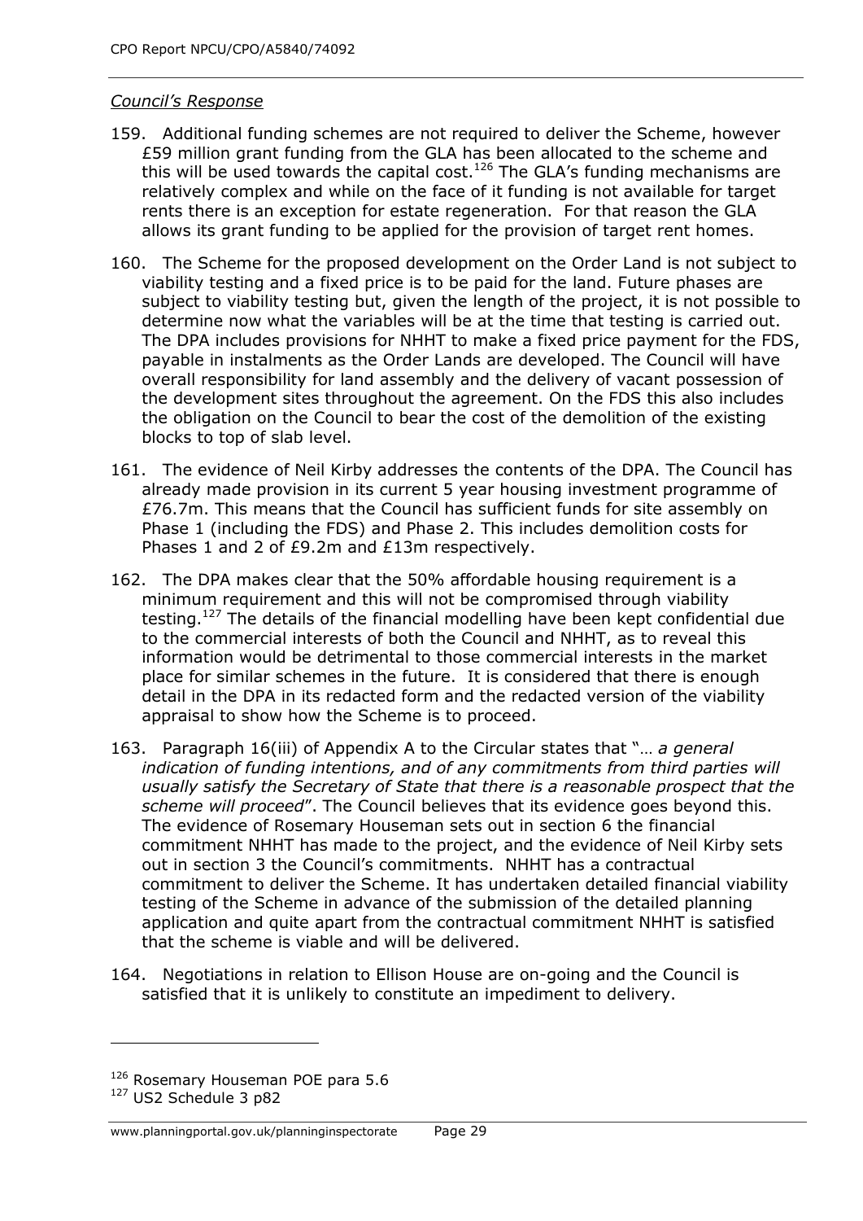*Council's Response*

159. Additional funding schemes are not required to deliver the Scheme, however £59 million grant funding from the GLA has been allocated to the scheme and this will be used towards the capital cost.[126] The GLA's funding mechanisms are relatively complex and while on the face of it funding is not available for target rents there is an exception for estate regeneration. For that reason the GLA allows its grant funding to be applied for the provision of target rent homes.

160. The Scheme for the proposed development on the Order Land is not subject to viability testing and a fixed price is to be paid for the land. Future phases are subject to viability testing but, given the length of the project, it is not possible to determine now what the variables will be at the time that testing is carried out. The DPA includes provisions for NHHT to make a fixed price payment for the FDS, payable in instalments as the Order Lands are developed. The Council will have overall responsibility for land assembly and the delivery of vacant possession of the development sites throughout the agreement. On the FDS this also includes the obligation on the Council to bear the cost of the demolition of the existing blocks to top of slab level.

161. The evidence of Neil Kirby addresses the contents of the DPA. The Council has already made provision in its current 5 year housing investment programme of £76.7m. This means that the Council has sufficient funds for site assembly on Phase 1 (including the FDS) and Phase 2. This includes demolition costs for Phases 1 and 2 of £9.2m and £13m respectively.

162. The DPA makes clear that the 50% affordable housing requirement is a minimum requirement and this will not be compromised through viability testing.[127] The details of the financial modelling have been kept confidential due to the commercial interests of both the Council and NHHT, as to reveal this information would be detrimental to those commercial interests in the market place for similar schemes in the future. It is considered that there is enough detail in the DPA in its redacted form and the redacted version of the viability appraisal to show how the Scheme is to proceed.

163. Paragraph 16(iii) of Appendix A to the Circular states that "… *a general indication of funding intentions, and of any commitments from third parties will usually satisfy the Secretary of State that there is a reasonable prospect that the scheme will proceed*". The Council believes that its evidence goes beyond this. The evidence of Rosemary Houseman sets out in section 6 the financial commitment NHHT has made to the project, and the evidence of Neil Kirby sets out in section 3 the Council's commitments. NHHT has a contractual commitment to deliver the Scheme. It has undertaken detailed financial viability testing of the Scheme in advance of the submission of the detailed planning application and quite apart from the contractual commitment NHHT is satisfied that the scheme is viable and will be delivered.

164. Negotiations in relation to Ellison House are on-going and the Council is satisfied that it is unlikely to constitute an impediment to delivery.

---

[126] Rosemary Houseman POE para 5.6

[127] US2 Schedule 3 p82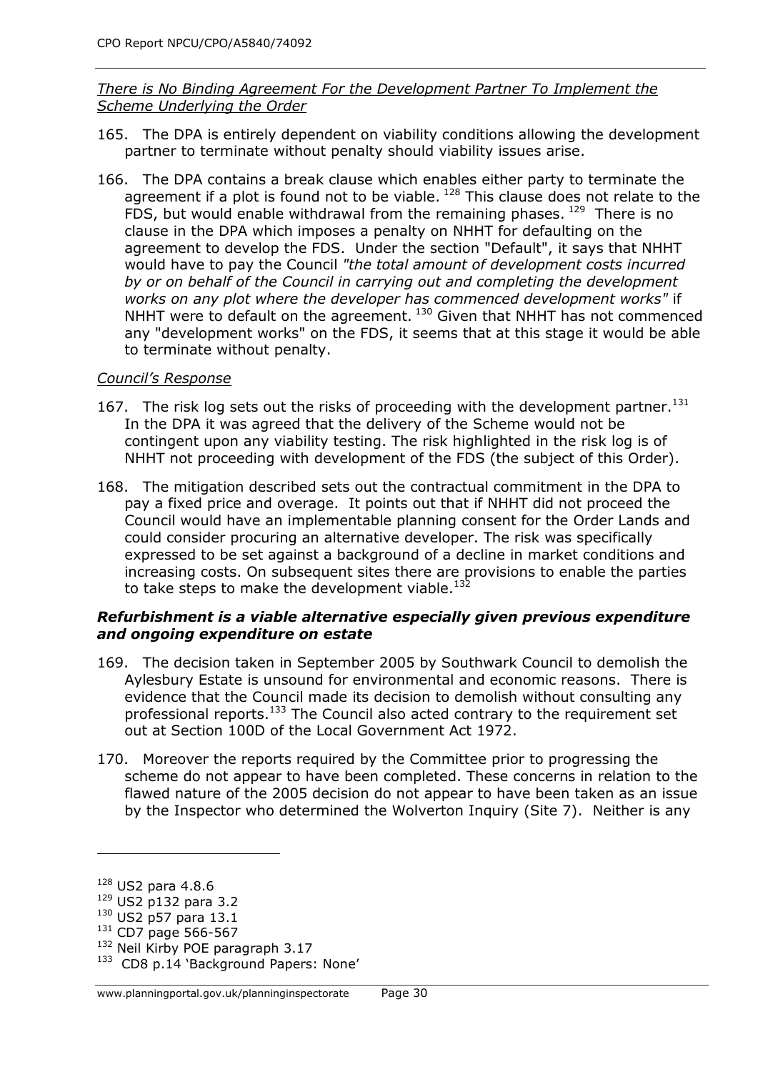*There is No Binding Agreement For the Development Partner To Implement the Scheme Underlying the Order*

165. The DPA is entirely dependent on viability conditions allowing the development partner to terminate without penalty should viability issues arise.

166. The DPA contains a break clause which enables either party to terminate the agreement if a plot is found not to be viable. [128] This clause does not relate to the FDS, but would enable withdrawal from the remaining phases. [129] There is no clause in the DPA which imposes a penalty on NHHT for defaulting on the agreement to develop the FDS. Under the section "Default", it says that NHHT would have to pay the Council *"the total amount of development costs incurred by or on behalf of the Council in carrying out and completing the development works on any plot where the developer has commenced development works"* if NHHT were to default on the agreement. [130] Given that NHHT has not commenced any "development works" on the FDS, it seems that at this stage it would be able to terminate without penalty.

*Council's Response*

167. The risk log sets out the risks of proceeding with the development partner.[131] In the DPA it was agreed that the delivery of the Scheme would not be contingent upon any viability testing. The risk highlighted in the risk log is of NHHT not proceeding with development of the FDS (the subject of this Order).

168. The mitigation described sets out the contractual commitment in the DPA to pay a fixed price and overage. It points out that if NHHT did not proceed the Council would have an implementable planning consent for the Order Lands and could consider procuring an alternative developer. The risk was specifically expressed to be set against a background of a decline in market conditions and increasing costs. On subsequent sites there are provisions to enable the parties to take steps to make the development viable.[132]

***Refurbishment is a viable alternative especially given previous expenditure and ongoing expenditure on estate***

169. The decision taken in September 2005 by Southwark Council to demolish the Aylesbury Estate is unsound for environmental and economic reasons. There is evidence that the Council made its decision to demolish without consulting any professional reports.[133] The Council also acted contrary to the requirement set out at Section 100D of the Local Government Act 1972.

170. Moreover the reports required by the Committee prior to progressing the scheme do not appear to have been completed. These concerns in relation to the flawed nature of the 2005 decision do not appear to have been taken as an issue by the Inspector who determined the Wolverton Inquiry (Site 7). Neither is any

---

[128] US2 para 4.8.6

[129] US2 p132 para 3.2

[130] US2 p57 para 13.1

[131] CD7 page 566-567

[132] Neil Kirby POE paragraph 3.17

[133] CD8 p.14 'Background Papers: None'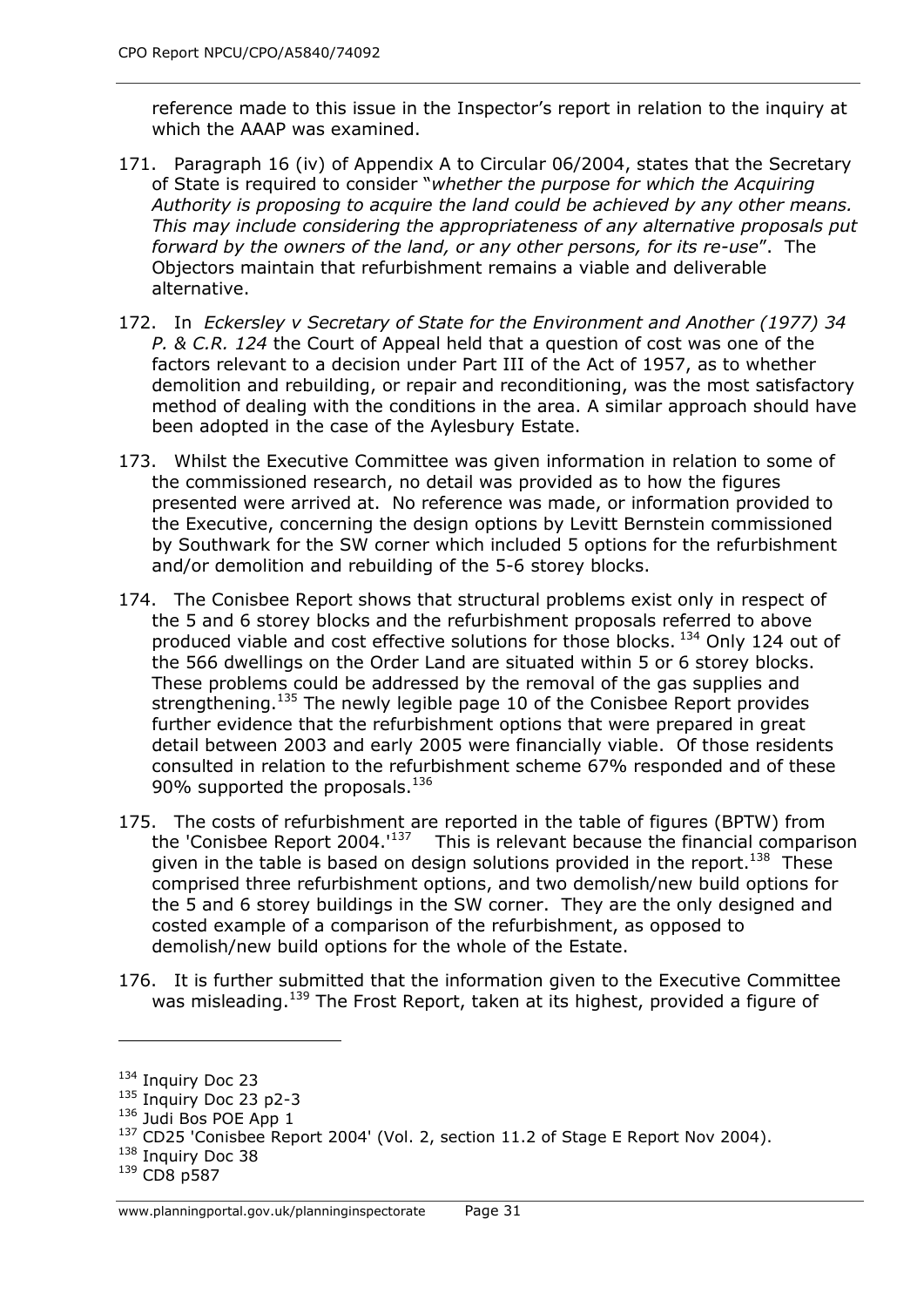reference made to this issue in the Inspector's report in relation to the inquiry at which the AAAP was examined.

171. Paragraph 16 (iv) of Appendix A to Circular 06/2004, states that the Secretary of State is required to consider "*whether the purpose for which the Acquiring Authority is proposing to acquire the land could be achieved by any other means. This may include considering the appropriateness of any alternative proposals put forward by the owners of the land, or any other persons, for its re-use*". The Objectors maintain that refurbishment remains a viable and deliverable alternative.

172. In *Eckersley v Secretary of State for the Environment and Another (1977) 34 P. & C.R. 124* the Court of Appeal held that a question of cost was one of the factors relevant to a decision under Part III of the Act of 1957, as to whether demolition and rebuilding, or repair and reconditioning, was the most satisfactory method of dealing with the conditions in the area. A similar approach should have been adopted in the case of the Aylesbury Estate.

173. Whilst the Executive Committee was given information in relation to some of the commissioned research, no detail was provided as to how the figures presented were arrived at. No reference was made, or information provided to the Executive, concerning the design options by Levitt Bernstein commissioned by Southwark for the SW corner which included 5 options for the refurbishment and/or demolition and rebuilding of the 5-6 storey blocks.

174. The Conisbee Report shows that structural problems exist only in respect of the 5 and 6 storey blocks and the refurbishment proposals referred to above produced viable and cost effective solutions for those blocks.[134] Only 124 out of the 566 dwellings on the Order Land are situated within 5 or 6 storey blocks. These problems could be addressed by the removal of the gas supplies and strengthening.[135] The newly legible page 10 of the Conisbee Report provides further evidence that the refurbishment options that were prepared in great detail between 2003 and early 2005 were financially viable. Of those residents consulted in relation to the refurbishment scheme 67% responded and of these 90% supported the proposals.[136]

175. The costs of refurbishment are reported in the table of figures (BPTW) from the 'Conisbee Report 2004.'[137] This is relevant because the financial comparison given in the table is based on design solutions provided in the report.[138] These comprised three refurbishment options, and two demolish/new build options for the 5 and 6 storey buildings in the SW corner. They are the only designed and costed example of a comparison of the refurbishment, as opposed to demolish/new build options for the whole of the Estate.

176. It is further submitted that the information given to the Executive Committee was misleading.[139] The Frost Report, taken at its highest, provided a figure of

[134] Inquiry Doc 23

[135] Inquiry Doc 23 p2-3

[136] Judi Bos POE App 1

[137] CD25 'Conisbee Report 2004' (Vol. 2, section 11.2 of Stage E Report Nov 2004).

[138] Inquiry Doc 38

[139] CD8 p587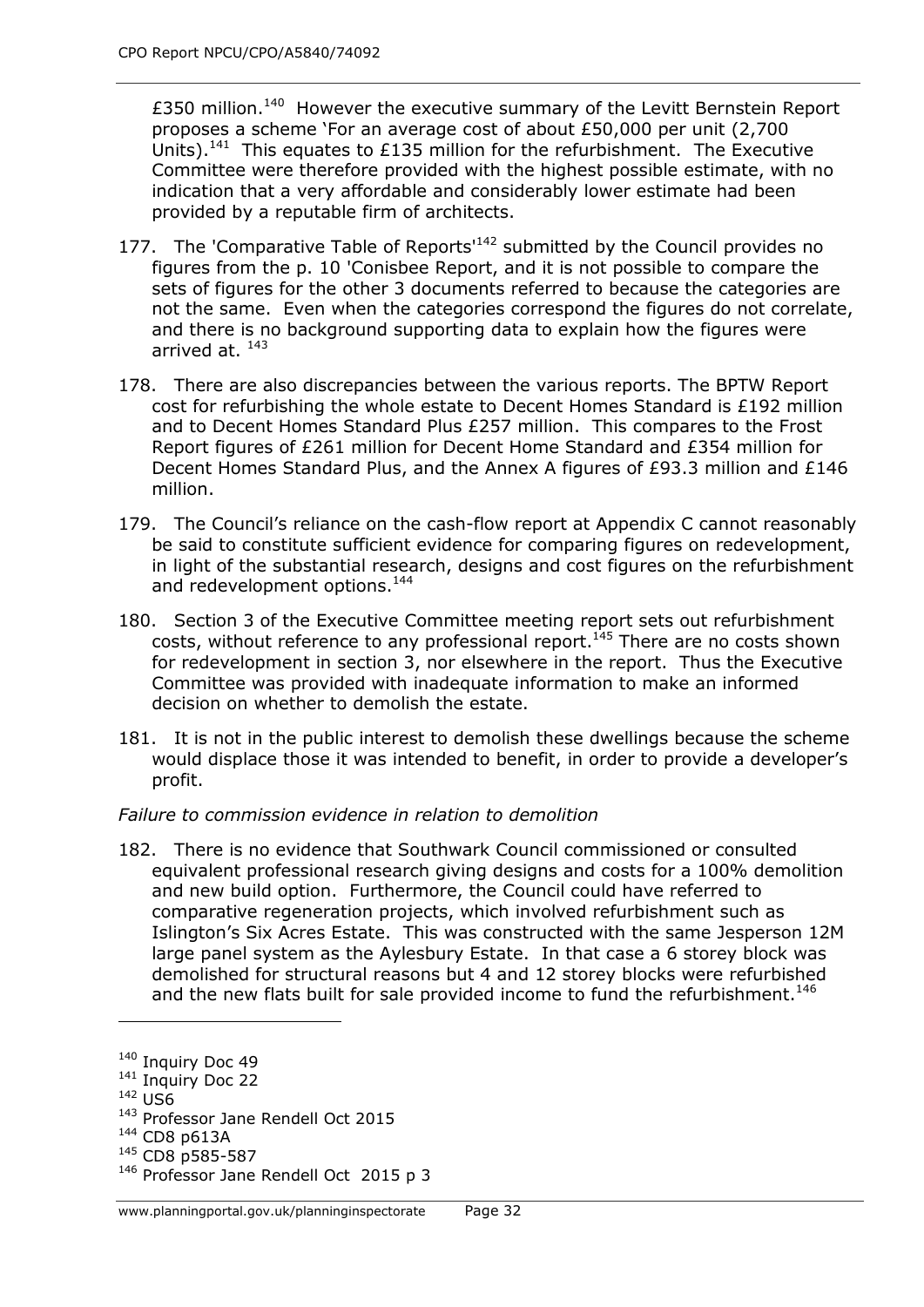£350 million.[140] However the executive summary of the Levitt Bernstein Report proposes a scheme 'For an average cost of about £50,000 per unit (2,700 Units).[141] This equates to £135 million for the refurbishment. The Executive Committee were therefore provided with the highest possible estimate, with no indication that a very affordable and considerably lower estimate had been provided by a reputable firm of architects.

177. The 'Comparative Table of Reports'[142] submitted by the Council provides no figures from the p. 10 'Conisbee Report, and it is not possible to compare the sets of figures for the other 3 documents referred to because the categories are not the same. Even when the categories correspond the figures do not correlate, and there is no background supporting data to explain how the figures were arrived at. [143]

178. There are also discrepancies between the various reports. The BPTW Report cost for refurbishing the whole estate to Decent Homes Standard is £192 million and to Decent Homes Standard Plus £257 million. This compares to the Frost Report figures of £261 million for Decent Home Standard and £354 million for Decent Homes Standard Plus, and the Annex A figures of £93.3 million and £146 million.

179. The Council's reliance on the cash-flow report at Appendix C cannot reasonably be said to constitute sufficient evidence for comparing figures on redevelopment, in light of the substantial research, designs and cost figures on the refurbishment and redevelopment options.[144]

180. Section 3 of the Executive Committee meeting report sets out refurbishment costs, without reference to any professional report.[145] There are no costs shown for redevelopment in section 3, nor elsewhere in the report. Thus the Executive Committee was provided with inadequate information to make an informed decision on whether to demolish the estate.

181. It is not in the public interest to demolish these dwellings because the scheme would displace those it was intended to benefit, in order to provide a developer's profit.

*Failure to commission evidence in relation to demolition*

182. There is no evidence that Southwark Council commissioned or consulted equivalent professional research giving designs and costs for a 100% demolition and new build option. Furthermore, the Council could have referred to comparative regeneration projects, which involved refurbishment such as Islington's Six Acres Estate. This was constructed with the same Jesperson 12M large panel system as the Aylesbury Estate. In that case a 6 storey block was demolished for structural reasons but 4 and 12 storey blocks were refurbished and the new flats built for sale provided income to fund the refurbishment.[146]

---

[140] Inquiry Doc 49
[141] Inquiry Doc 22
[142] US6
[143] Professor Jane Rendell Oct 2015
[144] CD8 p613A
[145] CD8 p585-587
[146] Professor Jane Rendell Oct 2015 p 3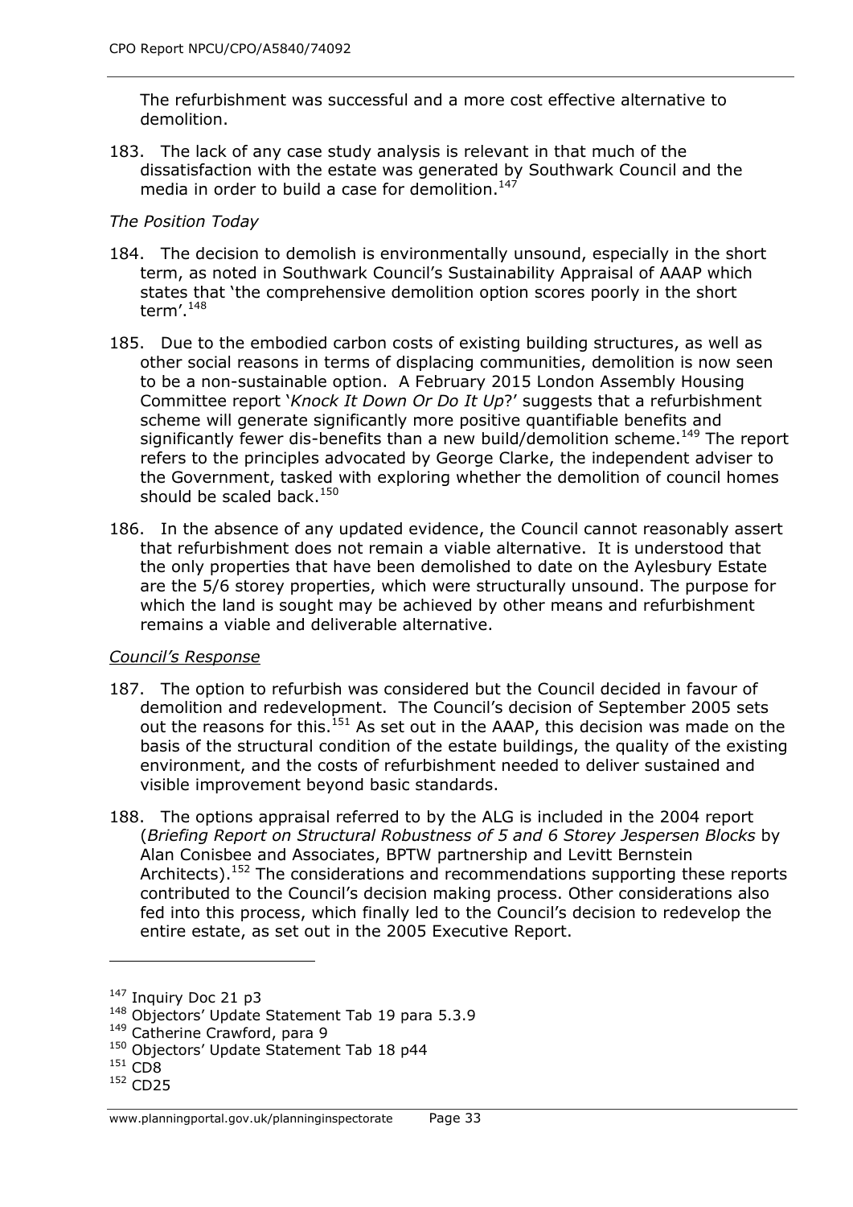The refurbishment was successful and a more cost effective alternative to demolition.

183. The lack of any case study analysis is relevant in that much of the dissatisfaction with the estate was generated by Southwark Council and the media in order to build a case for demolition.[147]

*The Position Today*

184. The decision to demolish is environmentally unsound, especially in the short term, as noted in Southwark Council's Sustainability Appraisal of AAAP which states that 'the comprehensive demolition option scores poorly in the short term'.[148]

185. Due to the embodied carbon costs of existing building structures, as well as other social reasons in terms of displacing communities, demolition is now seen to be a non-sustainable option. A February 2015 London Assembly Housing Committee report '*Knock It Down Or Do It Up*?' suggests that a refurbishment scheme will generate significantly more positive quantifiable benefits and significantly fewer dis-benefits than a new build/demolition scheme.[149] The report refers to the principles advocated by George Clarke, the independent adviser to the Government, tasked with exploring whether the demolition of council homes should be scaled back.[150]

186. In the absence of any updated evidence, the Council cannot reasonably assert that refurbishment does not remain a viable alternative. It is understood that the only properties that have been demolished to date on the Aylesbury Estate are the 5/6 storey properties, which were structurally unsound. The purpose for which the land is sought may be achieved by other means and refurbishment remains a viable and deliverable alternative.

*Council's Response*

187. The option to refurbish was considered but the Council decided in favour of demolition and redevelopment. The Council's decision of September 2005 sets out the reasons for this.[151] As set out in the AAAP, this decision was made on the basis of the structural condition of the estate buildings, the quality of the existing environment, and the costs of refurbishment needed to deliver sustained and visible improvement beyond basic standards.

188. The options appraisal referred to by the ALG is included in the 2004 report (*Briefing Report on Structural Robustness of 5 and 6 Storey Jespersen Blocks* by Alan Conisbee and Associates, BPTW partnership and Levitt Bernstein Architects).[152] The considerations and recommendations supporting these reports contributed to the Council's decision making process. Other considerations also fed into this process, which finally led to the Council's decision to redevelop the entire estate, as set out in the 2005 Executive Report.

---

[147] Inquiry Doc 21 p3
[148] Objectors' Update Statement Tab 19 para 5.3.9
[149] Catherine Crawford, para 9
[150] Objectors' Update Statement Tab 18 p44
[151] CD8
[152] CD25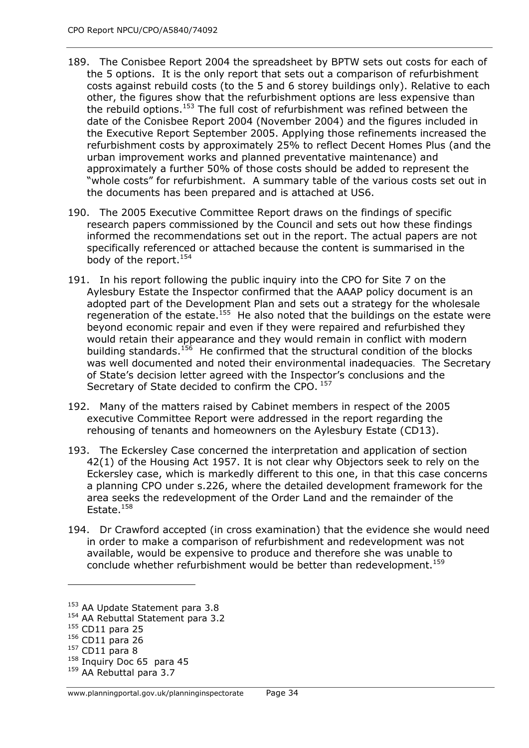189. The Conisbee Report 2004 the spreadsheet by BPTW sets out costs for each of the 5 options. It is the only report that sets out a comparison of refurbishment costs against rebuild costs (to the 5 and 6 storey buildings only). Relative to each other, the figures show that the refurbishment options are less expensive than the rebuild options.[153] The full cost of refurbishment was refined between the date of the Conisbee Report 2004 (November 2004) and the figures included in the Executive Report September 2005. Applying those refinements increased the refurbishment costs by approximately 25% to reflect Decent Homes Plus (and the urban improvement works and planned preventative maintenance) and approximately a further 50% of those costs should be added to represent the "whole costs" for refurbishment. A summary table of the various costs set out in the documents has been prepared and is attached at US6.

190. The 2005 Executive Committee Report draws on the findings of specific research papers commissioned by the Council and sets out how these findings informed the recommendations set out in the report. The actual papers are not specifically referenced or attached because the content is summarised in the body of the report.[154]

191. In his report following the public inquiry into the CPO for Site 7 on the Aylesbury Estate the Inspector confirmed that the AAAP policy document is an adopted part of the Development Plan and sets out a strategy for the wholesale regeneration of the estate.[155] He also noted that the buildings on the estate were beyond economic repair and even if they were repaired and refurbished they would retain their appearance and they would remain in conflict with modern building standards.[156] He confirmed that the structural condition of the blocks was well documented and noted their environmental inadequacies. The Secretary of State's decision letter agreed with the Inspector's conclusions and the Secretary of State decided to confirm the CPO.[157]

192. Many of the matters raised by Cabinet members in respect of the 2005 executive Committee Report were addressed in the report regarding the rehousing of tenants and homeowners on the Aylesbury Estate (CD13).

193. The Eckersley Case concerned the interpretation and application of section 42(1) of the Housing Act 1957. It is not clear why Objectors seek to rely on the Eckersley case, which is markedly different to this one, in that this case concerns a planning CPO under s.226, where the detailed development framework for the area seeks the redevelopment of the Order Land and the remainder of the Estate.[158]

194. Dr Crawford accepted (in cross examination) that the evidence she would need in order to make a comparison of refurbishment and redevelopment was not available, would be expensive to produce and therefore she was unable to conclude whether refurbishment would be better than redevelopment.[159]

---

[153] AA Update Statement para 3.8
[154] AA Rebuttal Statement para 3.2
[155] CD11 para 25
[156] CD11 para 26
[157] CD11 para 8
[158] Inquiry Doc 65 para 45
[159] AA Rebuttal para 3.7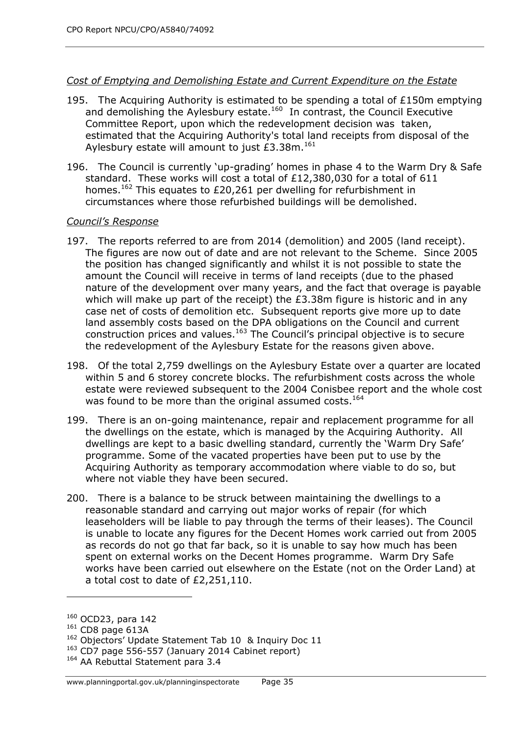*Cost of Emptying and Demolishing Estate and Current Expenditure on the Estate*

195. The Acquiring Authority is estimated to be spending a total of £150m emptying and demolishing the Aylesbury estate.[160] In contrast, the Council Executive Committee Report, upon which the redevelopment decision was taken, estimated that the Acquiring Authority's total land receipts from disposal of the Aylesbury estate will amount to just £3.38m.[161]

196. The Council is currently 'up-grading' homes in phase 4 to the Warm Dry & Safe standard. These works will cost a total of £12,380,030 for a total of 611 homes.[162] This equates to £20,261 per dwelling for refurbishment in circumstances where those refurbished buildings will be demolished.

*Council's Response*

197. The reports referred to are from 2014 (demolition) and 2005 (land receipt). The figures are now out of date and are not relevant to the Scheme. Since 2005 the position has changed significantly and whilst it is not possible to state the amount the Council will receive in terms of land receipts (due to the phased nature of the development over many years, and the fact that overage is payable which will make up part of the receipt) the £3.38m figure is historic and in any case net of costs of demolition etc. Subsequent reports give more up to date land assembly costs based on the DPA obligations on the Council and current construction prices and values.[163] The Council's principal objective is to secure the redevelopment of the Aylesbury Estate for the reasons given above.

198. Of the total 2,759 dwellings on the Aylesbury Estate over a quarter are located within 5 and 6 storey concrete blocks. The refurbishment costs across the whole estate were reviewed subsequent to the 2004 Conisbee report and the whole cost was found to be more than the original assumed costs.[164]

199. There is an on-going maintenance, repair and replacement programme for all the dwellings on the estate, which is managed by the Acquiring Authority. All dwellings are kept to a basic dwelling standard, currently the 'Warm Dry Safe' programme. Some of the vacated properties have been put to use by the Acquiring Authority as temporary accommodation where viable to do so, but where not viable they have been secured.

200. There is a balance to be struck between maintaining the dwellings to a reasonable standard and carrying out major works of repair (for which leaseholders will be liable to pay through the terms of their leases). The Council is unable to locate any figures for the Decent Homes work carried out from 2005 as records do not go that far back, so it is unable to say how much has been spent on external works on the Decent Homes programme. Warm Dry Safe works have been carried out elsewhere on the Estate (not on the Order Land) at a total cost to date of £2,251,110.

---

[160] OCD23, para 142

[161] CD8 page 613A

[162] Objectors' Update Statement Tab 10 & Inquiry Doc 11

[163] CD7 page 556-557 (January 2014 Cabinet report)

[164] AA Rebuttal Statement para 3.4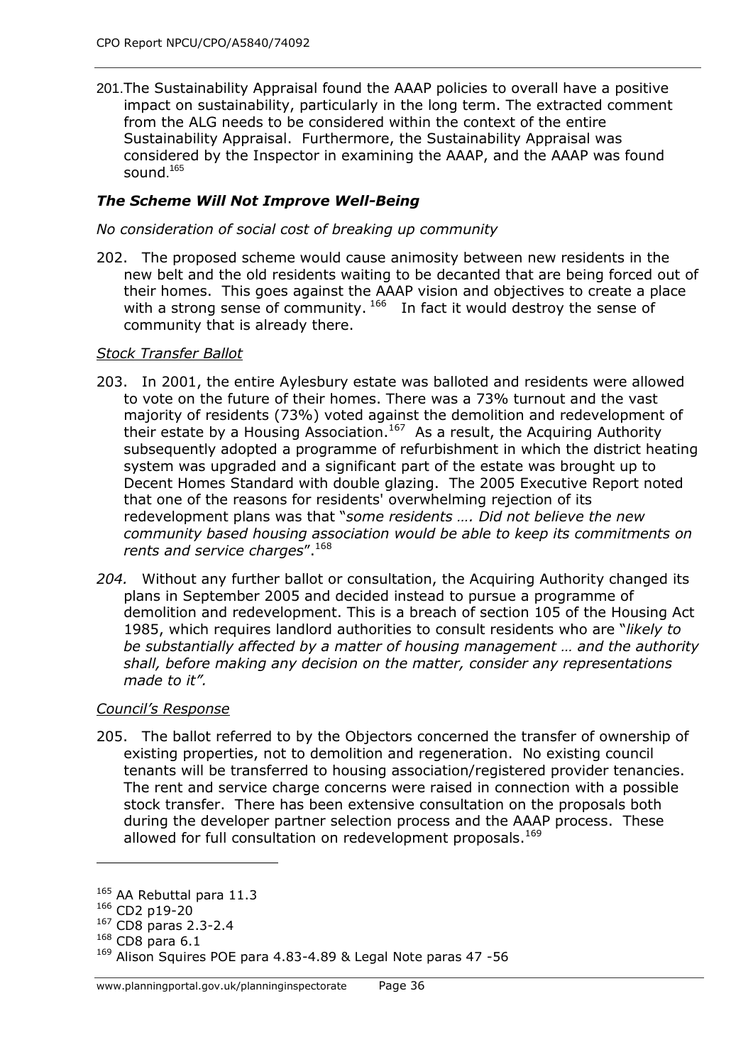201. The Sustainability Appraisal found the AAAP policies to overall have a positive impact on sustainability, particularly in the long term. The extracted comment from the ALG needs to be considered within the context of the entire Sustainability Appraisal. Furthermore, the Sustainability Appraisal was considered by the Inspector in examining the AAAP, and the AAAP was found sound.[165]

### *The Scheme Will Not Improve Well-Being*

*No consideration of social cost of breaking up community*

202. The proposed scheme would cause animosity between new residents in the new belt and the old residents waiting to be decanted that are being forced out of their homes. This goes against the AAAP vision and objectives to create a place with a strong sense of community.[166] In fact it would destroy the sense of community that is already there.

*Stock Transfer Ballot*

203. In 2001, the entire Aylesbury estate was balloted and residents were allowed to vote on the future of their homes. There was a 73% turnout and the vast majority of residents (73%) voted against the demolition and redevelopment of their estate by a Housing Association.[167] As a result, the Acquiring Authority subsequently adopted a programme of refurbishment in which the district heating system was upgraded and a significant part of the estate was brought up to Decent Homes Standard with double glazing. The 2005 Executive Report noted that one of the reasons for residents' overwhelming rejection of its redevelopment plans was that "*some residents …. Did not believe the new community based housing association would be able to keep its commitments on rents and service charges*".[168]

*204.* Without any further ballot or consultation, the Acquiring Authority changed its plans in September 2005 and decided instead to pursue a programme of demolition and redevelopment. This is a breach of section 105 of the Housing Act 1985, which requires landlord authorities to consult residents who are "*likely to be substantially affected by a matter of housing management … and the authority shall, before making any decision on the matter, consider any representations made to it".*

*Council's Response*

205. The ballot referred to by the Objectors concerned the transfer of ownership of existing properties, not to demolition and regeneration. No existing council tenants will be transferred to housing association/registered provider tenancies. The rent and service charge concerns were raised in connection with a possible stock transfer. There has been extensive consultation on the proposals both during the developer partner selection process and the AAAP process. These allowed for full consultation on redevelopment proposals.[169]

---

[165] AA Rebuttal para 11.3
[166] CD2 p19-20
[167] CD8 paras 2.3-2.4
[168] CD8 para 6.1
[169] Alison Squires POE para 4.83-4.89 & Legal Note paras 47 -56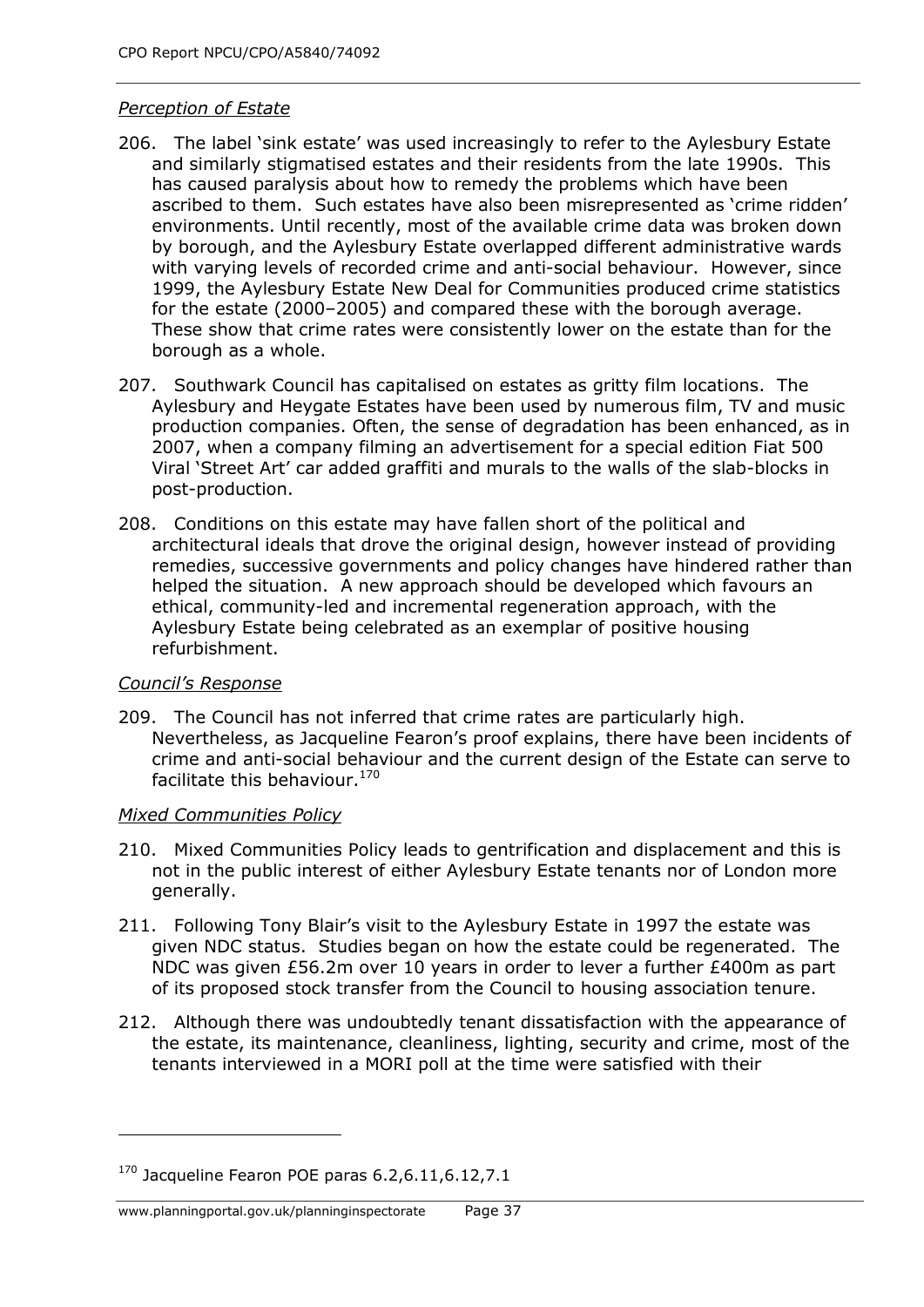*Perception of Estate*

206. The label 'sink estate' was used increasingly to refer to the Aylesbury Estate and similarly stigmatised estates and their residents from the late 1990s. This has caused paralysis about how to remedy the problems which have been ascribed to them. Such estates have also been misrepresented as 'crime ridden' environments. Until recently, most of the available crime data was broken down by borough, and the Aylesbury Estate overlapped different administrative wards with varying levels of recorded crime and anti-social behaviour. However, since 1999, the Aylesbury Estate New Deal for Communities produced crime statistics for the estate (2000–2005) and compared these with the borough average. These show that crime rates were consistently lower on the estate than for the borough as a whole.

207. Southwark Council has capitalised on estates as gritty film locations. The Aylesbury and Heygate Estates have been used by numerous film, TV and music production companies. Often, the sense of degradation has been enhanced, as in 2007, when a company filming an advertisement for a special edition Fiat 500 Viral 'Street Art' car added graffiti and murals to the walls of the slab-blocks in post-production.

208. Conditions on this estate may have fallen short of the political and architectural ideals that drove the original design, however instead of providing remedies, successive governments and policy changes have hindered rather than helped the situation. A new approach should be developed which favours an ethical, community-led and incremental regeneration approach, with the Aylesbury Estate being celebrated as an exemplar of positive housing refurbishment.

*Council's Response*

209. The Council has not inferred that crime rates are particularly high. Nevertheless, as Jacqueline Fearon's proof explains, there have been incidents of crime and anti-social behaviour and the current design of the Estate can serve to facilitate this behaviour.[170]

*Mixed Communities Policy*

210. Mixed Communities Policy leads to gentrification and displacement and this is not in the public interest of either Aylesbury Estate tenants nor of London more generally.

211. Following Tony Blair's visit to the Aylesbury Estate in 1997 the estate was given NDC status. Studies began on how the estate could be regenerated. The NDC was given £56.2m over 10 years in order to lever a further £400m as part of its proposed stock transfer from the Council to housing association tenure.

212. Although there was undoubtedly tenant dissatisfaction with the appearance of the estate, its maintenance, cleanliness, lighting, security and crime, most of the tenants interviewed in a MORI poll at the time were satisfied with their

[170] Jacqueline Fearon POE paras 6.2,6.11,6.12,7.1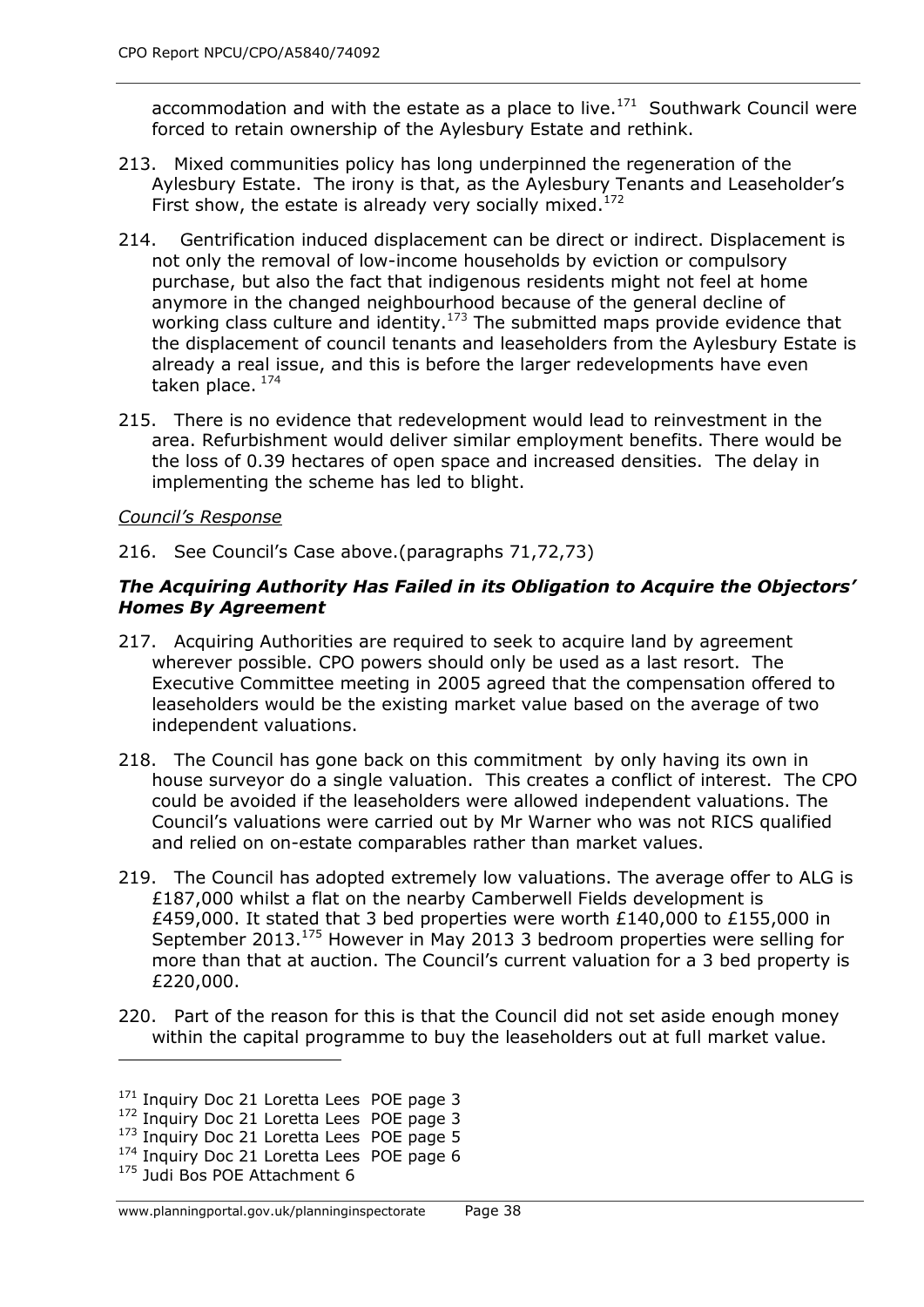accommodation and with the estate as a place to live.[171] Southwark Council were forced to retain ownership of the Aylesbury Estate and rethink.

213. Mixed communities policy has long underpinned the regeneration of the Aylesbury Estate. The irony is that, as the Aylesbury Tenants and Leaseholder's First show, the estate is already very socially mixed.[172]

214. Gentrification induced displacement can be direct or indirect. Displacement is not only the removal of low-income households by eviction or compulsory purchase, but also the fact that indigenous residents might not feel at home anymore in the changed neighbourhood because of the general decline of working class culture and identity.[173] The submitted maps provide evidence that the displacement of council tenants and leaseholders from the Aylesbury Estate is already a real issue, and this is before the larger redevelopments have even taken place.[174]

215. There is no evidence that redevelopment would lead to reinvestment in the area. Refurbishment would deliver similar employment benefits. There would be the loss of 0.39 hectares of open space and increased densities. The delay in implementing the scheme has led to blight.

*Council's Response*

216. See Council's Case above.(paragraphs 71,72,73)

### ***The Acquiring Authority Has Failed in its Obligation to Acquire the Objectors' Homes By Agreement***

217. Acquiring Authorities are required to seek to acquire land by agreement wherever possible. CPO powers should only be used as a last resort. The Executive Committee meeting in 2005 agreed that the compensation offered to leaseholders would be the existing market value based on the average of two independent valuations.

218. The Council has gone back on this commitment by only having its own in house surveyor do a single valuation. This creates a conflict of interest. The CPO could be avoided if the leaseholders were allowed independent valuations. The Council's valuations were carried out by Mr Warner who was not RICS qualified and relied on on-estate comparables rather than market values.

219. The Council has adopted extremely low valuations. The average offer to ALG is £187,000 whilst a flat on the nearby Camberwell Fields development is £459,000. It stated that 3 bed properties were worth £140,000 to £155,000 in September 2013.[175] However in May 2013 3 bedroom properties were selling for more than that at auction. The Council's current valuation for a 3 bed property is £220,000.

220. Part of the reason for this is that the Council did not set aside enough money within the capital programme to buy the leaseholders out at full market value.

---

[171] Inquiry Doc 21 Loretta Lees POE page 3
[172] Inquiry Doc 21 Loretta Lees POE page 3
[173] Inquiry Doc 21 Loretta Lees POE page 5
[174] Inquiry Doc 21 Loretta Lees POE page 6
[175] Judi Bos POE Attachment 6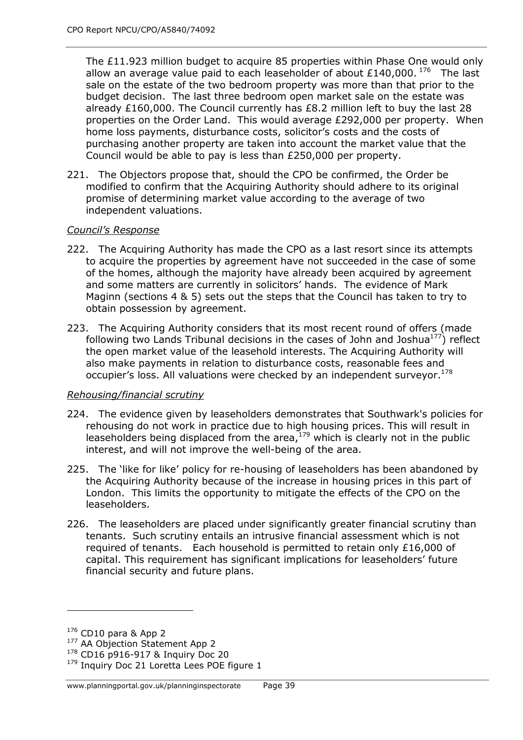The £11.923 million budget to acquire 85 properties within Phase One would only allow an average value paid to each leaseholder of about £140,000. [176] The last sale on the estate of the two bedroom property was more than that prior to the budget decision. The last three bedroom open market sale on the estate was already £160,000. The Council currently has £8.2 million left to buy the last 28 properties on the Order Land. This would average £292,000 per property. When home loss payments, disturbance costs, solicitor's costs and the costs of purchasing another property are taken into account the market value that the Council would be able to pay is less than £250,000 per property.

221. The Objectors propose that, should the CPO be confirmed, the Order be modified to confirm that the Acquiring Authority should adhere to its original promise of determining market value according to the average of two independent valuations.

*Council's Response*

222. The Acquiring Authority has made the CPO as a last resort since its attempts to acquire the properties by agreement have not succeeded in the case of some of the homes, although the majority have already been acquired by agreement and some matters are currently in solicitors' hands. The evidence of Mark Maginn (sections 4 & 5) sets out the steps that the Council has taken to try to obtain possession by agreement.

223. The Acquiring Authority considers that its most recent round of offers (made following two Lands Tribunal decisions in the cases of John and Joshua[177]) reflect the open market value of the leasehold interests. The Acquiring Authority will also make payments in relation to disturbance costs, reasonable fees and occupier's loss. All valuations were checked by an independent surveyor.[178]

*Rehousing/financial scrutiny*

224. The evidence given by leaseholders demonstrates that Southwark's policies for rehousing do not work in practice due to high housing prices. This will result in leaseholders being displaced from the area,[179] which is clearly not in the public interest, and will not improve the well-being of the area.

225. The 'like for like' policy for re-housing of leaseholders has been abandoned by the Acquiring Authority because of the increase in housing prices in this part of London. This limits the opportunity to mitigate the effects of the CPO on the leaseholders.

226. The leaseholders are placed under significantly greater financial scrutiny than tenants. Such scrutiny entails an intrusive financial assessment which is not required of tenants. Each household is permitted to retain only £16,000 of capital. This requirement has significant implications for leaseholders' future financial security and future plans.

---

[176] CD10 para & App 2

[177] AA Objection Statement App 2

[178] CD16 p916-917 & Inquiry Doc 20

[179] Inquiry Doc 21 Loretta Lees POE figure 1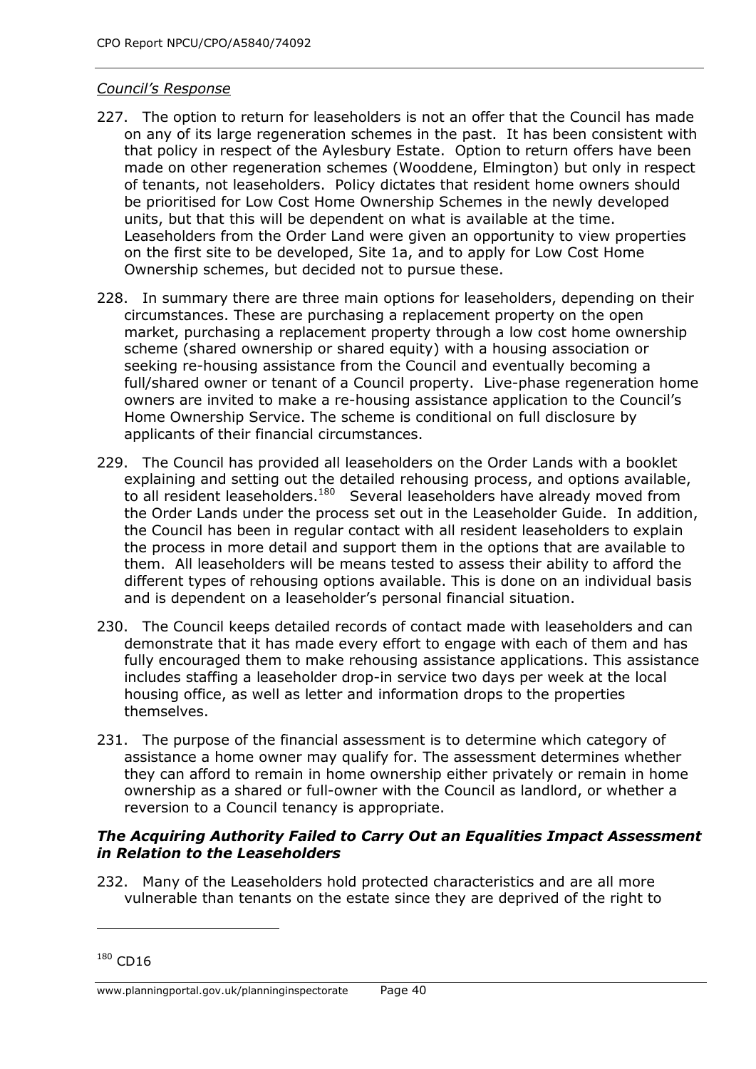*Council's Response*

227. The option to return for leaseholders is not an offer that the Council has made on any of its large regeneration schemes in the past. It has been consistent with that policy in respect of the Aylesbury Estate. Option to return offers have been made on other regeneration schemes (Wooddene, Elmington) but only in respect of tenants, not leaseholders. Policy dictates that resident home owners should be prioritised for Low Cost Home Ownership Schemes in the newly developed units, but that this will be dependent on what is available at the time. Leaseholders from the Order Land were given an opportunity to view properties on the first site to be developed, Site 1a, and to apply for Low Cost Home Ownership schemes, but decided not to pursue these.

228. In summary there are three main options for leaseholders, depending on their circumstances. These are purchasing a replacement property on the open market, purchasing a replacement property through a low cost home ownership scheme (shared ownership or shared equity) with a housing association or seeking re-housing assistance from the Council and eventually becoming a full/shared owner or tenant of a Council property. Live-phase regeneration home owners are invited to make a re-housing assistance application to the Council's Home Ownership Service. The scheme is conditional on full disclosure by applicants of their financial circumstances.

229. The Council has provided all leaseholders on the Order Lands with a booklet explaining and setting out the detailed rehousing process, and options available, to all resident leaseholders.[180] Several leaseholders have already moved from the Order Lands under the process set out in the Leaseholder Guide. In addition, the Council has been in regular contact with all resident leaseholders to explain the process in more detail and support them in the options that are available to them. All leaseholders will be means tested to assess their ability to afford the different types of rehousing options available. This is done on an individual basis and is dependent on a leaseholder's personal financial situation.

230. The Council keeps detailed records of contact made with leaseholders and can demonstrate that it has made every effort to engage with each of them and has fully encouraged them to make rehousing assistance applications. This assistance includes staffing a leaseholder drop-in service two days per week at the local housing office, as well as letter and information drops to the properties themselves.

231. The purpose of the financial assessment is to determine which category of assistance a home owner may qualify for. The assessment determines whether they can afford to remain in home ownership either privately or remain in home ownership as a shared or full-owner with the Council as landlord, or whether a reversion to a Council tenancy is appropriate.

### *The Acquiring Authority Failed to Carry Out an Equalities Impact Assessment in Relation to the Leaseholders*

232. Many of the Leaseholders hold protected characteristics and are all more vulnerable than tenants on the estate since they are deprived of the right to

[180] CD16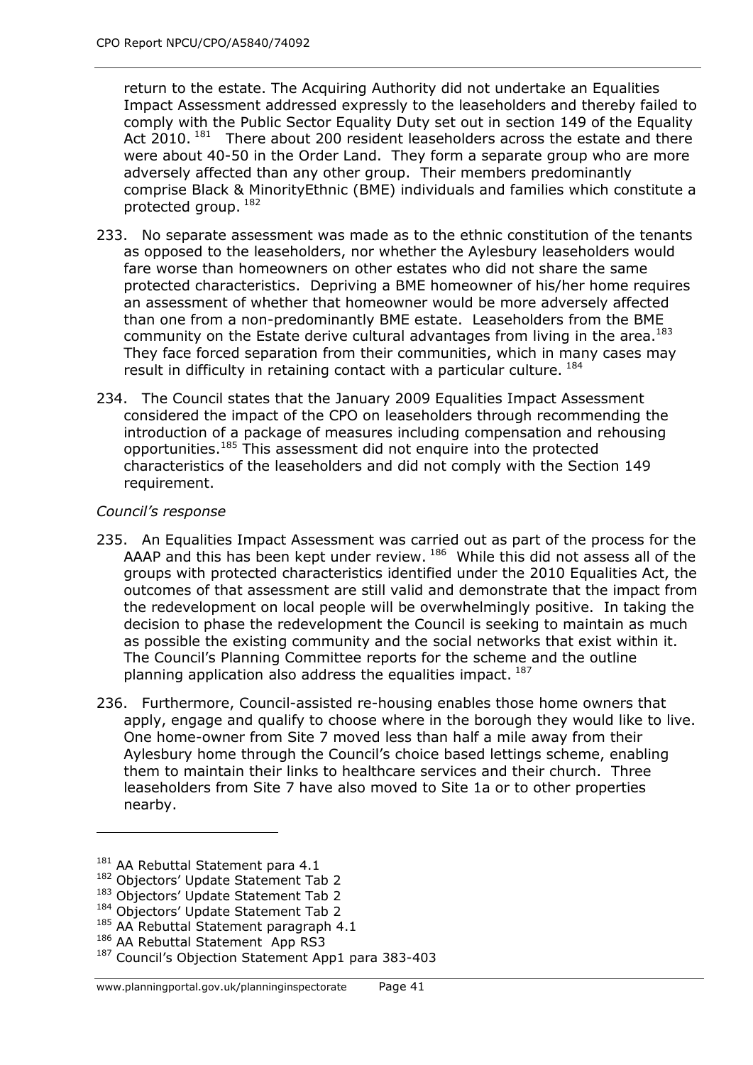return to the estate. The Acquiring Authority did not undertake an Equalities Impact Assessment addressed expressly to the leaseholders and thereby failed to comply with the Public Sector Equality Duty set out in section 149 of the Equality Act 2010. [181] There about 200 resident leaseholders across the estate and there were about 40-50 in the Order Land. They form a separate group who are more adversely affected than any other group. Their members predominantly comprise Black & MinorityEthnic (BME) individuals and families which constitute a protected group. [182]

233. No separate assessment was made as to the ethnic constitution of the tenants as opposed to the leaseholders, nor whether the Aylesbury leaseholders would fare worse than homeowners on other estates who did not share the same protected characteristics. Depriving a BME homeowner of his/her home requires an assessment of whether that homeowner would be more adversely affected than one from a non-predominantly BME estate. Leaseholders from the BME community on the Estate derive cultural advantages from living in the area.[183] They face forced separation from their communities, which in many cases may result in difficulty in retaining contact with a particular culture. [184]

234. The Council states that the January 2009 Equalities Impact Assessment considered the impact of the CPO on leaseholders through recommending the introduction of a package of measures including compensation and rehousing opportunities.[185] This assessment did not enquire into the protected characteristics of the leaseholders and did not comply with the Section 149 requirement.

*Council's response*

235. An Equalities Impact Assessment was carried out as part of the process for the AAAP and this has been kept under review. [186] While this did not assess all of the groups with protected characteristics identified under the 2010 Equalities Act, the outcomes of that assessment are still valid and demonstrate that the impact from the redevelopment on local people will be overwhelmingly positive. In taking the decision to phase the redevelopment the Council is seeking to maintain as much as possible the existing community and the social networks that exist within it. The Council's Planning Committee reports for the scheme and the outline planning application also address the equalities impact. [187]

236. Furthermore, Council-assisted re-housing enables those home owners that apply, engage and qualify to choose where in the borough they would like to live. One home-owner from Site 7 moved less than half a mile away from their Aylesbury home through the Council's choice based lettings scheme, enabling them to maintain their links to healthcare services and their church. Three leaseholders from Site 7 have also moved to Site 1a or to other properties nearby.

---

[181] AA Rebuttal Statement para 4.1
[182] Objectors' Update Statement Tab 2
[183] Objectors' Update Statement Tab 2
[184] Objectors' Update Statement Tab 2
[185] AA Rebuttal Statement paragraph 4.1
[186] AA Rebuttal Statement App RS3
[187] Council's Objection Statement App1 para 383-403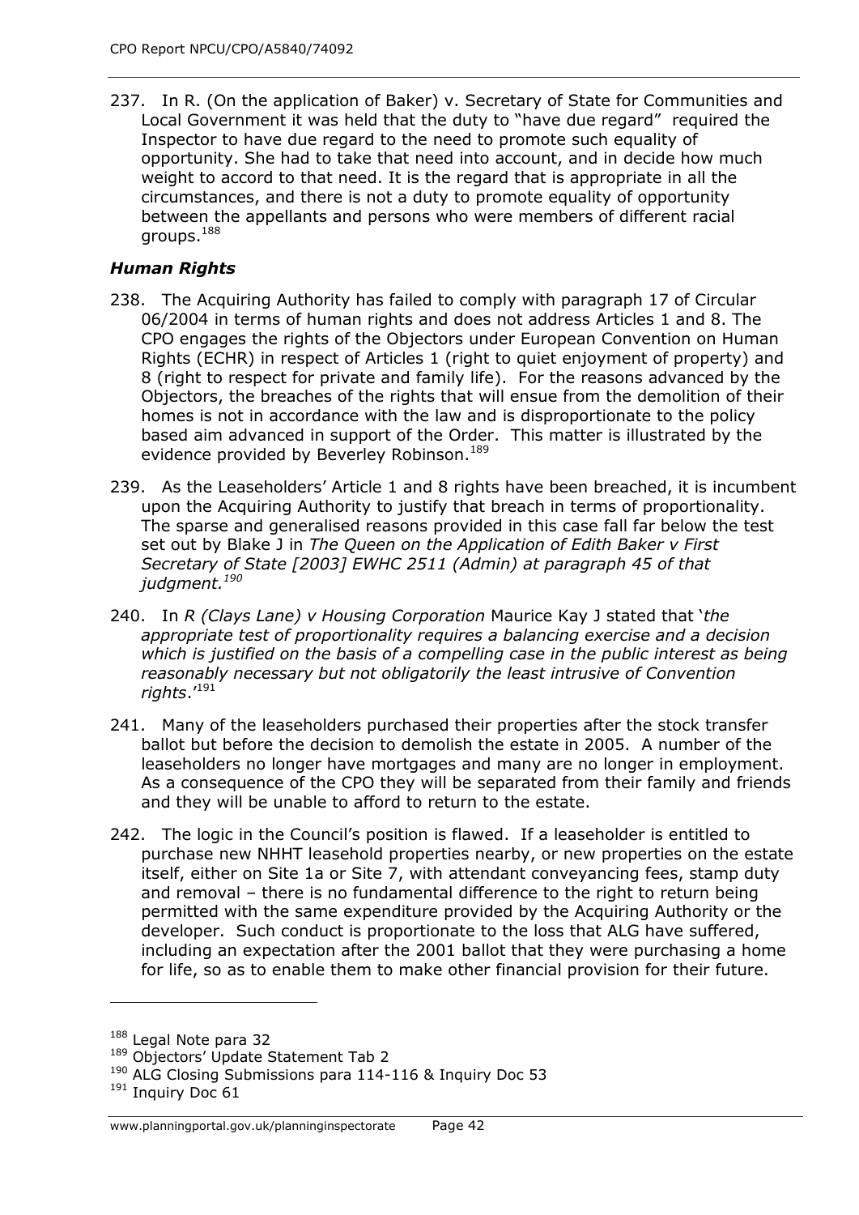237. In R. (On the application of Baker) v. Secretary of State for Communities and Local Government it was held that the duty to "have due regard" required the Inspector to have due regard to the need to promote such equality of opportunity. She had to take that need into account, and in decide how much weight to accord to that need. It is the regard that is appropriate in all the circumstances, and there is not a duty to promote equality of opportunity between the appellants and persons who were members of different racial groups.[188]

### *Human Rights*

238. The Acquiring Authority has failed to comply with paragraph 17 of Circular 06/2004 in terms of human rights and does not address Articles 1 and 8. The CPO engages the rights of the Objectors under European Convention on Human Rights (ECHR) in respect of Articles 1 (right to quiet enjoyment of property) and 8 (right to respect for private and family life). For the reasons advanced by the Objectors, the breaches of the rights that will ensue from the demolition of their homes is not in accordance with the law and is disproportionate to the policy based aim advanced in support of the Order. This matter is illustrated by the evidence provided by Beverley Robinson.[189]

239. As the Leaseholders' Article 1 and 8 rights have been breached, it is incumbent upon the Acquiring Authority to justify that breach in terms of proportionality. The sparse and generalised reasons provided in this case fall far below the test set out by Blake J in *The Queen on the Application of Edith Baker v First Secretary of State [2003] EWHC 2511 (Admin) at paragraph 45 of that judgment.*[190]

240. In *R (Clays Lane) v Housing Corporation* Maurice Kay J stated that '*the appropriate test of proportionality requires a balancing exercise and a decision which is justified on the basis of a compelling case in the public interest as being reasonably necessary but not obligatorily the least intrusive of Convention rights*.'[191]

241. Many of the leaseholders purchased their properties after the stock transfer ballot but before the decision to demolish the estate in 2005. A number of the leaseholders no longer have mortgages and many are no longer in employment. As a consequence of the CPO they will be separated from their family and friends and they will be unable to afford to return to the estate.

242. The logic in the Council's position is flawed. If a leaseholder is entitled to purchase new NHHT leasehold properties nearby, or new properties on the estate itself, either on Site 1a or Site 7, with attendant conveyancing fees, stamp duty and removal – there is no fundamental difference to the right to return being permitted with the same expenditure provided by the Acquiring Authority or the developer. Such conduct is proportionate to the loss that ALG have suffered, including an expectation after the 2001 ballot that they were purchasing a home for life, so as to enable them to make other financial provision for their future.

---

[188] Legal Note para 32

[189] Objectors' Update Statement Tab 2

[190] ALG Closing Submissions para 114-116 & Inquiry Doc 53

[191] Inquiry Doc 61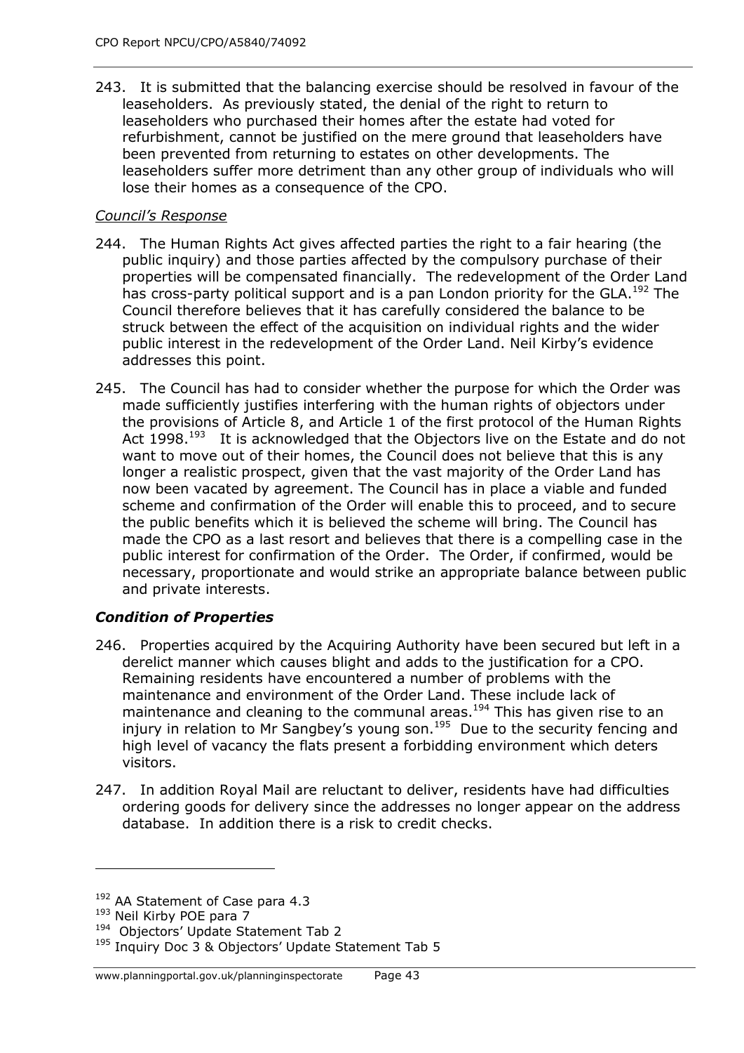243. It is submitted that the balancing exercise should be resolved in favour of the leaseholders. As previously stated, the denial of the right to return to leaseholders who purchased their homes after the estate had voted for refurbishment, cannot be justified on the mere ground that leaseholders have been prevented from returning to estates on other developments. The leaseholders suffer more detriment than any other group of individuals who will lose their homes as a consequence of the CPO.

*Council's Response*

244. The Human Rights Act gives affected parties the right to a fair hearing (the public inquiry) and those parties affected by the compulsory purchase of their properties will be compensated financially. The redevelopment of the Order Land has cross-party political support and is a pan London priority for the GLA.[192] The Council therefore believes that it has carefully considered the balance to be struck between the effect of the acquisition on individual rights and the wider public interest in the redevelopment of the Order Land. Neil Kirby's evidence addresses this point.

245. The Council has had to consider whether the purpose for which the Order was made sufficiently justifies interfering with the human rights of objectors under the provisions of Article 8, and Article 1 of the first protocol of the Human Rights Act 1998.[193] It is acknowledged that the Objectors live on the Estate and do not want to move out of their homes, the Council does not believe that this is any longer a realistic prospect, given that the vast majority of the Order Land has now been vacated by agreement. The Council has in place a viable and funded scheme and confirmation of the Order will enable this to proceed, and to secure the public benefits which it is believed the scheme will bring. The Council has made the CPO as a last resort and believes that there is a compelling case in the public interest for confirmation of the Order. The Order, if confirmed, would be necessary, proportionate and would strike an appropriate balance between public and private interests.

### *Condition of Properties*

246. Properties acquired by the Acquiring Authority have been secured but left in a derelict manner which causes blight and adds to the justification for a CPO. Remaining residents have encountered a number of problems with the maintenance and environment of the Order Land. These include lack of maintenance and cleaning to the communal areas.[194] This has given rise to an injury in relation to Mr Sangbey's young son.[195] Due to the security fencing and high level of vacancy the flats present a forbidding environment which deters visitors.

247. In addition Royal Mail are reluctant to deliver, residents have had difficulties ordering goods for delivery since the addresses no longer appear on the address database. In addition there is a risk to credit checks.

---

[192] AA Statement of Case para 4.3

[193] Neil Kirby POE para 7

[194] Objectors' Update Statement Tab 2

[195] Inquiry Doc 3 & Objectors' Update Statement Tab 5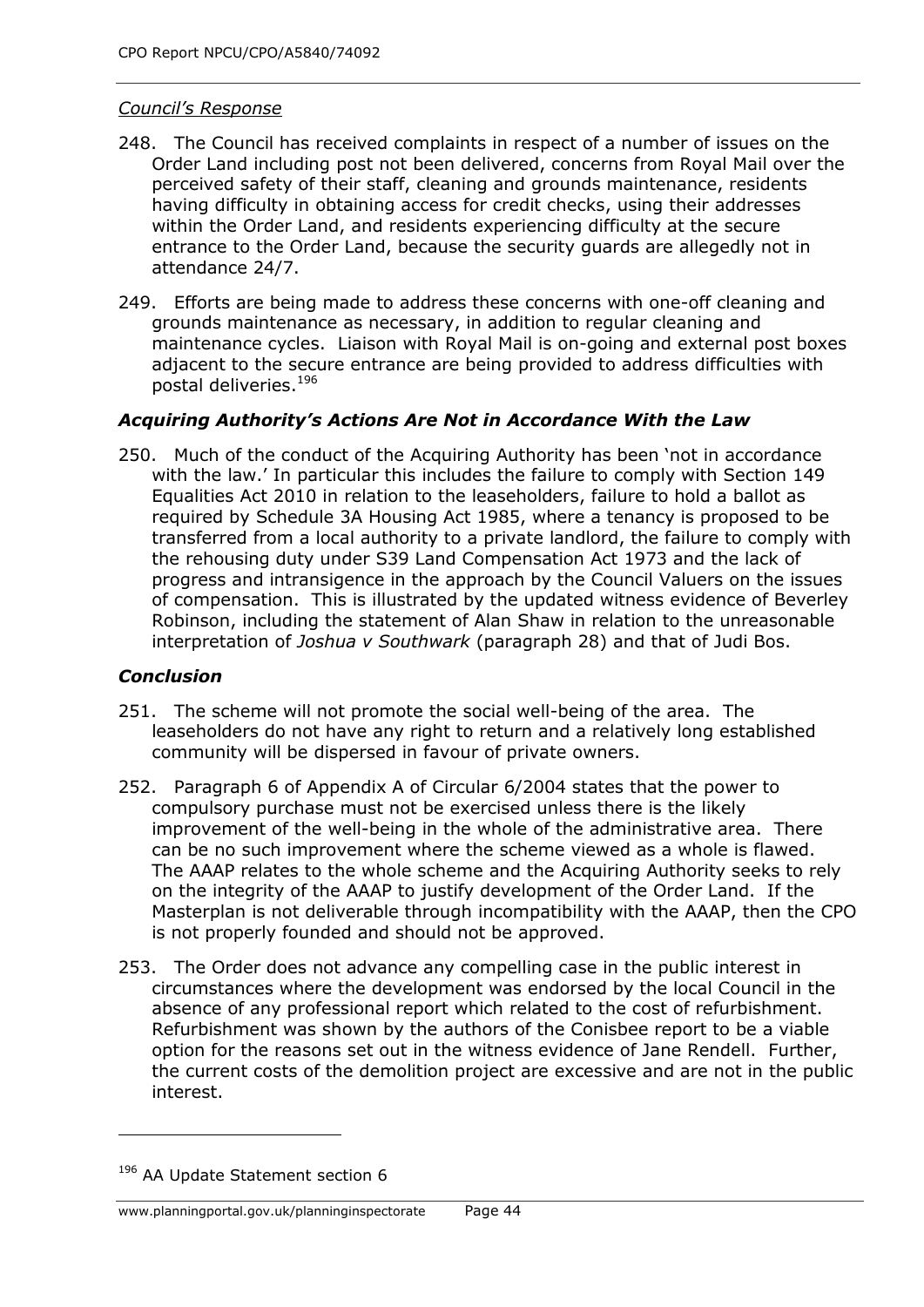*Council's Response*

248. The Council has received complaints in respect of a number of issues on the Order Land including post not been delivered, concerns from Royal Mail over the perceived safety of their staff, cleaning and grounds maintenance, residents having difficulty in obtaining access for credit checks, using their addresses within the Order Land, and residents experiencing difficulty at the secure entrance to the Order Land, because the security guards are allegedly not in attendance 24/7.

249. Efforts are being made to address these concerns with one-off cleaning and grounds maintenance as necessary, in addition to regular cleaning and maintenance cycles. Liaison with Royal Mail is on-going and external post boxes adjacent to the secure entrance are being provided to address difficulties with postal deliveries.[196]

### *Acquiring Authority's Actions Are Not in Accordance With the Law*

250. Much of the conduct of the Acquiring Authority has been 'not in accordance with the law.' In particular this includes the failure to comply with Section 149 Equalities Act 2010 in relation to the leaseholders, failure to hold a ballot as required by Schedule 3A Housing Act 1985, where a tenancy is proposed to be transferred from a local authority to a private landlord, the failure to comply with the rehousing duty under S39 Land Compensation Act 1973 and the lack of progress and intransigence in the approach by the Council Valuers on the issues of compensation. This is illustrated by the updated witness evidence of Beverley Robinson, including the statement of Alan Shaw in relation to the unreasonable interpretation of *Joshua v Southwark* (paragraph 28) and that of Judi Bos.

### *Conclusion*

251. The scheme will not promote the social well-being of the area. The leaseholders do not have any right to return and a relatively long established community will be dispersed in favour of private owners.

252. Paragraph 6 of Appendix A of Circular 6/2004 states that the power to compulsory purchase must not be exercised unless there is the likely improvement of the well-being in the whole of the administrative area. There can be no such improvement where the scheme viewed as a whole is flawed. The AAAP relates to the whole scheme and the Acquiring Authority seeks to rely on the integrity of the AAAP to justify development of the Order Land. If the Masterplan is not deliverable through incompatibility with the AAAP, then the CPO is not properly founded and should not be approved.

253. The Order does not advance any compelling case in the public interest in circumstances where the development was endorsed by the local Council in the absence of any professional report which related to the cost of refurbishment. Refurbishment was shown by the authors of the Conisbee report to be a viable option for the reasons set out in the witness evidence of Jane Rendell. Further, the current costs of the demolition project are excessive and are not in the public interest.

[196] AA Update Statement section 6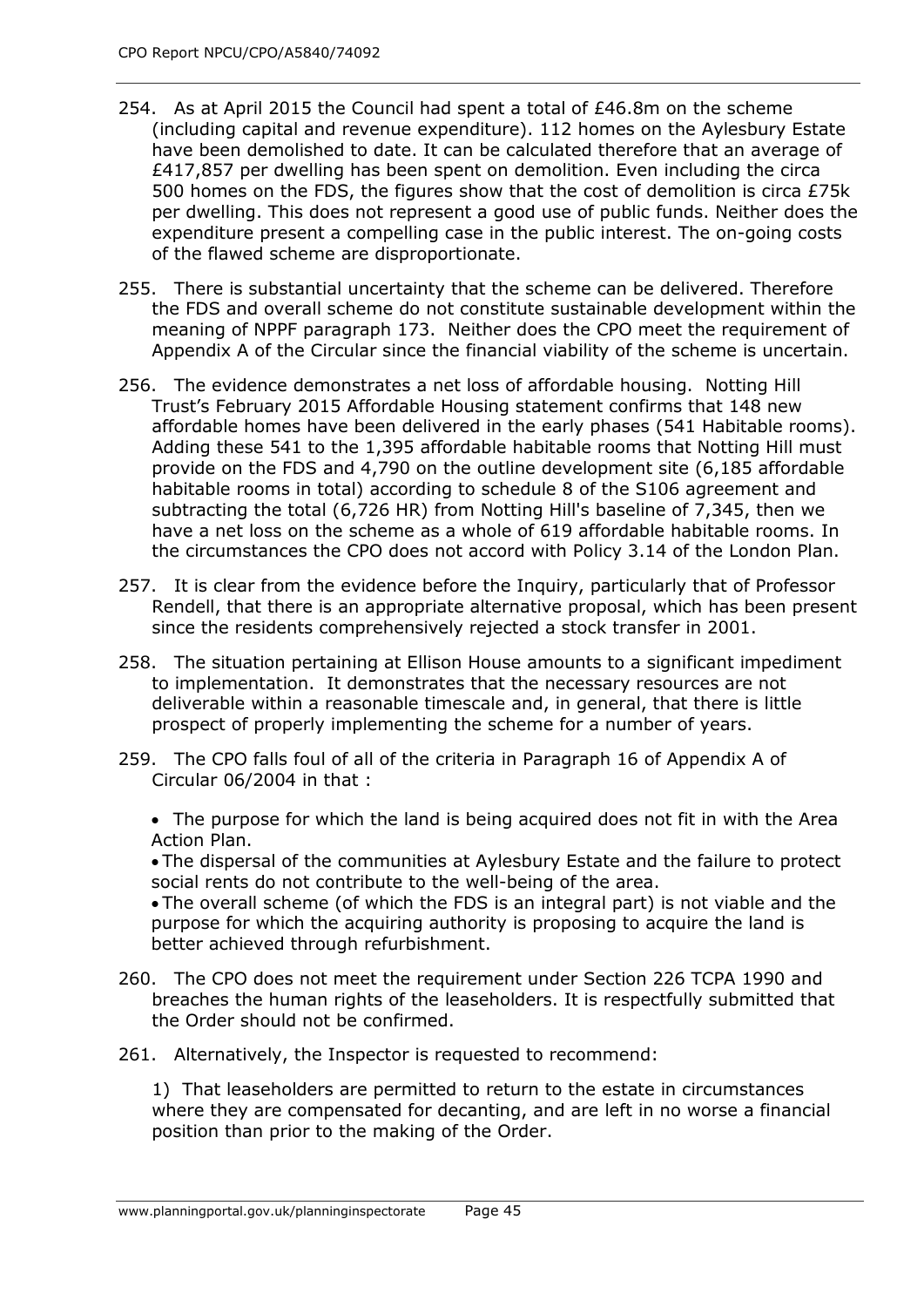254. As at April 2015 the Council had spent a total of £46.8m on the scheme (including capital and revenue expenditure). 112 homes on the Aylesbury Estate have been demolished to date. It can be calculated therefore that an average of £417,857 per dwelling has been spent on demolition. Even including the circa 500 homes on the FDS, the figures show that the cost of demolition is circa £75k per dwelling. This does not represent a good use of public funds. Neither does the expenditure present a compelling case in the public interest. The on-going costs of the flawed scheme are disproportionate.

255. There is substantial uncertainty that the scheme can be delivered. Therefore the FDS and overall scheme do not constitute sustainable development within the meaning of NPPF paragraph 173. Neither does the CPO meet the requirement of Appendix A of the Circular since the financial viability of the scheme is uncertain.

256. The evidence demonstrates a net loss of affordable housing. Notting Hill Trust's February 2015 Affordable Housing statement confirms that 148 new affordable homes have been delivered in the early phases (541 Habitable rooms). Adding these 541 to the 1,395 affordable habitable rooms that Notting Hill must provide on the FDS and 4,790 on the outline development site (6,185 affordable habitable rooms in total) according to schedule 8 of the S106 agreement and subtracting the total (6,726 HR) from Notting Hill's baseline of 7,345, then we have a net loss on the scheme as a whole of 619 affordable habitable rooms. In the circumstances the CPO does not accord with Policy 3.14 of the London Plan.

257. It is clear from the evidence before the Inquiry, particularly that of Professor Rendell, that there is an appropriate alternative proposal, which has been present since the residents comprehensively rejected a stock transfer in 2001.

258. The situation pertaining at Ellison House amounts to a significant impediment to implementation. It demonstrates that the necessary resources are not deliverable within a reasonable timescale and, in general, that there is little prospect of properly implementing the scheme for a number of years.

259. The CPO falls foul of all of the criteria in Paragraph 16 of Appendix A of Circular 06/2004 in that :

- The purpose for which the land is being acquired does not fit in with the Area Action Plan.
- The dispersal of the communities at Aylesbury Estate and the failure to protect social rents do not contribute to the well-being of the area.
- The overall scheme (of which the FDS is an integral part) is not viable and the purpose for which the acquiring authority is proposing to acquire the land is better achieved through refurbishment.

260. The CPO does not meet the requirement under Section 226 TCPA 1990 and breaches the human rights of the leaseholders. It is respectfully submitted that the Order should not be confirmed.

261. Alternatively, the Inspector is requested to recommend:

1) That leaseholders are permitted to return to the estate in circumstances where they are compensated for decanting, and are left in no worse a financial position than prior to the making of the Order.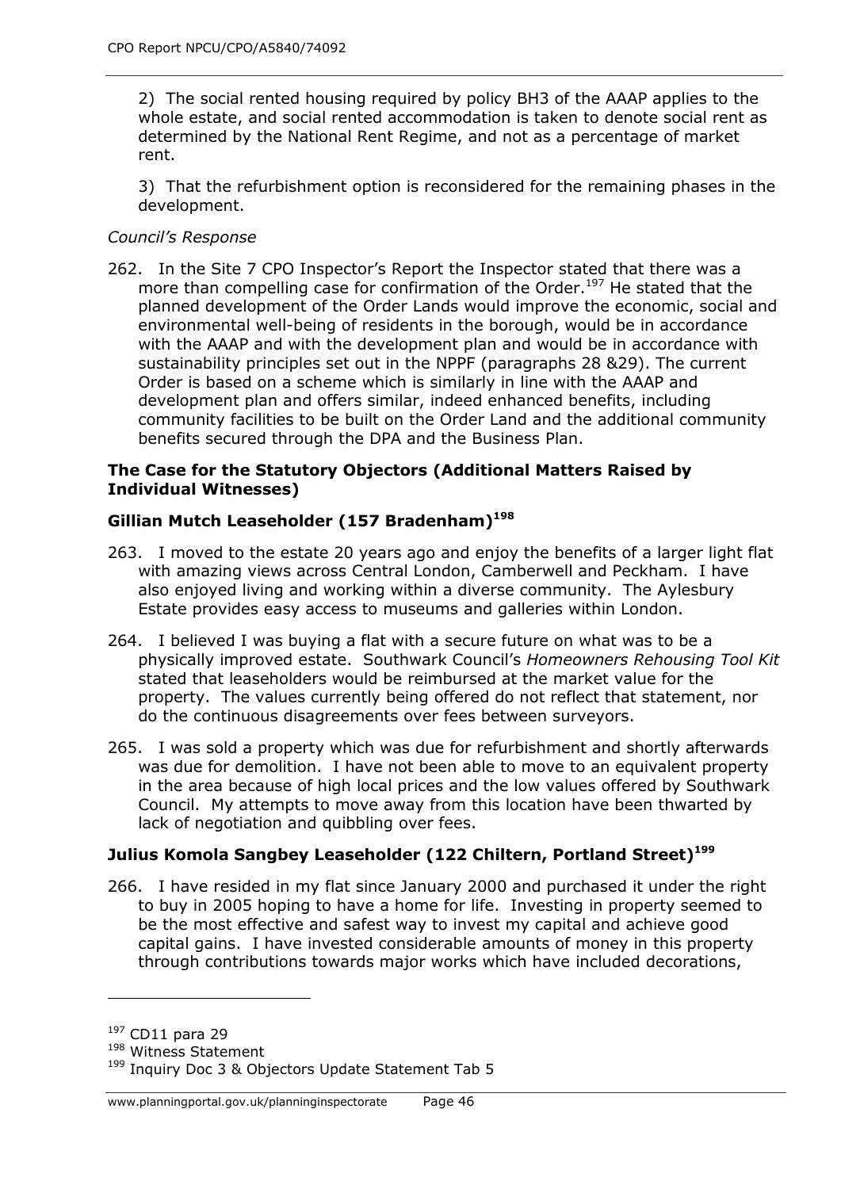2) The social rented housing required by policy BH3 of the AAAP applies to the whole estate, and social rented accommodation is taken to denote social rent as determined by the National Rent Regime, and not as a percentage of market rent.

3) That the refurbishment option is reconsidered for the remaining phases in the development.

*Council's Response*

262. In the Site 7 CPO Inspector's Report the Inspector stated that there was a more than compelling case for confirmation of the Order.[197] He stated that the planned development of the Order Lands would improve the economic, social and environmental well-being of residents in the borough, would be in accordance with the AAAP and with the development plan and would be in accordance with sustainability principles set out in the NPPF (paragraphs 28 &29). The current Order is based on a scheme which is similarly in line with the AAAP and development plan and offers similar, indeed enhanced benefits, including community facilities to be built on the Order Land and the additional community benefits secured through the DPA and the Business Plan.

**The Case for the Statutory Objectors (Additional Matters Raised by Individual Witnesses)**

**Gillian Mutch Leaseholder (157 Bradenham)[198]**

263. I moved to the estate 20 years ago and enjoy the benefits of a larger light flat with amazing views across Central London, Camberwell and Peckham. I have also enjoyed living and working within a diverse community. The Aylesbury Estate provides easy access to museums and galleries within London.

264. I believed I was buying a flat with a secure future on what was to be a physically improved estate. Southwark Council's *Homeowners Rehousing Tool Kit* stated that leaseholders would be reimbursed at the market value for the property. The values currently being offered do not reflect that statement, nor do the continuous disagreements over fees between surveyors.

265. I was sold a property which was due for refurbishment and shortly afterwards was due for demolition. I have not been able to move to an equivalent property in the area because of high local prices and the low values offered by Southwark Council. My attempts to move away from this location have been thwarted by lack of negotiation and quibbling over fees.

**Julius Komola Sangbey Leaseholder (122 Chiltern, Portland Street)[199]**

266. I have resided in my flat since January 2000 and purchased it under the right to buy in 2005 hoping to have a home for life. Investing in property seemed to be the most effective and safest way to invest my capital and achieve good capital gains. I have invested considerable amounts of money in this property through contributions towards major works which have included decorations,

---

[197] CD11 para 29

[198] Witness Statement

[199] Inquiry Doc 3 & Objectors Update Statement Tab 5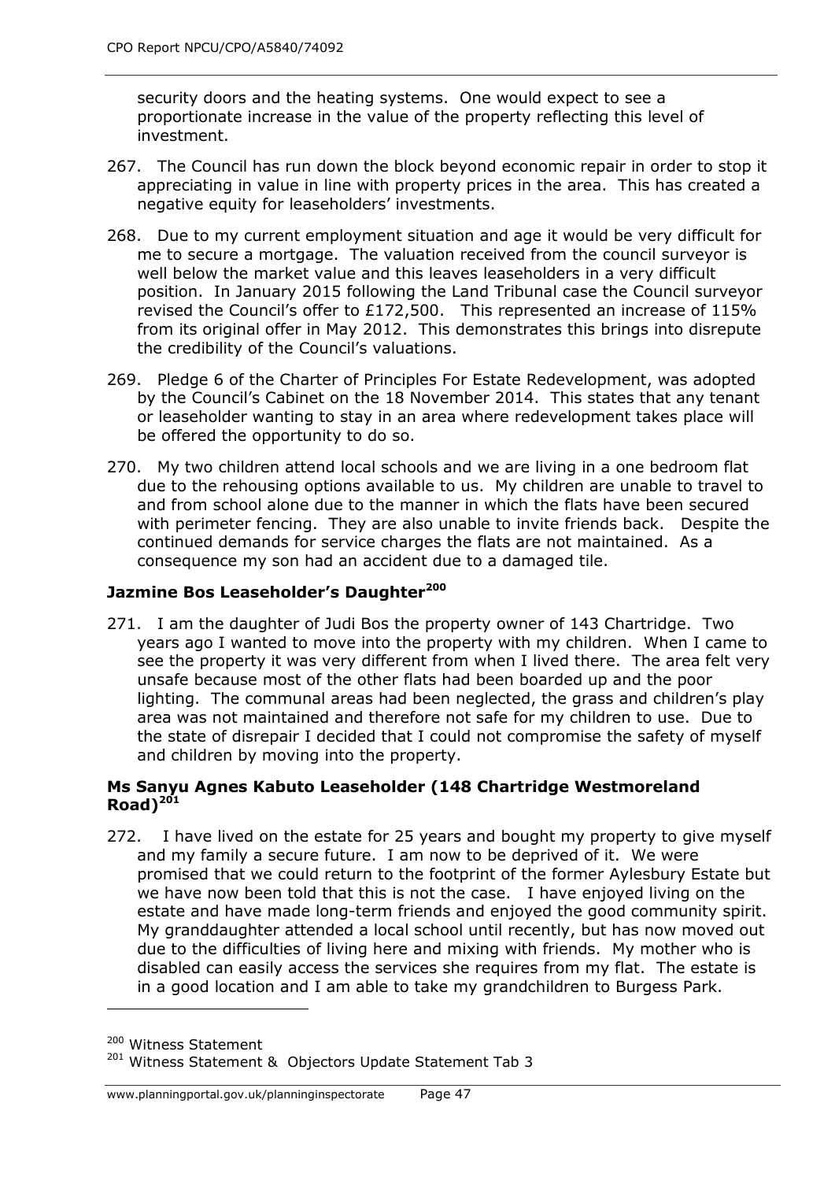security doors and the heating systems. One would expect to see a proportionate increase in the value of the property reflecting this level of investment.

267. The Council has run down the block beyond economic repair in order to stop it appreciating in value in line with property prices in the area. This has created a negative equity for leaseholders' investments.

268. Due to my current employment situation and age it would be very difficult for me to secure a mortgage. The valuation received from the council surveyor is well below the market value and this leaves leaseholders in a very difficult position. In January 2015 following the Land Tribunal case the Council surveyor revised the Council's offer to £172,500. This represented an increase of 115% from its original offer in May 2012. This demonstrates this brings into disrepute the credibility of the Council's valuations.

269. Pledge 6 of the Charter of Principles For Estate Redevelopment, was adopted by the Council's Cabinet on the 18 November 2014. This states that any tenant or leaseholder wanting to stay in an area where redevelopment takes place will be offered the opportunity to do so.

270. My two children attend local schools and we are living in a one bedroom flat due to the rehousing options available to us. My children are unable to travel to and from school alone due to the manner in which the flats have been secured with perimeter fencing. They are also unable to invite friends back. Despite the continued demands for service charges the flats are not maintained. As a consequence my son had an accident due to a damaged tile.

### Jazmine Bos Leaseholder's Daughter[200]

271. I am the daughter of Judi Bos the property owner of 143 Chartridge. Two years ago I wanted to move into the property with my children. When I came to see the property it was very different from when I lived there. The area felt very unsafe because most of the other flats had been boarded up and the poor lighting. The communal areas had been neglected, the grass and children's play area was not maintained and therefore not safe for my children to use. Due to the state of disrepair I decided that I could not compromise the safety of myself and children by moving into the property.

### Ms Sanyu Agnes Kabuto Leaseholder (148 Chartridge Westmoreland Road)[201]

272. I have lived on the estate for 25 years and bought my property to give myself and my family a secure future. I am now to be deprived of it. We were promised that we could return to the footprint of the former Aylesbury Estate but we have now been told that this is not the case. I have enjoyed living on the estate and have made long-term friends and enjoyed the good community spirit. My granddaughter attended a local school until recently, but has now moved out due to the difficulties of living here and mixing with friends. My mother who is disabled can easily access the services she requires from my flat. The estate is in a good location and I am able to take my grandchildren to Burgess Park.

---

[200] Witness Statement

[201] Witness Statement & Objectors Update Statement Tab 3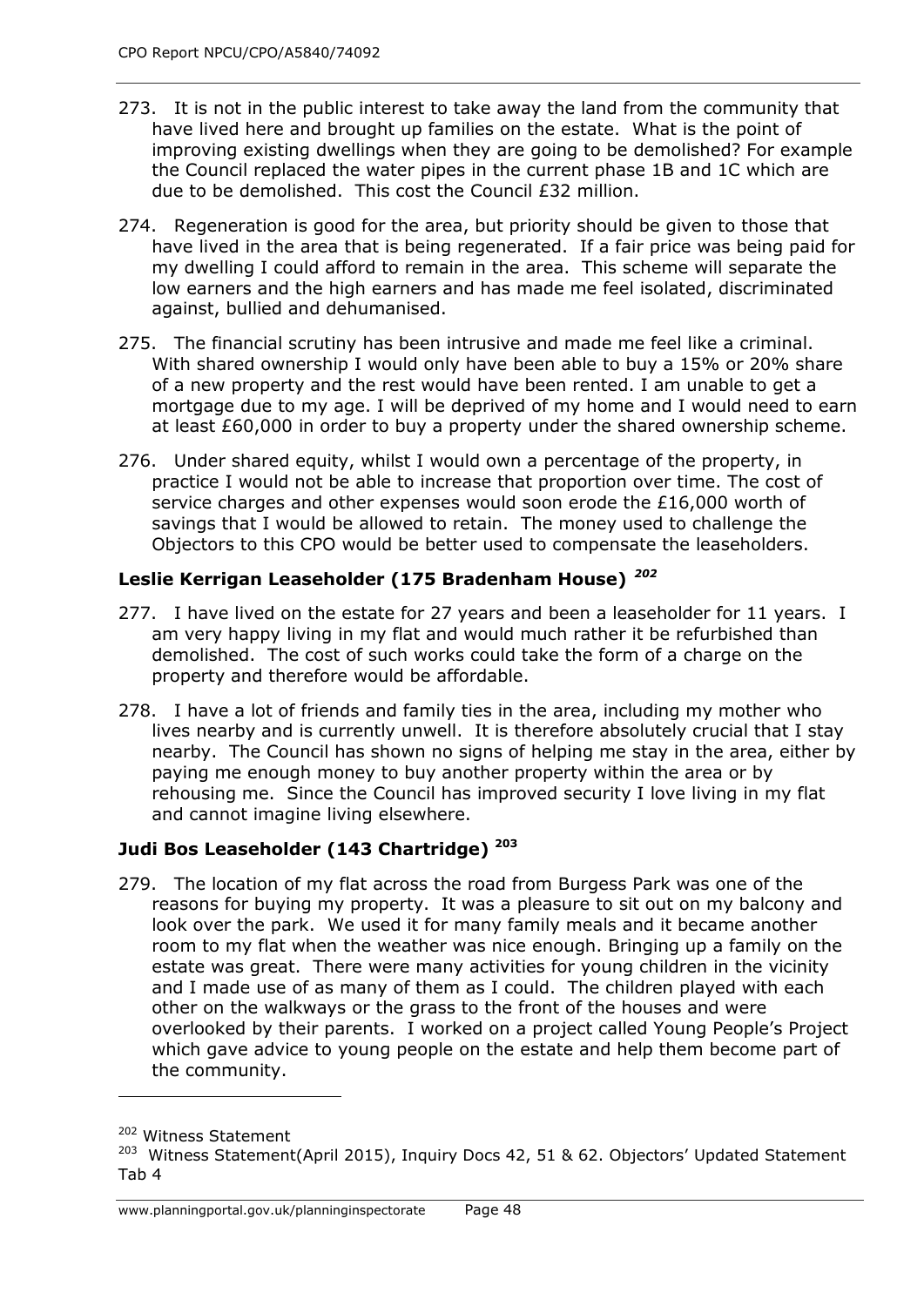273. It is not in the public interest to take away the land from the community that have lived here and brought up families on the estate. What is the point of improving existing dwellings when they are going to be demolished? For example the Council replaced the water pipes in the current phase 1B and 1C which are due to be demolished. This cost the Council £32 million.

274. Regeneration is good for the area, but priority should be given to those that have lived in the area that is being regenerated. If a fair price was being paid for my dwelling I could afford to remain in the area. This scheme will separate the low earners and the high earners and has made me feel isolated, discriminated against, bullied and dehumanised.

275. The financial scrutiny has been intrusive and made me feel like a criminal. With shared ownership I would only have been able to buy a 15% or 20% share of a new property and the rest would have been rented. I am unable to get a mortgage due to my age. I will be deprived of my home and I would need to earn at least £60,000 in order to buy a property under the shared ownership scheme.

276. Under shared equity, whilst I would own a percentage of the property, in practice I would not be able to increase that proportion over time. The cost of service charges and other expenses would soon erode the £16,000 worth of savings that I would be allowed to retain. The money used to challenge the Objectors to this CPO would be better used to compensate the leaseholders.

### Leslie Kerrigan Leaseholder (175 Bradenham House) [202]

277. I have lived on the estate for 27 years and been a leaseholder for 11 years. I am very happy living in my flat and would much rather it be refurbished than demolished. The cost of such works could take the form of a charge on the property and therefore would be affordable.

278. I have a lot of friends and family ties in the area, including my mother who lives nearby and is currently unwell. It is therefore absolutely crucial that I stay nearby. The Council has shown no signs of helping me stay in the area, either by paying me enough money to buy another property within the area or by rehousing me. Since the Council has improved security I love living in my flat and cannot imagine living elsewhere.

### Judi Bos Leaseholder (143 Chartridge) [203]

279. The location of my flat across the road from Burgess Park was one of the reasons for buying my property. It was a pleasure to sit out on my balcony and look over the park. We used it for many family meals and it became another room to my flat when the weather was nice enough. Bringing up a family on the estate was great. There were many activities for young children in the vicinity and I made use of as many of them as I could. The children played with each other on the walkways or the grass to the front of the houses and were overlooked by their parents. I worked on a project called Young People's Project which gave advice to young people on the estate and help them become part of the community.

---

[202] Witness Statement

[203] Witness Statement(April 2015), Inquiry Docs 42, 51 & 62. Objectors' Updated Statement Tab 4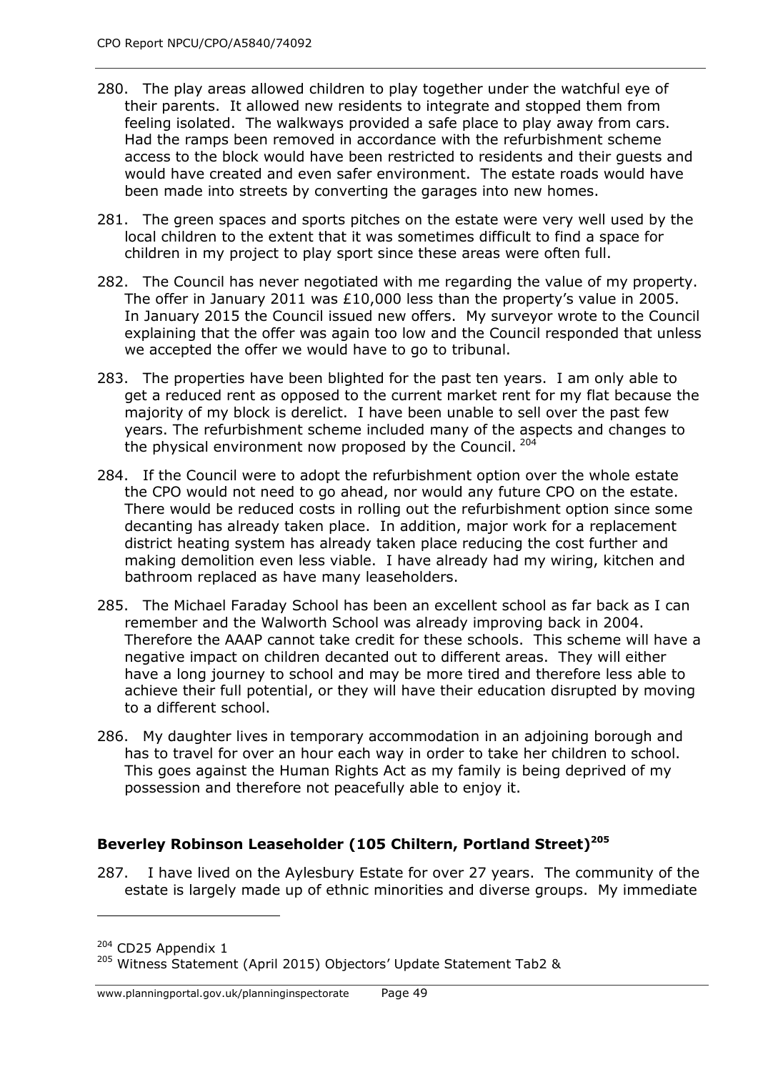280. The play areas allowed children to play together under the watchful eye of their parents. It allowed new residents to integrate and stopped them from feeling isolated. The walkways provided a safe place to play away from cars. Had the ramps been removed in accordance with the refurbishment scheme access to the block would have been restricted to residents and their guests and would have created and even safer environment. The estate roads would have been made into streets by converting the garages into new homes.

281. The green spaces and sports pitches on the estate were very well used by the local children to the extent that it was sometimes difficult to find a space for children in my project to play sport since these areas were often full.

282. The Council has never negotiated with me regarding the value of my property. The offer in January 2011 was £10,000 less than the property's value in 2005. In January 2015 the Council issued new offers. My surveyor wrote to the Council explaining that the offer was again too low and the Council responded that unless we accepted the offer we would have to go to tribunal.

283. The properties have been blighted for the past ten years. I am only able to get a reduced rent as opposed to the current market rent for my flat because the majority of my block is derelict. I have been unable to sell over the past few years. The refurbishment scheme included many of the aspects and changes to the physical environment now proposed by the Council. [204]

284. If the Council were to adopt the refurbishment option over the whole estate the CPO would not need to go ahead, nor would any future CPO on the estate. There would be reduced costs in rolling out the refurbishment option since some decanting has already taken place. In addition, major work for a replacement district heating system has already taken place reducing the cost further and making demolition even less viable. I have already had my wiring, kitchen and bathroom replaced as have many leaseholders.

285. The Michael Faraday School has been an excellent school as far back as I can remember and the Walworth School was already improving back in 2004. Therefore the AAAP cannot take credit for these schools. This scheme will have a negative impact on children decanted out to different areas. They will either have a long journey to school and may be more tired and therefore less able to achieve their full potential, or they will have their education disrupted by moving to a different school.

286. My daughter lives in temporary accommodation in an adjoining borough and has to travel for over an hour each way in order to take her children to school. This goes against the Human Rights Act as my family is being deprived of my possession and therefore not peacefully able to enjoy it.

### Beverley Robinson Leaseholder (105 Chiltern, Portland Street)[205]

287. I have lived on the Aylesbury Estate for over 27 years. The community of the estate is largely made up of ethnic minorities and diverse groups. My immediate

[204] CD25 Appendix 1
[205] Witness Statement (April 2015) Objectors' Update Statement Tab2 &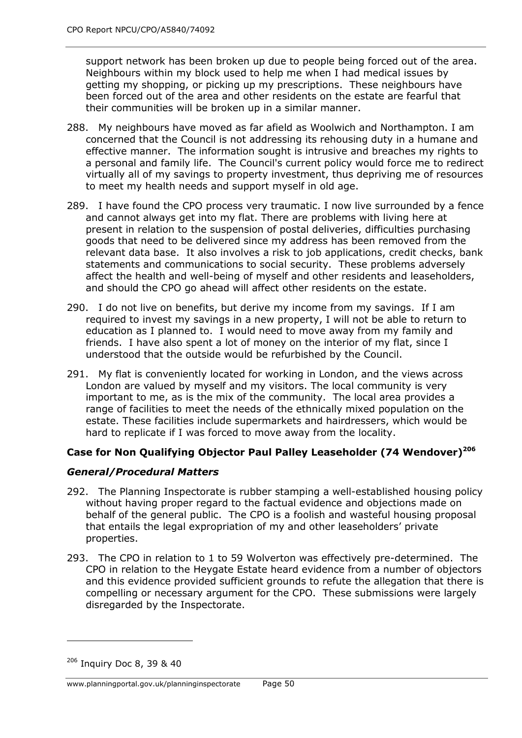support network has been broken up due to people being forced out of the area. Neighbours within my block used to help me when I had medical issues by getting my shopping, or picking up my prescriptions. These neighbours have been forced out of the area and other residents on the estate are fearful that their communities will be broken up in a similar manner.

288. My neighbours have moved as far afield as Woolwich and Northampton. I am concerned that the Council is not addressing its rehousing duty in a humane and effective manner. The information sought is intrusive and breaches my rights to a personal and family life. The Council's current policy would force me to redirect virtually all of my savings to property investment, thus depriving me of resources to meet my health needs and support myself in old age.

289. I have found the CPO process very traumatic. I now live surrounded by a fence and cannot always get into my flat. There are problems with living here at present in relation to the suspension of postal deliveries, difficulties purchasing goods that need to be delivered since my address has been removed from the relevant data base. It also involves a risk to job applications, credit checks, bank statements and communications to social security. These problems adversely affect the health and well-being of myself and other residents and leaseholders, and should the CPO go ahead will affect other residents on the estate.

290. I do not live on benefits, but derive my income from my savings. If I am required to invest my savings in a new property, I will not be able to return to education as I planned to. I would need to move away from my family and friends. I have also spent a lot of money on the interior of my flat, since I understood that the outside would be refurbished by the Council.

291. My flat is conveniently located for working in London, and the views across London are valued by myself and my visitors. The local community is very important to me, as is the mix of the community. The local area provides a range of facilities to meet the needs of the ethnically mixed population on the estate. These facilities include supermarkets and hairdressers, which would be hard to replicate if I was forced to move away from the locality.

### Case for Non Qualifying Objector Paul Palley Leaseholder (74 Wendover)[206]

#### *General/Procedural Matters*

292. The Planning Inspectorate is rubber stamping a well-established housing policy without having proper regard to the factual evidence and objections made on behalf of the general public. The CPO is a foolish and wasteful housing proposal that entails the legal expropriation of my and other leaseholders' private properties.

293. The CPO in relation to 1 to 59 Wolverton was effectively pre-determined. The CPO in relation to the Heygate Estate heard evidence from a number of objectors and this evidence provided sufficient grounds to refute the allegation that there is compelling or necessary argument for the CPO. These submissions were largely disregarded by the Inspectorate.

---

[206] Inquiry Doc 8, 39 & 40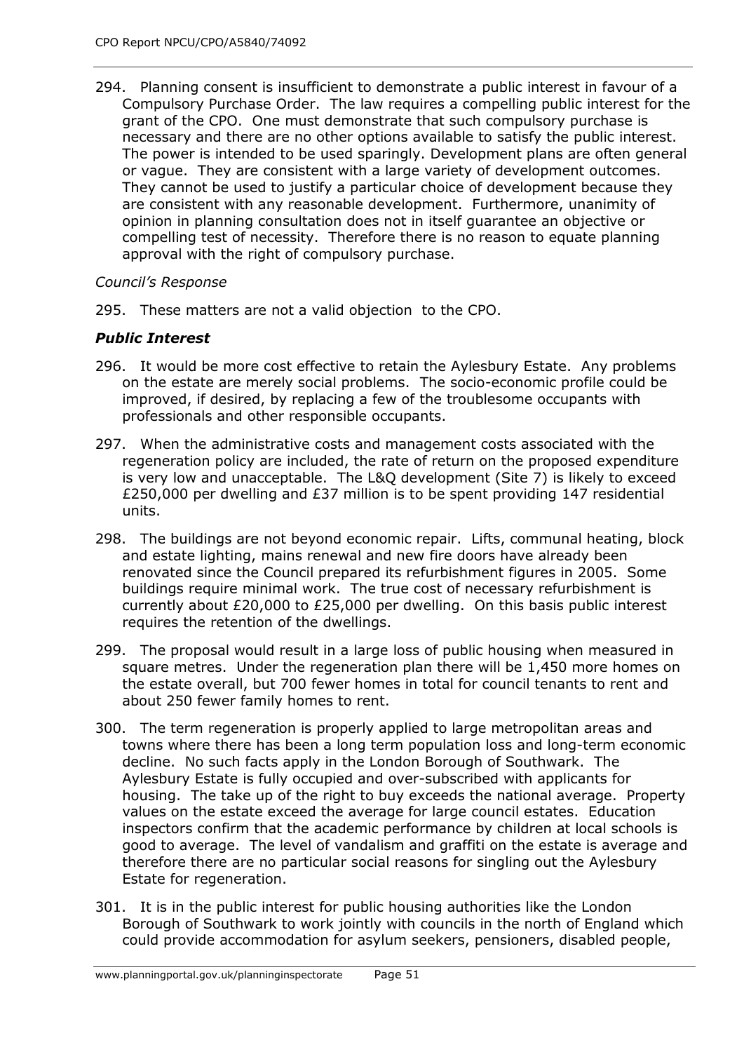294. Planning consent is insufficient to demonstrate a public interest in favour of a Compulsory Purchase Order. The law requires a compelling public interest for the grant of the CPO. One must demonstrate that such compulsory purchase is necessary and there are no other options available to satisfy the public interest. The power is intended to be used sparingly. Development plans are often general or vague. They are consistent with a large variety of development outcomes. They cannot be used to justify a particular choice of development because they are consistent with any reasonable development. Furthermore, unanimity of opinion in planning consultation does not in itself guarantee an objective or compelling test of necessity. Therefore there is no reason to equate planning approval with the right of compulsory purchase.

*Council's Response*

295. These matters are not a valid objection to the CPO.

### *Public Interest*

296. It would be more cost effective to retain the Aylesbury Estate. Any problems on the estate are merely social problems. The socio-economic profile could be improved, if desired, by replacing a few of the troublesome occupants with professionals and other responsible occupants.

297. When the administrative costs and management costs associated with the regeneration policy are included, the rate of return on the proposed expenditure is very low and unacceptable. The L&Q development (Site 7) is likely to exceed £250,000 per dwelling and £37 million is to be spent providing 147 residential units.

298. The buildings are not beyond economic repair. Lifts, communal heating, block and estate lighting, mains renewal and new fire doors have already been renovated since the Council prepared its refurbishment figures in 2005. Some buildings require minimal work. The true cost of necessary refurbishment is currently about £20,000 to £25,000 per dwelling. On this basis public interest requires the retention of the dwellings.

299. The proposal would result in a large loss of public housing when measured in square metres. Under the regeneration plan there will be 1,450 more homes on the estate overall, but 700 fewer homes in total for council tenants to rent and about 250 fewer family homes to rent.

300. The term regeneration is properly applied to large metropolitan areas and towns where there has been a long term population loss and long-term economic decline. No such facts apply in the London Borough of Southwark. The Aylesbury Estate is fully occupied and over-subscribed with applicants for housing. The take up of the right to buy exceeds the national average. Property values on the estate exceed the average for large council estates. Education inspectors confirm that the academic performance by children at local schools is good to average. The level of vandalism and graffiti on the estate is average and therefore there are no particular social reasons for singling out the Aylesbury Estate for regeneration.

301. It is in the public interest for public housing authorities like the London Borough of Southwark to work jointly with councils in the north of England which could provide accommodation for asylum seekers, pensioners, disabled people,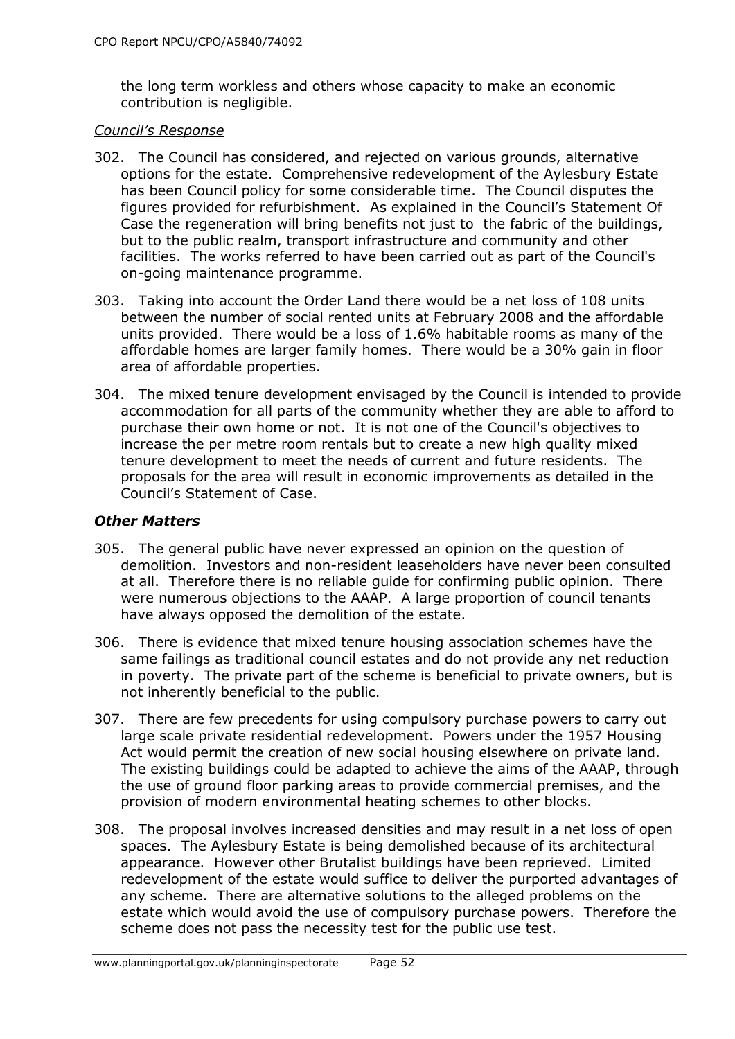the long term workless and others whose capacity to make an economic contribution is negligible.

*Council's Response*

302. The Council has considered, and rejected on various grounds, alternative options for the estate. Comprehensive redevelopment of the Aylesbury Estate has been Council policy for some considerable time. The Council disputes the figures provided for refurbishment. As explained in the Council's Statement Of Case the regeneration will bring benefits not just to the fabric of the buildings, but to the public realm, transport infrastructure and community and other facilities. The works referred to have been carried out as part of the Council's on-going maintenance programme.

303. Taking into account the Order Land there would be a net loss of 108 units between the number of social rented units at February 2008 and the affordable units provided. There would be a loss of 1.6% habitable rooms as many of the affordable homes are larger family homes. There would be a 30% gain in floor area of affordable properties.

304. The mixed tenure development envisaged by the Council is intended to provide accommodation for all parts of the community whether they are able to afford to purchase their own home or not. It is not one of the Council's objectives to increase the per metre room rentals but to create a new high quality mixed tenure development to meet the needs of current and future residents. The proposals for the area will result in economic improvements as detailed in the Council's Statement of Case.

### *Other Matters*

305. The general public have never expressed an opinion on the question of demolition. Investors and non-resident leaseholders have never been consulted at all. Therefore there is no reliable guide for confirming public opinion. There were numerous objections to the AAAP. A large proportion of council tenants have always opposed the demolition of the estate.

306. There is evidence that mixed tenure housing association schemes have the same failings as traditional council estates and do not provide any net reduction in poverty. The private part of the scheme is beneficial to private owners, but is not inherently beneficial to the public.

307. There are few precedents for using compulsory purchase powers to carry out large scale private residential redevelopment. Powers under the 1957 Housing Act would permit the creation of new social housing elsewhere on private land. The existing buildings could be adapted to achieve the aims of the AAAP, through the use of ground floor parking areas to provide commercial premises, and the provision of modern environmental heating schemes to other blocks.

308. The proposal involves increased densities and may result in a net loss of open spaces. The Aylesbury Estate is being demolished because of its architectural appearance. However other Brutalist buildings have been reprieved. Limited redevelopment of the estate would suffice to deliver the purported advantages of any scheme. There are alternative solutions to the alleged problems on the estate which would avoid the use of compulsory purchase powers. Therefore the scheme does not pass the necessity test for the public use test.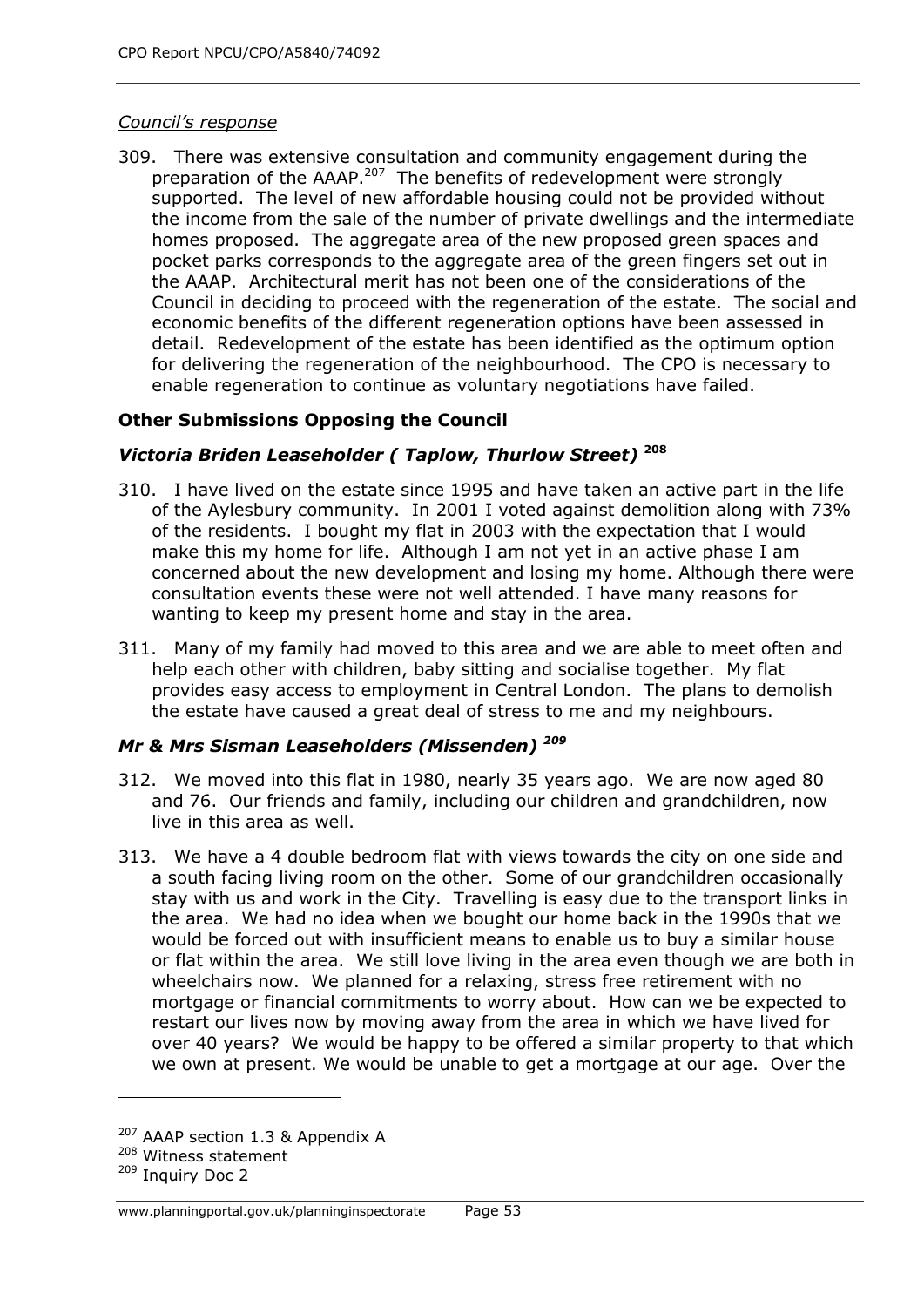*Council's response*

309. There was extensive consultation and community engagement during the preparation of the AAAP.[207] The benefits of redevelopment were strongly supported. The level of new affordable housing could not be provided without the income from the sale of the number of private dwellings and the intermediate homes proposed. The aggregate area of the new proposed green spaces and pocket parks corresponds to the aggregate area of the green fingers set out in the AAAP. Architectural merit has not been one of the considerations of the Council in deciding to proceed with the regeneration of the estate. The social and economic benefits of the different regeneration options have been assessed in detail. Redevelopment of the estate has been identified as the optimum option for delivering the regeneration of the neighbourhood. The CPO is necessary to enable regeneration to continue as voluntary negotiations have failed.

### Other Submissions Opposing the Council

#### *Victoria Briden Leaseholder ( Taplow, Thurlow Street)* [208]

310. I have lived on the estate since 1995 and have taken an active part in the life of the Aylesbury community. In 2001 I voted against demolition along with 73% of the residents. I bought my flat in 2003 with the expectation that I would make this my home for life. Although I am not yet in an active phase I am concerned about the new development and losing my home. Although there were consultation events these were not well attended. I have many reasons for wanting to keep my present home and stay in the area.

311. Many of my family had moved to this area and we are able to meet often and help each other with children, baby sitting and socialise together. My flat provides easy access to employment in Central London. The plans to demolish the estate have caused a great deal of stress to me and my neighbours.

#### *Mr & Mrs Sisman Leaseholders (Missenden)* [209]

312. We moved into this flat in 1980, nearly 35 years ago. We are now aged 80 and 76. Our friends and family, including our children and grandchildren, now live in this area as well.

313. We have a 4 double bedroom flat with views towards the city on one side and a south facing living room on the other. Some of our grandchildren occasionally stay with us and work in the City. Travelling is easy due to the transport links in the area. We had no idea when we bought our home back in the 1990s that we would be forced out with insufficient means to enable us to buy a similar house or flat within the area. We still love living in the area even though we are both in wheelchairs now. We planned for a relaxing, stress free retirement with no mortgage or financial commitments to worry about. How can we be expected to restart our lives now by moving away from the area in which we have lived for over 40 years? We would be happy to be offered a similar property to that which we own at present. We would be unable to get a mortgage at our age. Over the

---

[207] AAAP section 1.3 & Appendix A

[208] Witness statement

[209] Inquiry Doc 2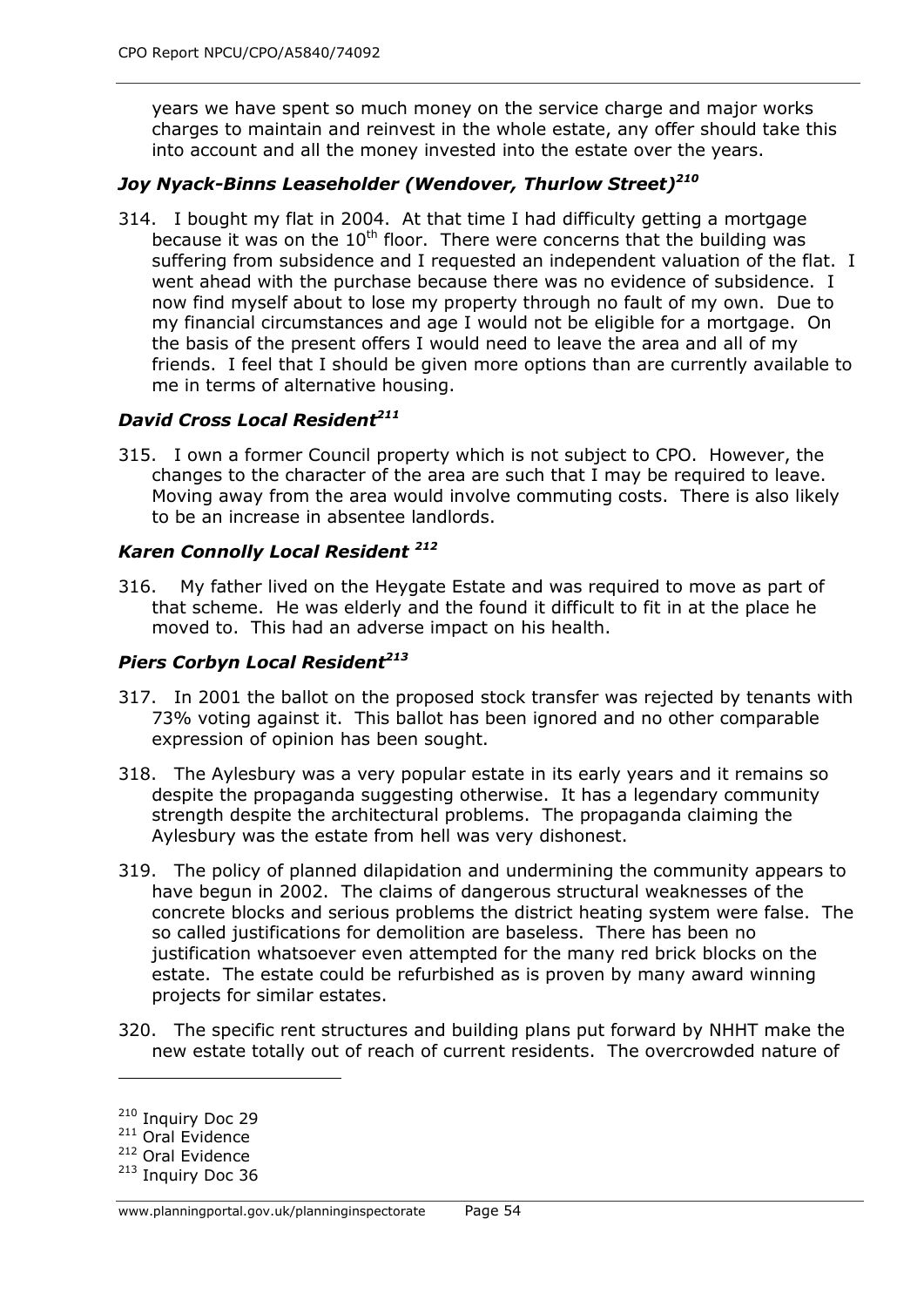years we have spent so much money on the service charge and major works charges to maintain and reinvest in the whole estate, any offer should take this into account and all the money invested into the estate over the years.

### *Joy Nyack-Binns Leaseholder (Wendover, Thurlow Street)*[210]

314. I bought my flat in 2004. At that time I had difficulty getting a mortgage because it was on the 10th floor. There were concerns that the building was suffering from subsidence and I requested an independent valuation of the flat. I went ahead with the purchase because there was no evidence of subsidence. I now find myself about to lose my property through no fault of my own. Due to my financial circumstances and age I would not be eligible for a mortgage. On the basis of the present offers I would need to leave the area and all of my friends. I feel that I should be given more options than are currently available to me in terms of alternative housing.

### *David Cross Local Resident*[211]

315. I own a former Council property which is not subject to CPO. However, the changes to the character of the area are such that I may be required to leave. Moving away from the area would involve commuting costs. There is also likely to be an increase in absentee landlords.

### *Karen Connolly Local Resident* [212]

316. My father lived on the Heygate Estate and was required to move as part of that scheme. He was elderly and the found it difficult to fit in at the place he moved to. This had an adverse impact on his health.

### *Piers Corbyn Local Resident*[213]

317. In 2001 the ballot on the proposed stock transfer was rejected by tenants with 73% voting against it. This ballot has been ignored and no other comparable expression of opinion has been sought.

318. The Aylesbury was a very popular estate in its early years and it remains so despite the propaganda suggesting otherwise. It has a legendary community strength despite the architectural problems. The propaganda claiming the Aylesbury was the estate from hell was very dishonest.

319. The policy of planned dilapidation and undermining the community appears to have begun in 2002. The claims of dangerous structural weaknesses of the concrete blocks and serious problems the district heating system were false. The so called justifications for demolition are baseless. There has been no justification whatsoever even attempted for the many red brick blocks on the estate. The estate could be refurbished as is proven by many award winning projects for similar estates.

320. The specific rent structures and building plans put forward by NHHT make the new estate totally out of reach of current residents. The overcrowded nature of

---

[210] Inquiry Doc 29

[211] Oral Evidence

[212] Oral Evidence

[213] Inquiry Doc 36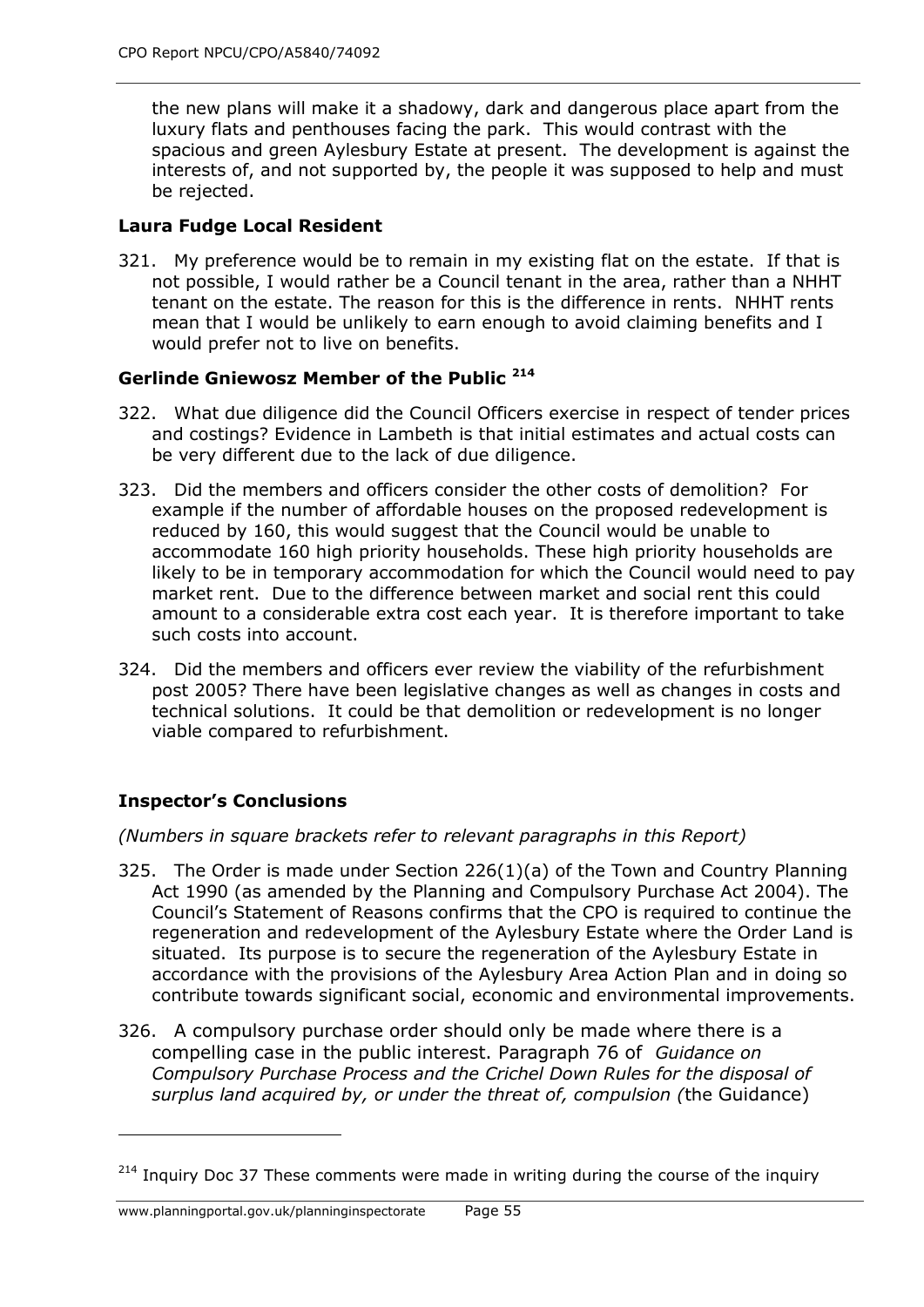the new plans will make it a shadowy, dark and dangerous place apart from the luxury flats and penthouses facing the park. This would contrast with the spacious and green Aylesbury Estate at present. The development is against the interests of, and not supported by, the people it was supposed to help and must be rejected.

**Laura Fudge Local Resident**

321. My preference would be to remain in my existing flat on the estate. If that is not possible, I would rather be a Council tenant in the area, rather than a NHHT tenant on the estate. The reason for this is the difference in rents. NHHT rents mean that I would be unlikely to earn enough to avoid claiming benefits and I would prefer not to live on benefits.

**Gerlinde Gniewosz Member of the Public [214]**

322. What due diligence did the Council Officers exercise in respect of tender prices and costings? Evidence in Lambeth is that initial estimates and actual costs can be very different due to the lack of due diligence.

323. Did the members and officers consider the other costs of demolition? For example if the number of affordable houses on the proposed redevelopment is reduced by 160, this would suggest that the Council would be unable to accommodate 160 high priority households. These high priority households are likely to be in temporary accommodation for which the Council would need to pay market rent. Due to the difference between market and social rent this could amount to a considerable extra cost each year. It is therefore important to take such costs into account.

324. Did the members and officers ever review the viability of the refurbishment post 2005? There have been legislative changes as well as changes in costs and technical solutions. It could be that demolition or redevelopment is no longer viable compared to refurbishment.

**Inspector's Conclusions**

*(Numbers in square brackets refer to relevant paragraphs in this Report)*

325. The Order is made under Section 226(1)(a) of the Town and Country Planning Act 1990 (as amended by the Planning and Compulsory Purchase Act 2004). The Council's Statement of Reasons confirms that the CPO is required to continue the regeneration and redevelopment of the Aylesbury Estate where the Order Land is situated. Its purpose is to secure the regeneration of the Aylesbury Estate in accordance with the provisions of the Aylesbury Area Action Plan and in doing so contribute towards significant social, economic and environmental improvements.

326. A compulsory purchase order should only be made where there is a compelling case in the public interest. Paragraph 76 of *Guidance on Compulsory Purchase Process and the Crichel Down Rules for the disposal of surplus land acquired by, or under the threat of, compulsion (*the Guidance)

---

[214] Inquiry Doc 37 These comments were made in writing during the course of the inquiry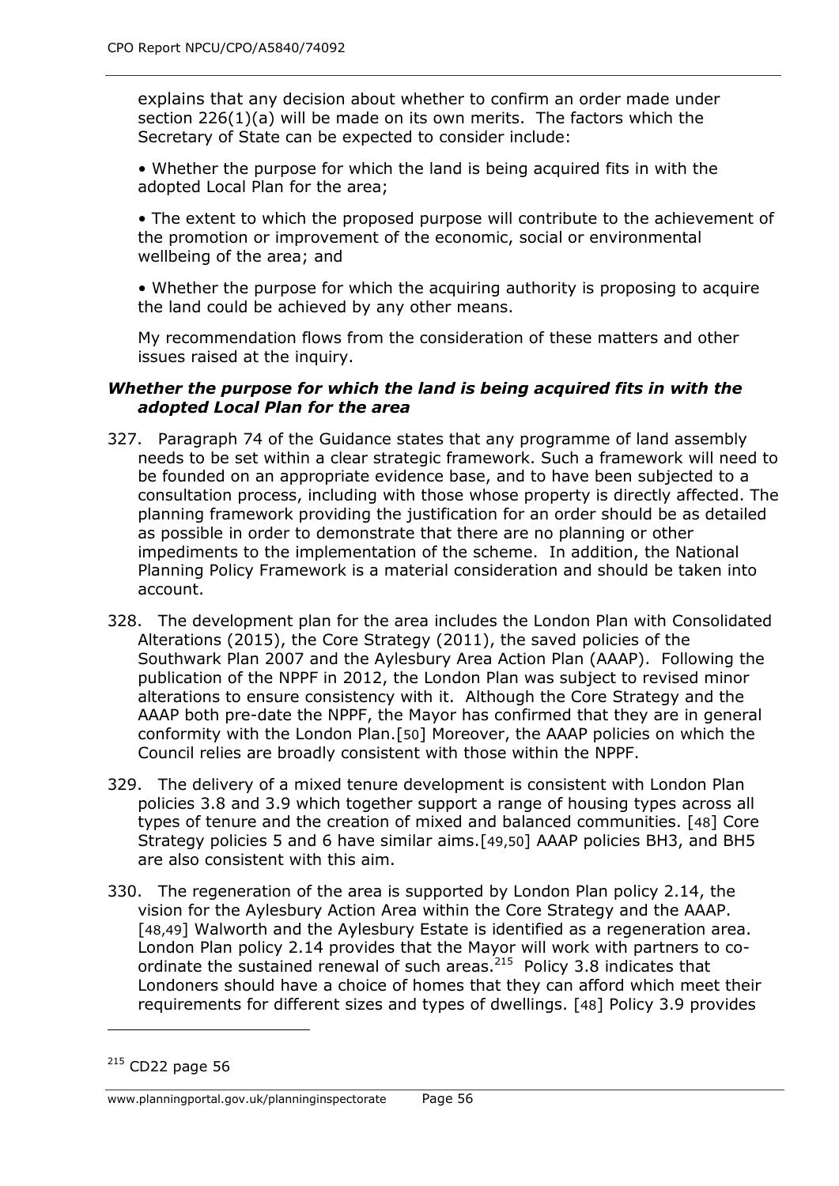explains that any decision about whether to confirm an order made under section 226(1)(a) will be made on its own merits. The factors which the Secretary of State can be expected to consider include:

• Whether the purpose for which the land is being acquired fits in with the adopted Local Plan for the area;

• The extent to which the proposed purpose will contribute to the achievement of the promotion or improvement of the economic, social or environmental wellbeing of the area; and

• Whether the purpose for which the acquiring authority is proposing to acquire the land could be achieved by any other means.

My recommendation flows from the consideration of these matters and other issues raised at the inquiry.

### *Whether the purpose for which the land is being acquired fits in with the adopted Local Plan for the area*

327. Paragraph 74 of the Guidance states that any programme of land assembly needs to be set within a clear strategic framework. Such a framework will need to be founded on an appropriate evidence base, and to have been subjected to a consultation process, including with those whose property is directly affected. The planning framework providing the justification for an order should be as detailed as possible in order to demonstrate that there are no planning or other impediments to the implementation of the scheme. In addition, the National Planning Policy Framework is a material consideration and should be taken into account.

328. The development plan for the area includes the London Plan with Consolidated Alterations (2015), the Core Strategy (2011), the saved policies of the Southwark Plan 2007 and the Aylesbury Area Action Plan (AAAP). Following the publication of the NPPF in 2012, the London Plan was subject to revised minor alterations to ensure consistency with it. Although the Core Strategy and the AAAP both pre-date the NPPF, the Mayor has confirmed that they are in general conformity with the London Plan.[50] Moreover, the AAAP policies on which the Council relies are broadly consistent with those within the NPPF.

329. The delivery of a mixed tenure development is consistent with London Plan policies 3.8 and 3.9 which together support a range of housing types across all types of tenure and the creation of mixed and balanced communities. [48] Core Strategy policies 5 and 6 have similar aims.[49,50] AAAP policies BH3, and BH5 are also consistent with this aim.

330. The regeneration of the area is supported by London Plan policy 2.14, the vision for the Aylesbury Action Area within the Core Strategy and the AAAP. [48,49] Walworth and the Aylesbury Estate is identified as a regeneration area. London Plan policy 2.14 provides that the Mayor will work with partners to co-ordinate the sustained renewal of such areas.[215] Policy 3.8 indicates that Londoners should have a choice of homes that they can afford which meet their requirements for different sizes and types of dwellings. [48] Policy 3.9 provides

[215] CD22 page 56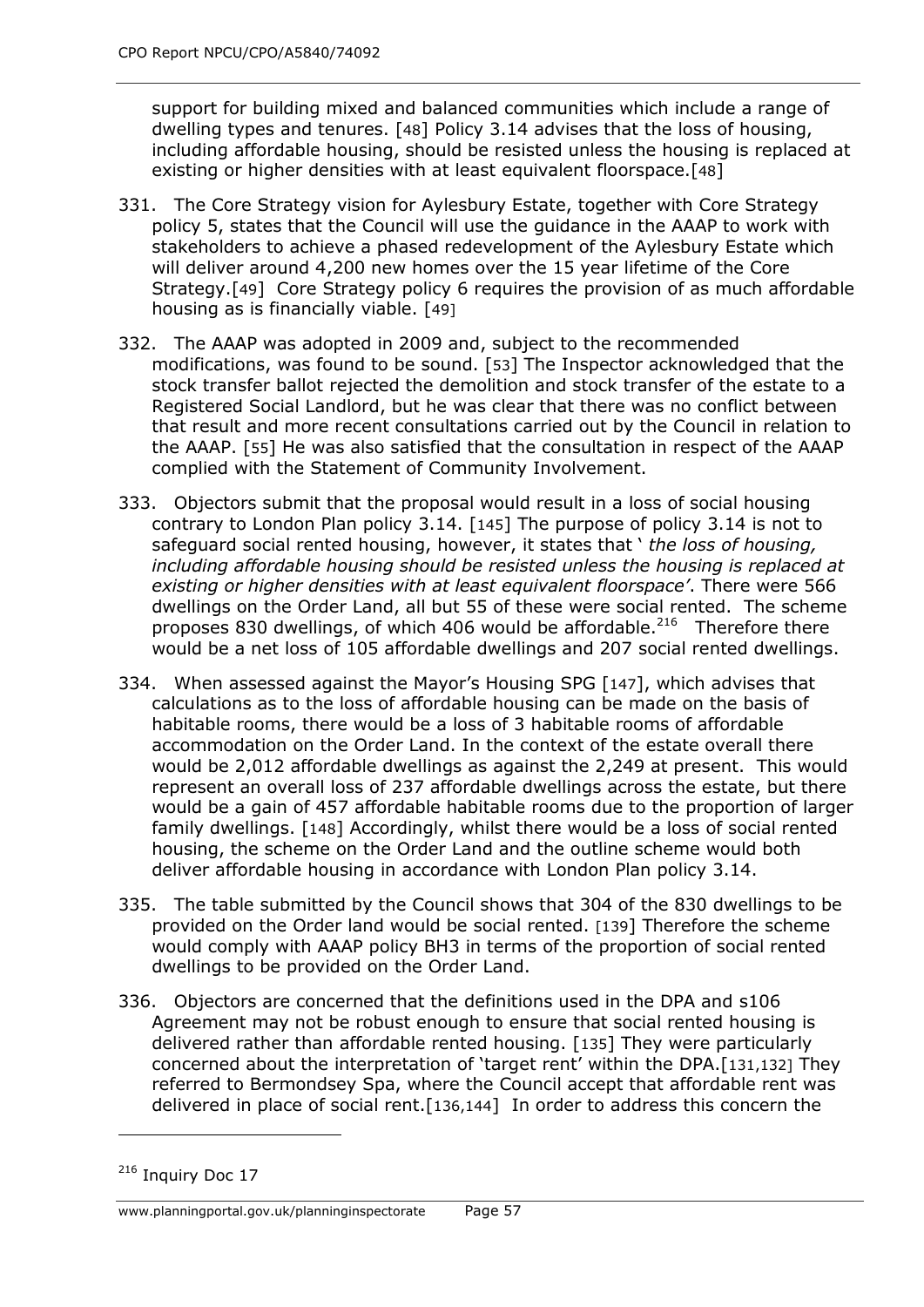support for building mixed and balanced communities which include a range of dwelling types and tenures. [48] Policy 3.14 advises that the loss of housing, including affordable housing, should be resisted unless the housing is replaced at existing or higher densities with at least equivalent floorspace.[48]

331. The Core Strategy vision for Aylesbury Estate, together with Core Strategy policy 5, states that the Council will use the guidance in the AAAP to work with stakeholders to achieve a phased redevelopment of the Aylesbury Estate which will deliver around 4,200 new homes over the 15 year lifetime of the Core Strategy.[49] Core Strategy policy 6 requires the provision of as much affordable housing as is financially viable. [49]

332. The AAAP was adopted in 2009 and, subject to the recommended modifications, was found to be sound. [53] The Inspector acknowledged that the stock transfer ballot rejected the demolition and stock transfer of the estate to a Registered Social Landlord, but he was clear that there was no conflict between that result and more recent consultations carried out by the Council in relation to the AAAP. [55] He was also satisfied that the consultation in respect of the AAAP complied with the Statement of Community Involvement.

333. Objectors submit that the proposal would result in a loss of social housing contrary to London Plan policy 3.14. [145] The purpose of policy 3.14 is not to safeguard social rented housing, however, it states that '*the loss of housing, including affordable housing should be resisted unless the housing is replaced at existing or higher densities with at least equivalent floorspace'*. There were 566 dwellings on the Order Land, all but 55 of these were social rented. The scheme proposes 830 dwellings, of which 406 would be affordable.[216] Therefore there would be a net loss of 105 affordable dwellings and 207 social rented dwellings.

334. When assessed against the Mayor's Housing SPG [147], which advises that calculations as to the loss of affordable housing can be made on the basis of habitable rooms, there would be a loss of 3 habitable rooms of affordable accommodation on the Order Land. In the context of the estate overall there would be 2,012 affordable dwellings as against the 2,249 at present. This would represent an overall loss of 237 affordable dwellings across the estate, but there would be a gain of 457 affordable habitable rooms due to the proportion of larger family dwellings. [148] Accordingly, whilst there would be a loss of social rented housing, the scheme on the Order Land and the outline scheme would both deliver affordable housing in accordance with London Plan policy 3.14.

335. The table submitted by the Council shows that 304 of the 830 dwellings to be provided on the Order land would be social rented. [139] Therefore the scheme would comply with AAAP policy BH3 in terms of the proportion of social rented dwellings to be provided on the Order Land.

336. Objectors are concerned that the definitions used in the DPA and s106 Agreement may not be robust enough to ensure that social rented housing is delivered rather than affordable rented housing. [135] They were particularly concerned about the interpretation of 'target rent' within the DPA.[131,132] They referred to Bermondsey Spa, where the Council accept that affordable rent was delivered in place of social rent.[136,144] In order to address this concern the

---

[216] Inquiry Doc 17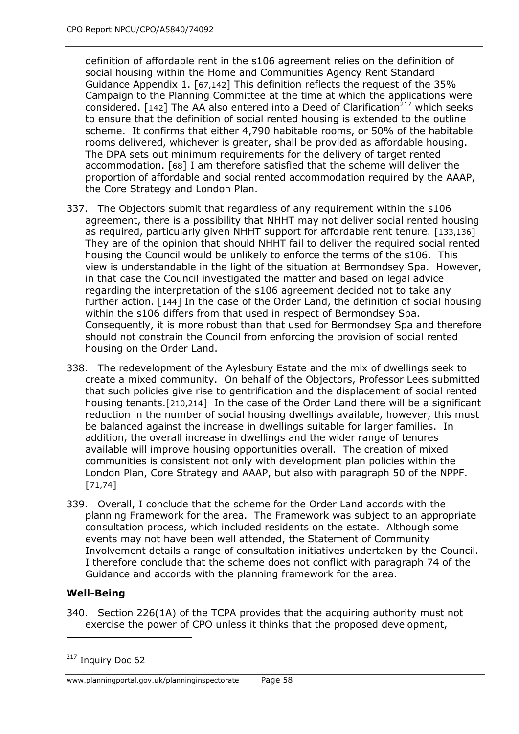definition of affordable rent in the s106 agreement relies on the definition of social housing within the Home and Communities Agency Rent Standard Guidance Appendix 1. [67,142] This definition reflects the request of the 35% Campaign to the Planning Committee at the time at which the applications were considered. [142] The AA also entered into a Deed of Clarification[217] which seeks to ensure that the definition of social rented housing is extended to the outline scheme. It confirms that either 4,790 habitable rooms, or 50% of the habitable rooms delivered, whichever is greater, shall be provided as affordable housing. The DPA sets out minimum requirements for the delivery of target rented accommodation. [68] I am therefore satisfied that the scheme will deliver the proportion of affordable and social rented accommodation required by the AAAP, the Core Strategy and London Plan.

337. The Objectors submit that regardless of any requirement within the s106 agreement, there is a possibility that NHHT may not deliver social rented housing as required, particularly given NHHT support for affordable rent tenure. [133,136] They are of the opinion that should NHHT fail to deliver the required social rented housing the Council would be unlikely to enforce the terms of the s106. This view is understandable in the light of the situation at Bermondsey Spa. However, in that case the Council investigated the matter and based on legal advice regarding the interpretation of the s106 agreement decided not to take any further action. [144] In the case of the Order Land, the definition of social housing within the s106 differs from that used in respect of Bermondsey Spa. Consequently, it is more robust than that used for Bermondsey Spa and therefore should not constrain the Council from enforcing the provision of social rented housing on the Order Land.

338. The redevelopment of the Aylesbury Estate and the mix of dwellings seek to create a mixed community. On behalf of the Objectors, Professor Lees submitted that such policies give rise to gentrification and the displacement of social rented housing tenants.[210,214] In the case of the Order Land there will be a significant reduction in the number of social housing dwellings available, however, this must be balanced against the increase in dwellings suitable for larger families. In addition, the overall increase in dwellings and the wider range of tenures available will improve housing opportunities overall. The creation of mixed communities is consistent not only with development plan policies within the London Plan, Core Strategy and AAAP, but also with paragraph 50 of the NPPF. [71,74]

339. Overall, I conclude that the scheme for the Order Land accords with the planning Framework for the area. The Framework was subject to an appropriate consultation process, which included residents on the estate. Although some events may not have been well attended, the Statement of Community Involvement details a range of consultation initiatives undertaken by the Council. I therefore conclude that the scheme does not conflict with paragraph 74 of the Guidance and accords with the planning framework for the area.

### Well-Being

340. Section 226(1A) of the TCPA provides that the acquiring authority must not exercise the power of CPO unless it thinks that the proposed development,

[217] Inquiry Doc 62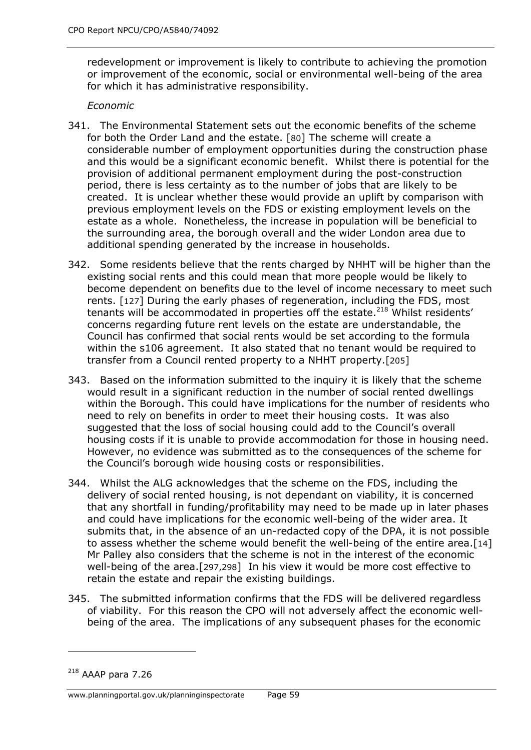redevelopment or improvement is likely to contribute to achieving the promotion or improvement of the economic, social or environmental well-being of the area for which it has administrative responsibility.

*Economic*

341. The Environmental Statement sets out the economic benefits of the scheme for both the Order Land and the estate. [80] The scheme will create a considerable number of employment opportunities during the construction phase and this would be a significant economic benefit. Whilst there is potential for the provision of additional permanent employment during the post-construction period, there is less certainty as to the number of jobs that are likely to be created. It is unclear whether these would provide an uplift by comparison with previous employment levels on the FDS or existing employment levels on the estate as a whole. Nonetheless, the increase in population will be beneficial to the surrounding area, the borough overall and the wider London area due to additional spending generated by the increase in households.

342. Some residents believe that the rents charged by NHHT will be higher than the existing social rents and this could mean that more people would be likely to become dependent on benefits due to the level of income necessary to meet such rents. [127] During the early phases of regeneration, including the FDS, most tenants will be accommodated in properties off the estate.[218] Whilst residents' concerns regarding future rent levels on the estate are understandable, the Council has confirmed that social rents would be set according to the formula within the s106 agreement. It also stated that no tenant would be required to transfer from a Council rented property to a NHHT property.[205]

343. Based on the information submitted to the inquiry it is likely that the scheme would result in a significant reduction in the number of social rented dwellings within the Borough. This could have implications for the number of residents who need to rely on benefits in order to meet their housing costs. It was also suggested that the loss of social housing could add to the Council's overall housing costs if it is unable to provide accommodation for those in housing need. However, no evidence was submitted as to the consequences of the scheme for the Council's borough wide housing costs or responsibilities.

344. Whilst the ALG acknowledges that the scheme on the FDS, including the delivery of social rented housing, is not dependant on viability, it is concerned that any shortfall in funding/profitability may need to be made up in later phases and could have implications for the economic well-being of the wider area. It submits that, in the absence of an un-redacted copy of the DPA, it is not possible to assess whether the scheme would benefit the well-being of the entire area.[14] Mr Palley also considers that the scheme is not in the interest of the economic well-being of the area.[297,298] In his view it would be more cost effective to retain the estate and repair the existing buildings.

345. The submitted information confirms that the FDS will be delivered regardless of viability. For this reason the CPO will not adversely affect the economic well-being of the area. The implications of any subsequent phases for the economic

[218] AAAP para 7.26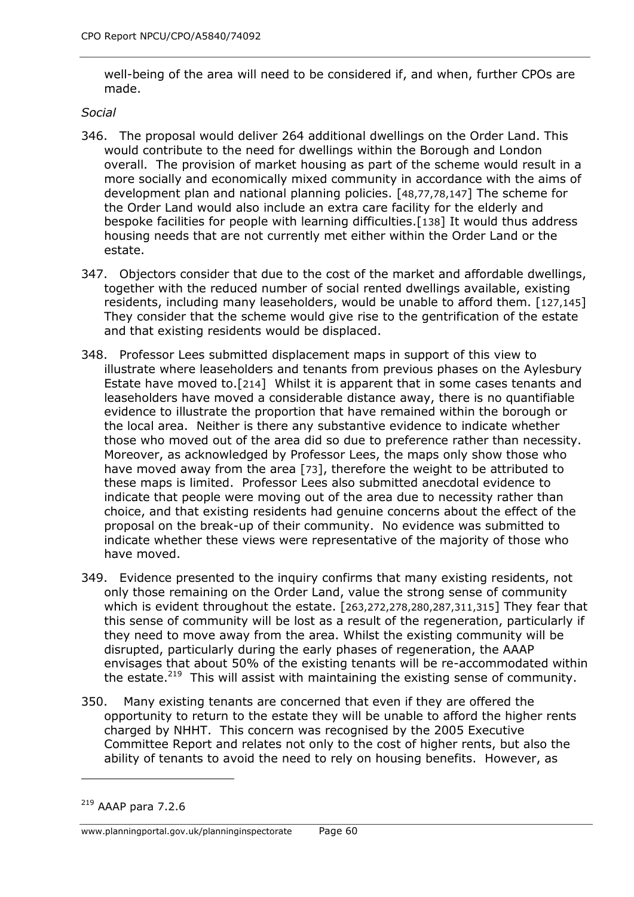well-being of the area will need to be considered if, and when, further CPOs are made.

*Social*

346. The proposal would deliver 264 additional dwellings on the Order Land. This would contribute to the need for dwellings within the Borough and London overall. The provision of market housing as part of the scheme would result in a more socially and economically mixed community in accordance with the aims of development plan and national planning policies. [48,77,78,147] The scheme for the Order Land would also include an extra care facility for the elderly and bespoke facilities for people with learning difficulties.[138] It would thus address housing needs that are not currently met either within the Order Land or the estate.

347. Objectors consider that due to the cost of the market and affordable dwellings, together with the reduced number of social rented dwellings available, existing residents, including many leaseholders, would be unable to afford them. [127,145] They consider that the scheme would give rise to the gentrification of the estate and that existing residents would be displaced.

348. Professor Lees submitted displacement maps in support of this view to illustrate where leaseholders and tenants from previous phases on the Aylesbury Estate have moved to.[214] Whilst it is apparent that in some cases tenants and leaseholders have moved a considerable distance away, there is no quantifiable evidence to illustrate the proportion that have remained within the borough or the local area. Neither is there any substantive evidence to indicate whether those who moved out of the area did so due to preference rather than necessity. Moreover, as acknowledged by Professor Lees, the maps only show those who have moved away from the area [73], therefore the weight to be attributed to these maps is limited. Professor Lees also submitted anecdotal evidence to indicate that people were moving out of the area due to necessity rather than choice, and that existing residents had genuine concerns about the effect of the proposal on the break-up of their community. No evidence was submitted to indicate whether these views were representative of the majority of those who have moved.

349. Evidence presented to the inquiry confirms that many existing residents, not only those remaining on the Order Land, value the strong sense of community which is evident throughout the estate. [263,272,278,280,287,311,315] They fear that this sense of community will be lost as a result of the regeneration, particularly if they need to move away from the area. Whilst the existing community will be disrupted, particularly during the early phases of regeneration, the AAAP envisages that about 50% of the existing tenants will be re-accommodated within the estate.[219] This will assist with maintaining the existing sense of community.

350. Many existing tenants are concerned that even if they are offered the opportunity to return to the estate they will be unable to afford the higher rents charged by NHHT. This concern was recognised by the 2005 Executive Committee Report and relates not only to the cost of higher rents, but also the ability of tenants to avoid the need to rely on housing benefits. However, as

[219] AAAP para 7.2.6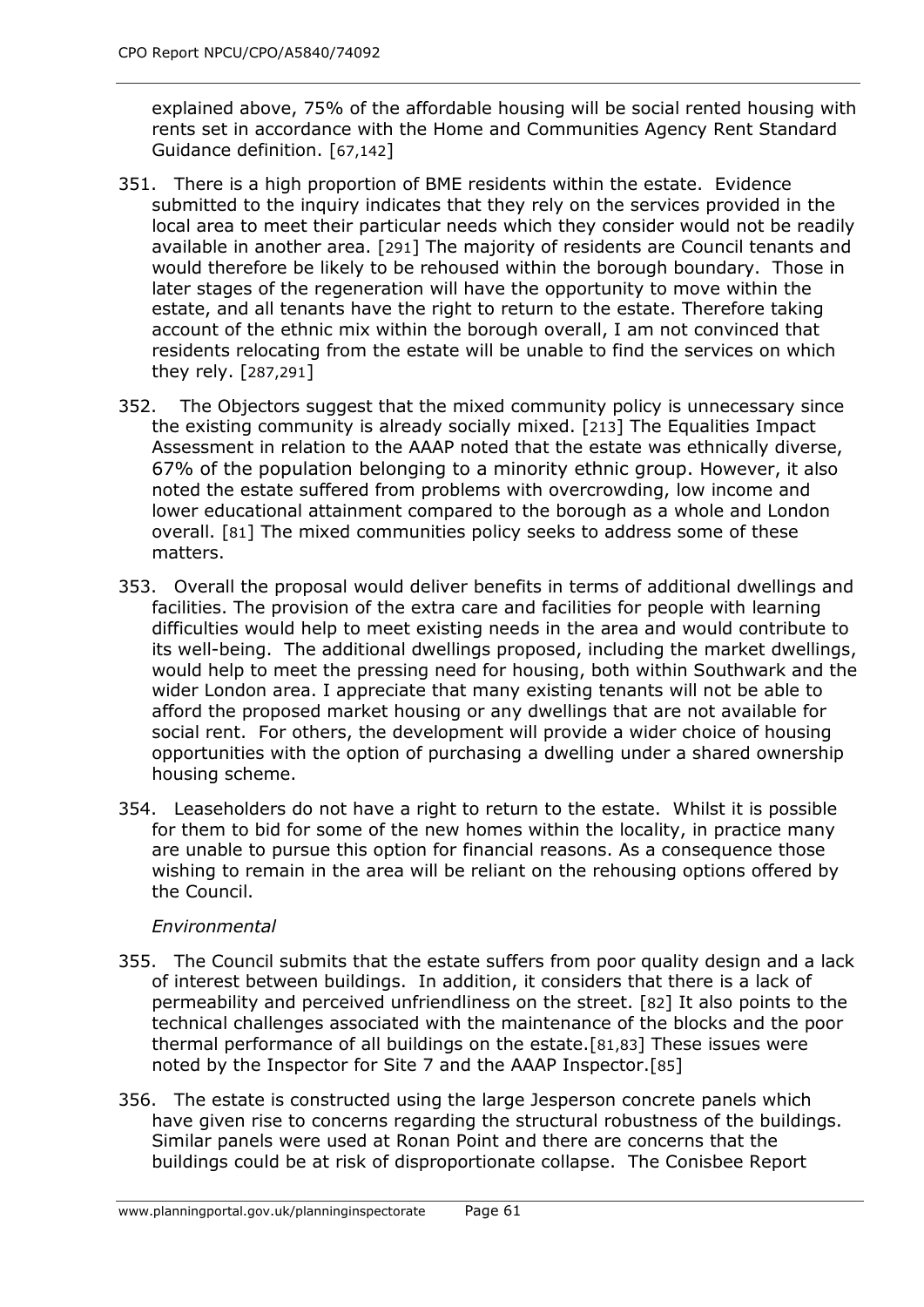explained above, 75% of the affordable housing will be social rented housing with rents set in accordance with the Home and Communities Agency Rent Standard Guidance definition. [67,142]

351. There is a high proportion of BME residents within the estate. Evidence submitted to the inquiry indicates that they rely on the services provided in the local area to meet their particular needs which they consider would not be readily available in another area. [291] The majority of residents are Council tenants and would therefore be likely to be rehoused within the borough boundary. Those in later stages of the regeneration will have the opportunity to move within the estate, and all tenants have the right to return to the estate. Therefore taking account of the ethnic mix within the borough overall, I am not convinced that residents relocating from the estate will be unable to find the services on which they rely. [287,291]

352. The Objectors suggest that the mixed community policy is unnecessary since the existing community is already socially mixed. [213] The Equalities Impact Assessment in relation to the AAAP noted that the estate was ethnically diverse, 67% of the population belonging to a minority ethnic group. However, it also noted the estate suffered from problems with overcrowding, low income and lower educational attainment compared to the borough as a whole and London overall. [81] The mixed communities policy seeks to address some of these matters.

353. Overall the proposal would deliver benefits in terms of additional dwellings and facilities. The provision of the extra care and facilities for people with learning difficulties would help to meet existing needs in the area and would contribute to its well-being. The additional dwellings proposed, including the market dwellings, would help to meet the pressing need for housing, both within Southwark and the wider London area. I appreciate that many existing tenants will not be able to afford the proposed market housing or any dwellings that are not available for social rent. For others, the development will provide a wider choice of housing opportunities with the option of purchasing a dwelling under a shared ownership housing scheme.

354. Leaseholders do not have a right to return to the estate. Whilst it is possible for them to bid for some of the new homes within the locality, in practice many are unable to pursue this option for financial reasons. As a consequence those wishing to remain in the area will be reliant on the rehousing options offered by the Council.

*Environmental*

355. The Council submits that the estate suffers from poor quality design and a lack of interest between buildings. In addition, it considers that there is a lack of permeability and perceived unfriendliness on the street. [82] It also points to the technical challenges associated with the maintenance of the blocks and the poor thermal performance of all buildings on the estate.[81,83] These issues were noted by the Inspector for Site 7 and the AAAP Inspector.[85]

356. The estate is constructed using the large Jesperson concrete panels which have given rise to concerns regarding the structural robustness of the buildings. Similar panels were used at Ronan Point and there are concerns that the buildings could be at risk of disproportionate collapse. The Conisbee Report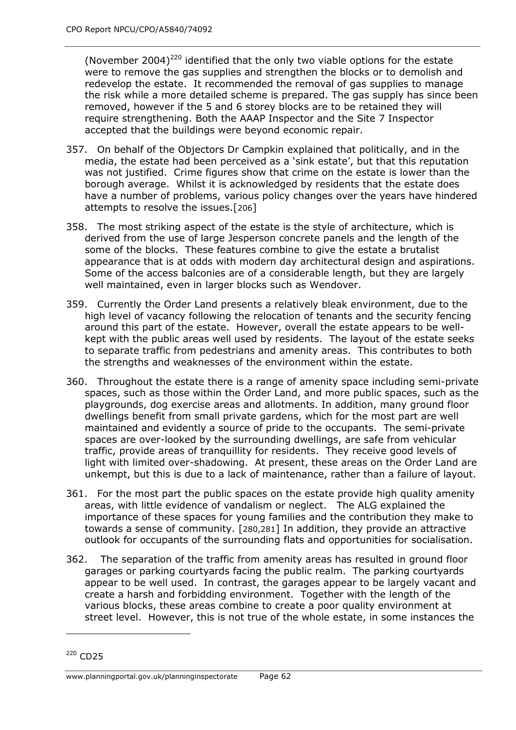(November 2004)[220] identified that the only two viable options for the estate were to remove the gas supplies and strengthen the blocks or to demolish and redevelop the estate. It recommended the removal of gas supplies to manage the risk while a more detailed scheme is prepared. The gas supply has since been removed, however if the 5 and 6 storey blocks are to be retained they will require strengthening. Both the AAAP Inspector and the Site 7 Inspector accepted that the buildings were beyond economic repair.

357. On behalf of the Objectors Dr Campkin explained that politically, and in the media, the estate had been perceived as a 'sink estate', but that this reputation was not justified. Crime figures show that crime on the estate is lower than the borough average. Whilst it is acknowledged by residents that the estate does have a number of problems, various policy changes over the years have hindered attempts to resolve the issues.[206]

358. The most striking aspect of the estate is the style of architecture, which is derived from the use of large Jesperson concrete panels and the length of the some of the blocks. These features combine to give the estate a brutalist appearance that is at odds with modern day architectural design and aspirations. Some of the access balconies are of a considerable length, but they are largely well maintained, even in larger blocks such as Wendover.

359. Currently the Order Land presents a relatively bleak environment, due to the high level of vacancy following the relocation of tenants and the security fencing around this part of the estate. However, overall the estate appears to be well-kept with the public areas well used by residents. The layout of the estate seeks to separate traffic from pedestrians and amenity areas. This contributes to both the strengths and weaknesses of the environment within the estate.

360. Throughout the estate there is a range of amenity space including semi-private spaces, such as those within the Order Land, and more public spaces, such as the playgrounds, dog exercise areas and allotments. In addition, many ground floor dwellings benefit from small private gardens, which for the most part are well maintained and evidently a source of pride to the occupants. The semi-private spaces are over-looked by the surrounding dwellings, are safe from vehicular traffic, provide areas of tranquillity for residents. They receive good levels of light with limited over-shadowing. At present, these areas on the Order Land are unkempt, but this is due to a lack of maintenance, rather than a failure of layout.

361. For the most part the public spaces on the estate provide high quality amenity areas, with little evidence of vandalism or neglect. The ALG explained the importance of these spaces for young families and the contribution they make to towards a sense of community. [280,281] In addition, they provide an attractive outlook for occupants of the surrounding flats and opportunities for socialisation.

362. The separation of the traffic from amenity areas has resulted in ground floor garages or parking courtyards facing the public realm. The parking courtyards appear to be well used. In contrast, the garages appear to be largely vacant and create a harsh and forbidding environment. Together with the length of the various blocks, these areas combine to create a poor quality environment at street level. However, this is not true of the whole estate, in some instances the

[220] CD25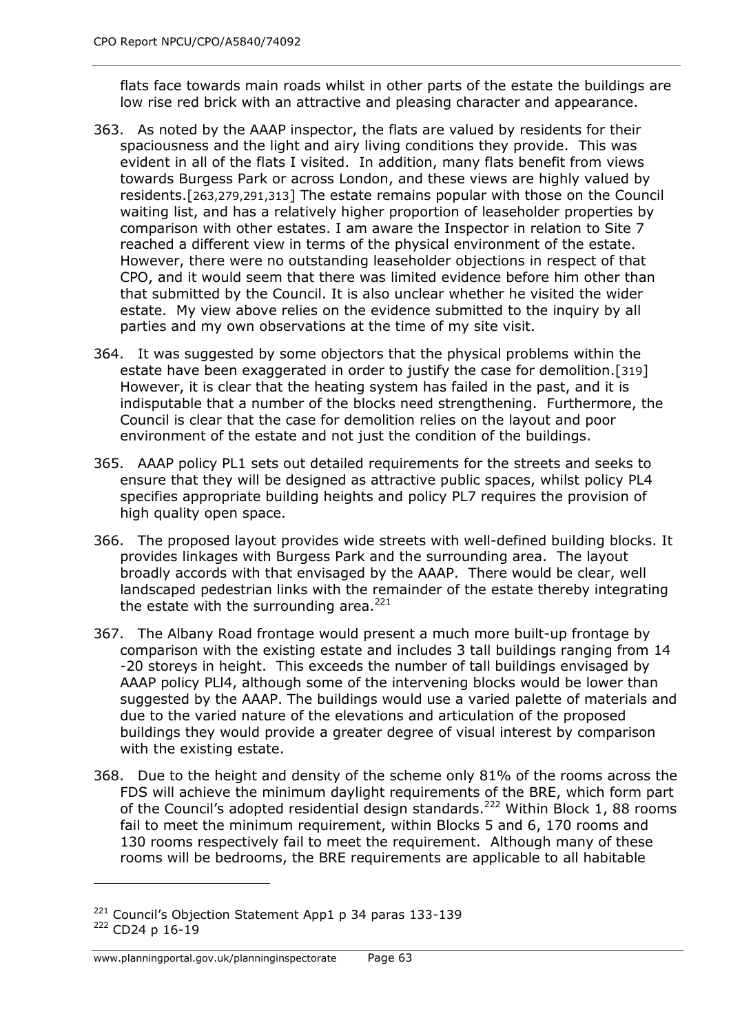flats face towards main roads whilst in other parts of the estate the buildings are low rise red brick with an attractive and pleasing character and appearance.

363. As noted by the AAAP inspector, the flats are valued by residents for their spaciousness and the light and airy living conditions they provide. This was evident in all of the flats I visited. In addition, many flats benefit from views towards Burgess Park or across London, and these views are highly valued by residents.[263,279,291,313] The estate remains popular with those on the Council waiting list, and has a relatively higher proportion of leaseholder properties by comparison with other estates. I am aware the Inspector in relation to Site 7 reached a different view in terms of the physical environment of the estate. However, there were no outstanding leaseholder objections in respect of that CPO, and it would seem that there was limited evidence before him other than that submitted by the Council. It is also unclear whether he visited the wider estate. My view above relies on the evidence submitted to the inquiry by all parties and my own observations at the time of my site visit.

364. It was suggested by some objectors that the physical problems within the estate have been exaggerated in order to justify the case for demolition.[319] However, it is clear that the heating system has failed in the past, and it is indisputable that a number of the blocks need strengthening. Furthermore, the Council is clear that the case for demolition relies on the layout and poor environment of the estate and not just the condition of the buildings.

365. AAAP policy PL1 sets out detailed requirements for the streets and seeks to ensure that they will be designed as attractive public spaces, whilst policy PL4 specifies appropriate building heights and policy PL7 requires the provision of high quality open space.

366. The proposed layout provides wide streets with well-defined building blocks. It provides linkages with Burgess Park and the surrounding area. The layout broadly accords with that envisaged by the AAAP. There would be clear, well landscaped pedestrian links with the remainder of the estate thereby integrating the estate with the surrounding area.[221]

367. The Albany Road frontage would present a much more built-up frontage by comparison with the existing estate and includes 3 tall buildings ranging from 14 -20 storeys in height. This exceeds the number of tall buildings envisaged by AAAP policy PLl4, although some of the intervening blocks would be lower than suggested by the AAAP. The buildings would use a varied palette of materials and due to the varied nature of the elevations and articulation of the proposed buildings they would provide a greater degree of visual interest by comparison with the existing estate.

368. Due to the height and density of the scheme only 81% of the rooms across the FDS will achieve the minimum daylight requirements of the BRE, which form part of the Council's adopted residential design standards.[222] Within Block 1, 88 rooms fail to meet the minimum requirement, within Blocks 5 and 6, 170 rooms and 130 rooms respectively fail to meet the requirement. Although many of these rooms will be bedrooms, the BRE requirements are applicable to all habitable

[221] Council's Objection Statement App1 p 34 paras 133-139

[222] CD24 p 16-19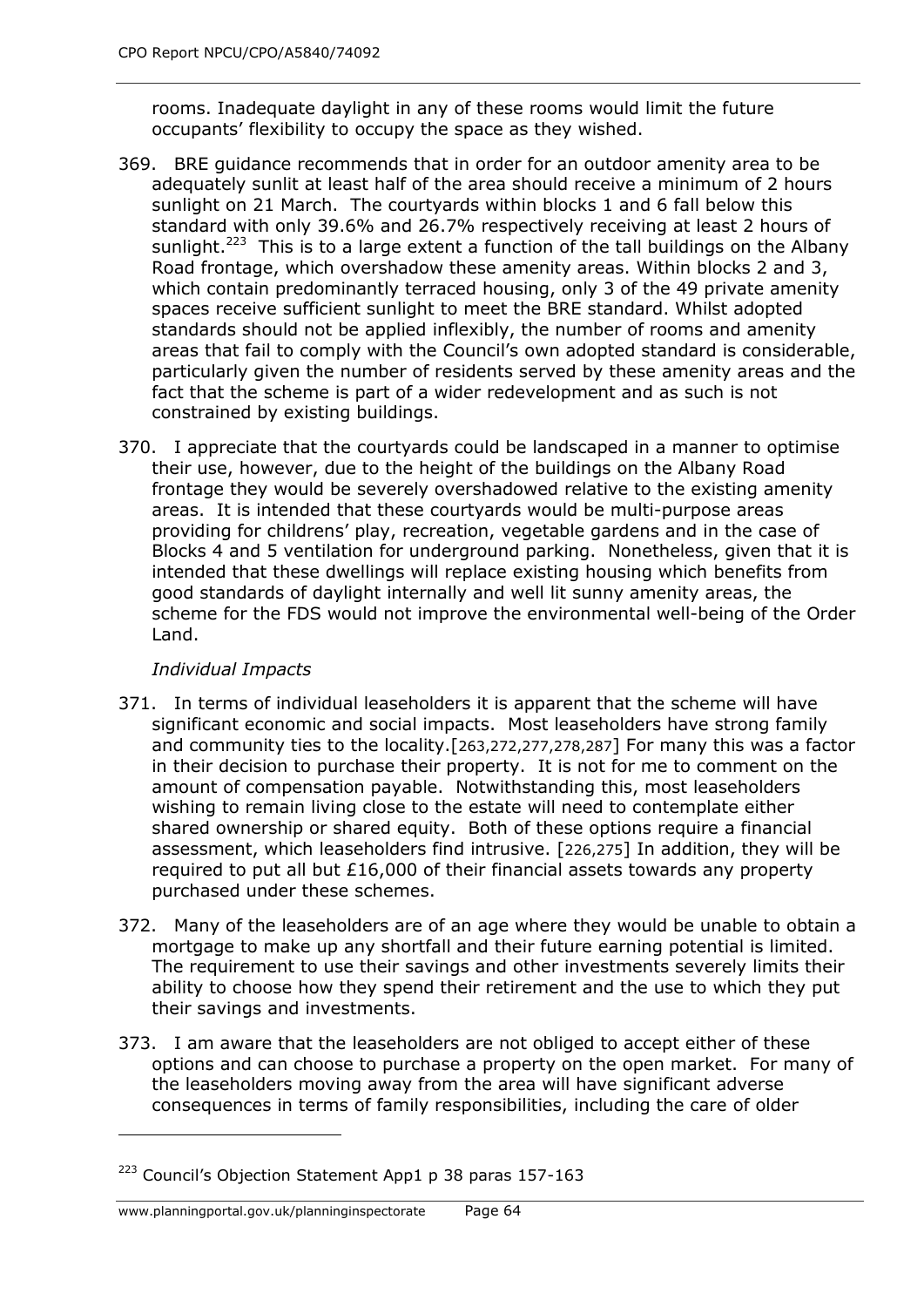rooms. Inadequate daylight in any of these rooms would limit the future occupants' flexibility to occupy the space as they wished.

369. BRE guidance recommends that in order for an outdoor amenity area to be adequately sunlit at least half of the area should receive a minimum of 2 hours sunlight on 21 March. The courtyards within blocks 1 and 6 fall below this standard with only 39.6% and 26.7% respectively receiving at least 2 hours of sunlight.[223] This is to a large extent a function of the tall buildings on the Albany Road frontage, which overshadow these amenity areas. Within blocks 2 and 3, which contain predominantly terraced housing, only 3 of the 49 private amenity spaces receive sufficient sunlight to meet the BRE standard. Whilst adopted standards should not be applied inflexibly, the number of rooms and amenity areas that fail to comply with the Council's own adopted standard is considerable, particularly given the number of residents served by these amenity areas and the fact that the scheme is part of a wider redevelopment and as such is not constrained by existing buildings.

370. I appreciate that the courtyards could be landscaped in a manner to optimise their use, however, due to the height of the buildings on the Albany Road frontage they would be severely overshadowed relative to the existing amenity areas. It is intended that these courtyards would be multi-purpose areas providing for childrens' play, recreation, vegetable gardens and in the case of Blocks 4 and 5 ventilation for underground parking. Nonetheless, given that it is intended that these dwellings will replace existing housing which benefits from good standards of daylight internally and well lit sunny amenity areas, the scheme for the FDS would not improve the environmental well-being of the Order Land.

*Individual Impacts*

371. In terms of individual leaseholders it is apparent that the scheme will have significant economic and social impacts. Most leaseholders have strong family and community ties to the locality.[263,272,277,278,287] For many this was a factor in their decision to purchase their property. It is not for me to comment on the amount of compensation payable. Notwithstanding this, most leaseholders wishing to remain living close to the estate will need to contemplate either shared ownership or shared equity. Both of these options require a financial assessment, which leaseholders find intrusive. [226,275] In addition, they will be required to put all but £16,000 of their financial assets towards any property purchased under these schemes.

372. Many of the leaseholders are of an age where they would be unable to obtain a mortgage to make up any shortfall and their future earning potential is limited. The requirement to use their savings and other investments severely limits their ability to choose how they spend their retirement and the use to which they put their savings and investments.

373. I am aware that the leaseholders are not obliged to accept either of these options and can choose to purchase a property on the open market. For many of the leaseholders moving away from the area will have significant adverse consequences in terms of family responsibilities, including the care of older

[223] Council's Objection Statement App1 p 38 paras 157-163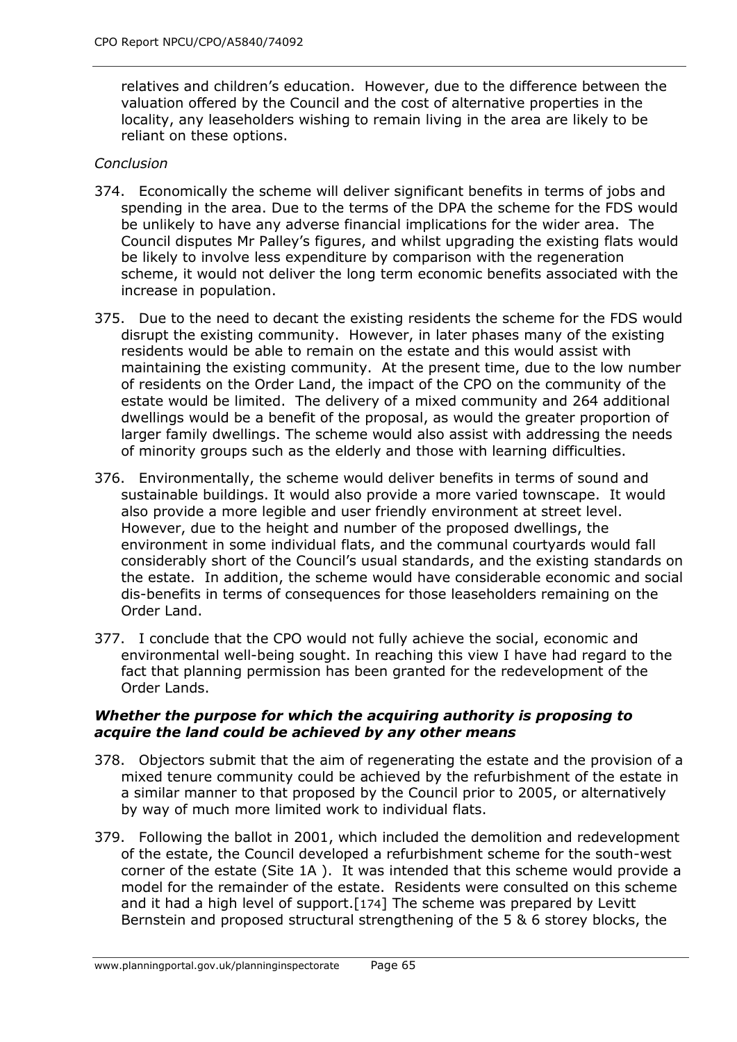relatives and children's education. However, due to the difference between the valuation offered by the Council and the cost of alternative properties in the locality, any leaseholders wishing to remain living in the area are likely to be reliant on these options.

*Conclusion*

374. Economically the scheme will deliver significant benefits in terms of jobs and spending in the area. Due to the terms of the DPA the scheme for the FDS would be unlikely to have any adverse financial implications for the wider area. The Council disputes Mr Palley's figures, and whilst upgrading the existing flats would be likely to involve less expenditure by comparison with the regeneration scheme, it would not deliver the long term economic benefits associated with the increase in population.

375. Due to the need to decant the existing residents the scheme for the FDS would disrupt the existing community. However, in later phases many of the existing residents would be able to remain on the estate and this would assist with maintaining the existing community. At the present time, due to the low number of residents on the Order Land, the impact of the CPO on the community of the estate would be limited. The delivery of a mixed community and 264 additional dwellings would be a benefit of the proposal, as would the greater proportion of larger family dwellings. The scheme would also assist with addressing the needs of minority groups such as the elderly and those with learning difficulties.

376. Environmentally, the scheme would deliver benefits in terms of sound and sustainable buildings. It would also provide a more varied townscape. It would also provide a more legible and user friendly environment at street level. However, due to the height and number of the proposed dwellings, the environment in some individual flats, and the communal courtyards would fall considerably short of the Council's usual standards, and the existing standards on the estate. In addition, the scheme would have considerable economic and social dis-benefits in terms of consequences for those leaseholders remaining on the Order Land.

377. I conclude that the CPO would not fully achieve the social, economic and environmental well-being sought. In reaching this view I have had regard to the fact that planning permission has been granted for the redevelopment of the Order Lands.

### *Whether the purpose for which the acquiring authority is proposing to acquire the land could be achieved by any other means*

378. Objectors submit that the aim of regenerating the estate and the provision of a mixed tenure community could be achieved by the refurbishment of the estate in a similar manner to that proposed by the Council prior to 2005, or alternatively by way of much more limited work to individual flats.

379. Following the ballot in 2001, which included the demolition and redevelopment of the estate, the Council developed a refurbishment scheme for the south-west corner of the estate (Site 1A ). It was intended that this scheme would provide a model for the remainder of the estate. Residents were consulted on this scheme and it had a high level of support.[174] The scheme was prepared by Levitt Bernstein and proposed structural strengthening of the 5 & 6 storey blocks, the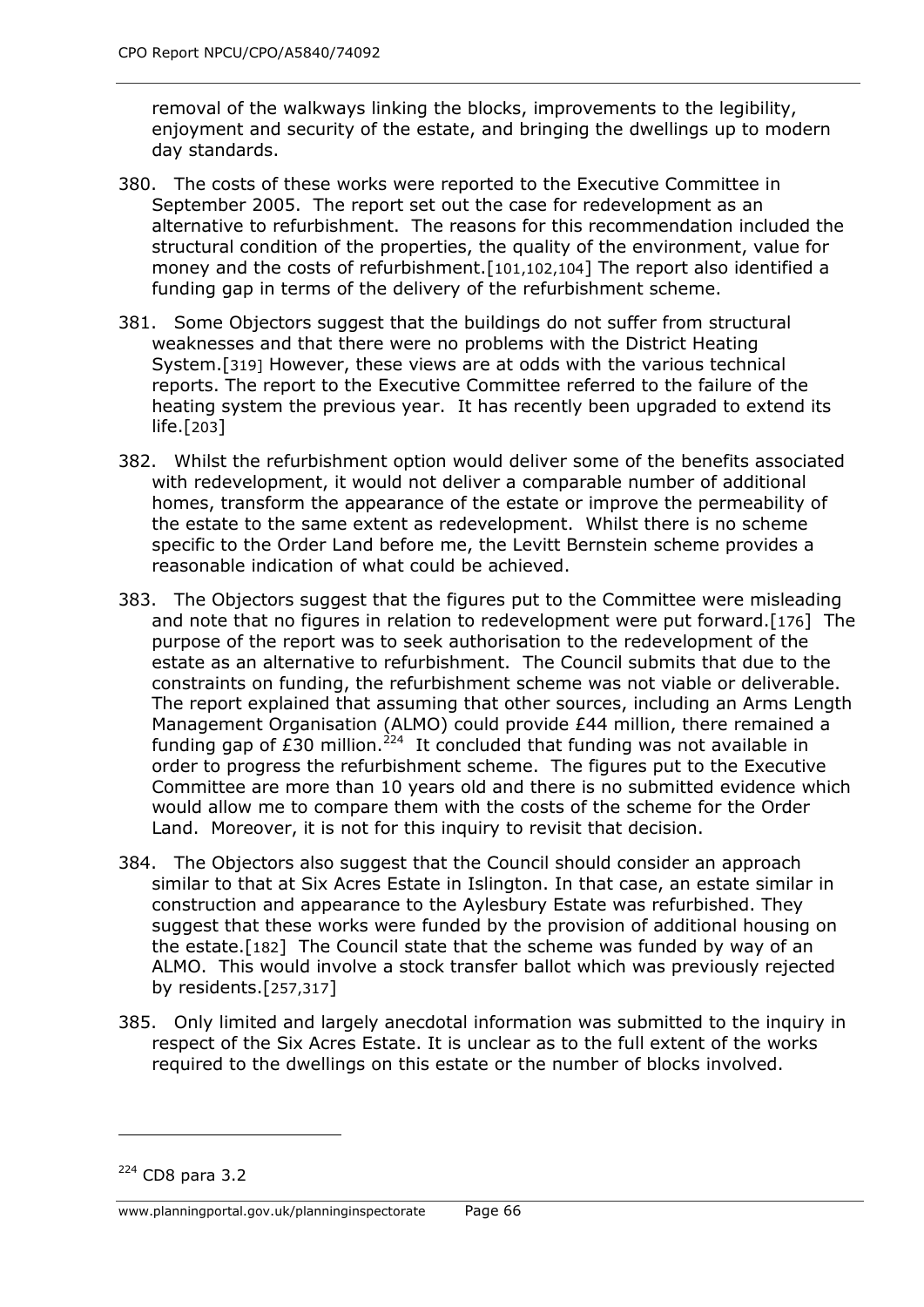removal of the walkways linking the blocks, improvements to the legibility, enjoyment and security of the estate, and bringing the dwellings up to modern day standards.

380. The costs of these works were reported to the Executive Committee in September 2005. The report set out the case for redevelopment as an alternative to refurbishment. The reasons for this recommendation included the structural condition of the properties, the quality of the environment, value for money and the costs of refurbishment.[101,102,104] The report also identified a funding gap in terms of the delivery of the refurbishment scheme.

381. Some Objectors suggest that the buildings do not suffer from structural weaknesses and that there were no problems with the District Heating System.[319] However, these views are at odds with the various technical reports. The report to the Executive Committee referred to the failure of the heating system the previous year. It has recently been upgraded to extend its life.[203]

382. Whilst the refurbishment option would deliver some of the benefits associated with redevelopment, it would not deliver a comparable number of additional homes, transform the appearance of the estate or improve the permeability of the estate to the same extent as redevelopment. Whilst there is no scheme specific to the Order Land before me, the Levitt Bernstein scheme provides a reasonable indication of what could be achieved.

383. The Objectors suggest that the figures put to the Committee were misleading and note that no figures in relation to redevelopment were put forward.[176] The purpose of the report was to seek authorisation to the redevelopment of the estate as an alternative to refurbishment. The Council submits that due to the constraints on funding, the refurbishment scheme was not viable or deliverable. The report explained that assuming that other sources, including an Arms Length Management Organisation (ALMO) could provide £44 million, there remained a funding gap of £30 million.[224] It concluded that funding was not available in order to progress the refurbishment scheme. The figures put to the Executive Committee are more than 10 years old and there is no submitted evidence which would allow me to compare them with the costs of the scheme for the Order Land. Moreover, it is not for this inquiry to revisit that decision.

384. The Objectors also suggest that the Council should consider an approach similar to that at Six Acres Estate in Islington. In that case, an estate similar in construction and appearance to the Aylesbury Estate was refurbished. They suggest that these works were funded by the provision of additional housing on the estate.[182] The Council state that the scheme was funded by way of an ALMO. This would involve a stock transfer ballot which was previously rejected by residents.[257,317]

385. Only limited and largely anecdotal information was submitted to the inquiry in respect of the Six Acres Estate. It is unclear as to the full extent of the works required to the dwellings on this estate or the number of blocks involved.

---

[224] CD8 para 3.2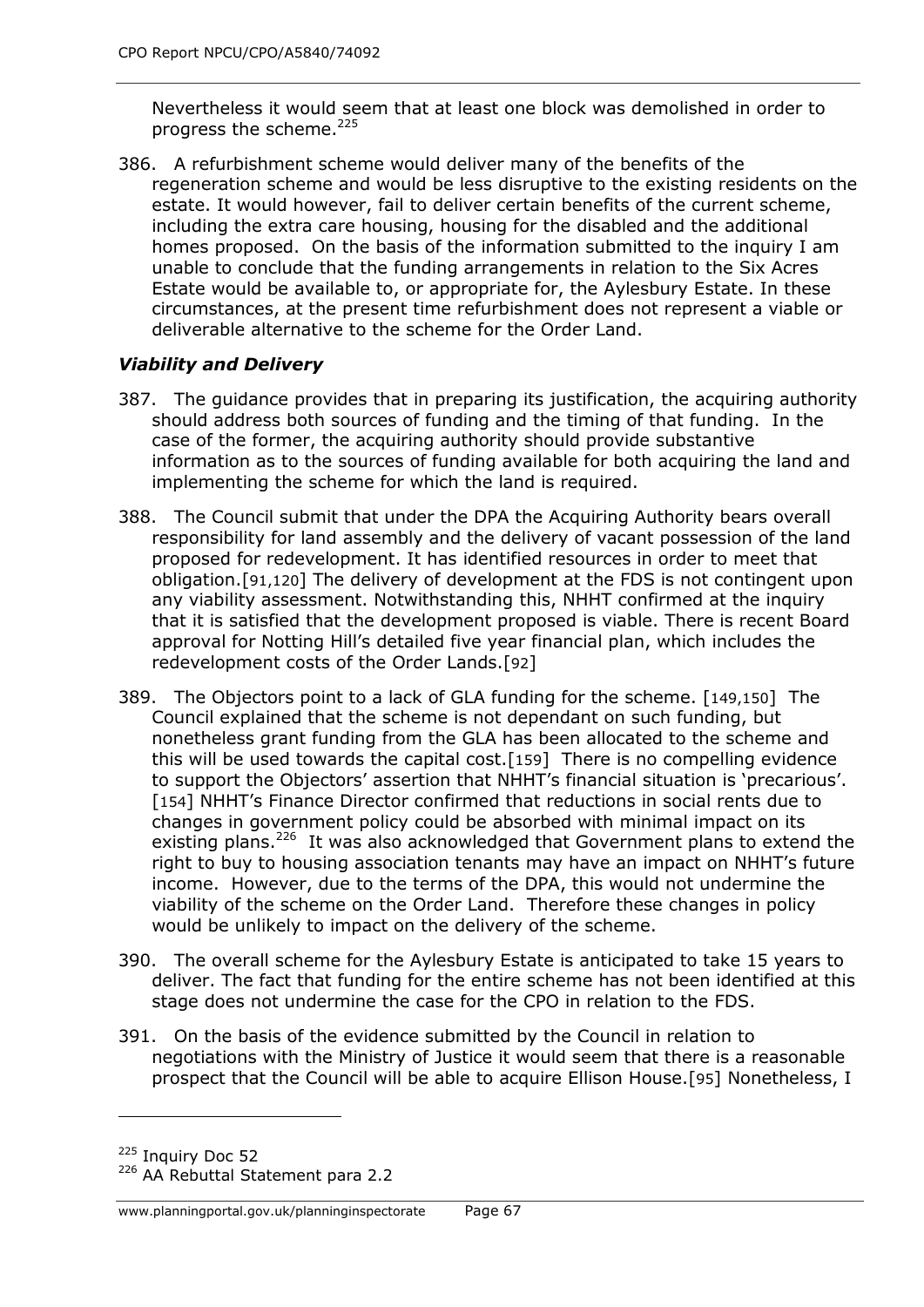Nevertheless it would seem that at least one block was demolished in order to progress the scheme.[225]

386. A refurbishment scheme would deliver many of the benefits of the regeneration scheme and would be less disruptive to the existing residents on the estate. It would however, fail to deliver certain benefits of the current scheme, including the extra care housing, housing for the disabled and the additional homes proposed. On the basis of the information submitted to the inquiry I am unable to conclude that the funding arrangements in relation to the Six Acres Estate would be available to, or appropriate for, the Aylesbury Estate. In these circumstances, at the present time refurbishment does not represent a viable or deliverable alternative to the scheme for the Order Land.

### *Viability and Delivery*

387. The guidance provides that in preparing its justification, the acquiring authority should address both sources of funding and the timing of that funding. In the case of the former, the acquiring authority should provide substantive information as to the sources of funding available for both acquiring the land and implementing the scheme for which the land is required.

388. The Council submit that under the DPA the Acquiring Authority bears overall responsibility for land assembly and the delivery of vacant possession of the land proposed for redevelopment. It has identified resources in order to meet that obligation.[91,120] The delivery of development at the FDS is not contingent upon any viability assessment. Notwithstanding this, NHHT confirmed at the inquiry that it is satisfied that the development proposed is viable. There is recent Board approval for Notting Hill's detailed five year financial plan, which includes the redevelopment costs of the Order Lands.[92]

389. The Objectors point to a lack of GLA funding for the scheme. [149,150] The Council explained that the scheme is not dependant on such funding, but nonetheless grant funding from the GLA has been allocated to the scheme and this will be used towards the capital cost.[159] There is no compelling evidence to support the Objectors' assertion that NHHT's financial situation is 'precarious'. [154] NHHT's Finance Director confirmed that reductions in social rents due to changes in government policy could be absorbed with minimal impact on its existing plans.[226] It was also acknowledged that Government plans to extend the right to buy to housing association tenants may have an impact on NHHT's future income. However, due to the terms of the DPA, this would not undermine the viability of the scheme on the Order Land. Therefore these changes in policy would be unlikely to impact on the delivery of the scheme.

390. The overall scheme for the Aylesbury Estate is anticipated to take 15 years to deliver. The fact that funding for the entire scheme has not been identified at this stage does not undermine the case for the CPO in relation to the FDS.

391. On the basis of the evidence submitted by the Council in relation to negotiations with the Ministry of Justice it would seem that there is a reasonable prospect that the Council will be able to acquire Ellison House.[95] Nonetheless, I

---

[225] Inquiry Doc 52

[226] AA Rebuttal Statement para 2.2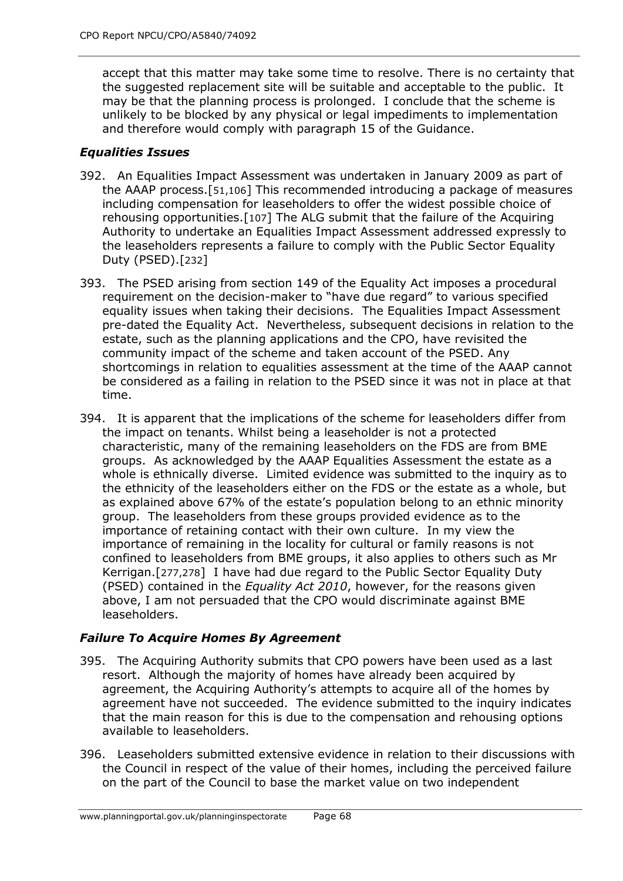accept that this matter may take some time to resolve. There is no certainty that the suggested replacement site will be suitable and acceptable to the public. It may be that the planning process is prolonged. I conclude that the scheme is unlikely to be blocked by any physical or legal impediments to implementation and therefore would comply with paragraph 15 of the Guidance.

### *Equalities Issues*

392. An Equalities Impact Assessment was undertaken in January 2009 as part of the AAAP process.[51,106] This recommended introducing a package of measures including compensation for leaseholders to offer the widest possible choice of rehousing opportunities.[107] The ALG submit that the failure of the Acquiring Authority to undertake an Equalities Impact Assessment addressed expressly to the leaseholders represents a failure to comply with the Public Sector Equality Duty (PSED).[232]

393. The PSED arising from section 149 of the Equality Act imposes a procedural requirement on the decision-maker to "have due regard" to various specified equality issues when taking their decisions. The Equalities Impact Assessment pre-dated the Equality Act. Nevertheless, subsequent decisions in relation to the estate, such as the planning applications and the CPO, have revisited the community impact of the scheme and taken account of the PSED. Any shortcomings in relation to equalities assessment at the time of the AAAP cannot be considered as a failing in relation to the PSED since it was not in place at that time.

394. It is apparent that the implications of the scheme for leaseholders differ from the impact on tenants. Whilst being a leaseholder is not a protected characteristic, many of the remaining leaseholders on the FDS are from BME groups. As acknowledged by the AAAP Equalities Assessment the estate as a whole is ethnically diverse. Limited evidence was submitted to the inquiry as to the ethnicity of the leaseholders either on the FDS or the estate as a whole, but as explained above 67% of the estate's population belong to an ethnic minority group. The leaseholders from these groups provided evidence as to the importance of retaining contact with their own culture. In my view the importance of remaining in the locality for cultural or family reasons is not confined to leaseholders from BME groups, it also applies to others such as Mr Kerrigan.[277,278] I have had due regard to the Public Sector Equality Duty (PSED) contained in the *Equality Act 2010*, however, for the reasons given above, I am not persuaded that the CPO would discriminate against BME leaseholders.

### *Failure To Acquire Homes By Agreement*

395. The Acquiring Authority submits that CPO powers have been used as a last resort. Although the majority of homes have already been acquired by agreement, the Acquiring Authority's attempts to acquire all of the homes by agreement have not succeeded. The evidence submitted to the inquiry indicates that the main reason for this is due to the compensation and rehousing options available to leaseholders.

396. Leaseholders submitted extensive evidence in relation to their discussions with the Council in respect of the value of their homes, including the perceived failure on the part of the Council to base the market value on two independent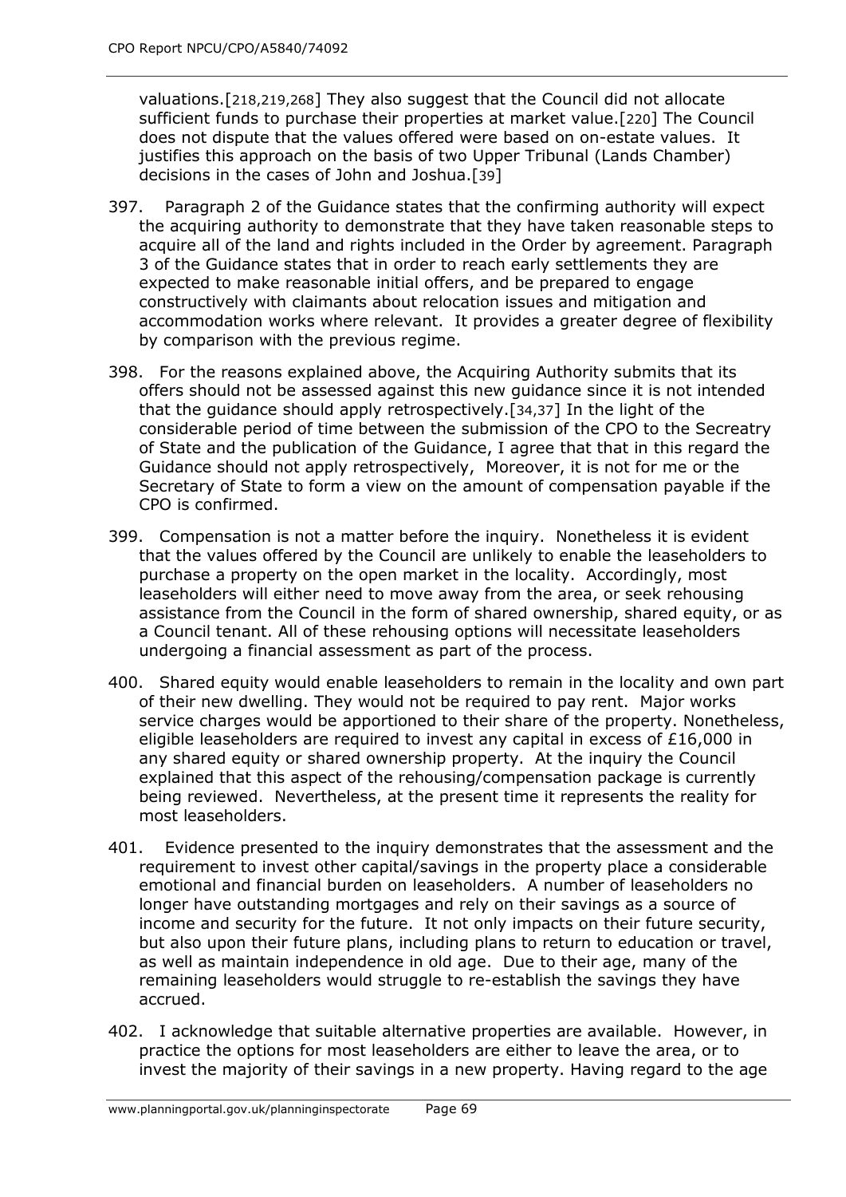valuations.[218,219,268] They also suggest that the Council did not allocate sufficient funds to purchase their properties at market value.[220] The Council does not dispute that the values offered were based on on-estate values. It justifies this approach on the basis of two Upper Tribunal (Lands Chamber) decisions in the cases of John and Joshua.[39]

397. Paragraph 2 of the Guidance states that the confirming authority will expect the acquiring authority to demonstrate that they have taken reasonable steps to acquire all of the land and rights included in the Order by agreement. Paragraph 3 of the Guidance states that in order to reach early settlements they are expected to make reasonable initial offers, and be prepared to engage constructively with claimants about relocation issues and mitigation and accommodation works where relevant. It provides a greater degree of flexibility by comparison with the previous regime.

398. For the reasons explained above, the Acquiring Authority submits that its offers should not be assessed against this new guidance since it is not intended that the guidance should apply retrospectively.[34,37] In the light of the considerable period of time between the submission of the CPO to the Secreatry of State and the publication of the Guidance, I agree that that in this regard the Guidance should not apply retrospectively, Moreover, it is not for me or the Secretary of State to form a view on the amount of compensation payable if the CPO is confirmed.

399. Compensation is not a matter before the inquiry. Nonetheless it is evident that the values offered by the Council are unlikely to enable the leaseholders to purchase a property on the open market in the locality. Accordingly, most leaseholders will either need to move away from the area, or seek rehousing assistance from the Council in the form of shared ownership, shared equity, or as a Council tenant. All of these rehousing options will necessitate leaseholders undergoing a financial assessment as part of the process.

400. Shared equity would enable leaseholders to remain in the locality and own part of their new dwelling. They would not be required to pay rent. Major works service charges would be apportioned to their share of the property. Nonetheless, eligible leaseholders are required to invest any capital in excess of £16,000 in any shared equity or shared ownership property. At the inquiry the Council explained that this aspect of the rehousing/compensation package is currently being reviewed. Nevertheless, at the present time it represents the reality for most leaseholders.

401. Evidence presented to the inquiry demonstrates that the assessment and the requirement to invest other capital/savings in the property place a considerable emotional and financial burden on leaseholders. A number of leaseholders no longer have outstanding mortgages and rely on their savings as a source of income and security for the future. It not only impacts on their future security, but also upon their future plans, including plans to return to education or travel, as well as maintain independence in old age. Due to their age, many of the remaining leaseholders would struggle to re-establish the savings they have accrued.

402. I acknowledge that suitable alternative properties are available. However, in practice the options for most leaseholders are either to leave the area, or to invest the majority of their savings in a new property. Having regard to the age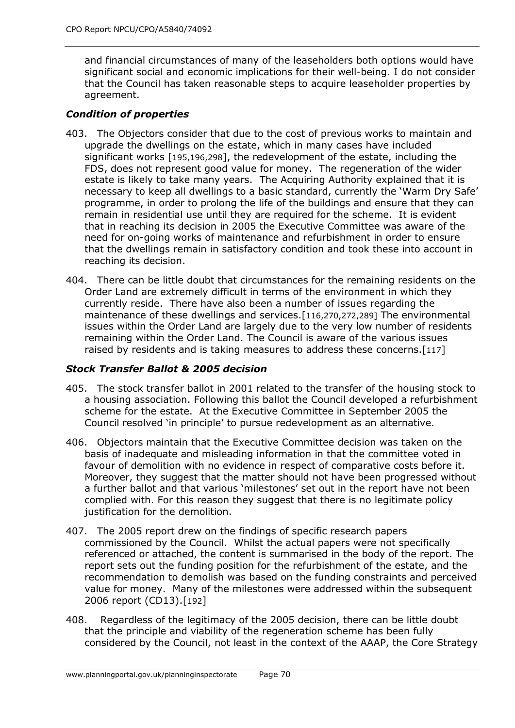and financial circumstances of many of the leaseholders both options would have significant social and economic implications for their well-being. I do not consider that the Council has taken reasonable steps to acquire leaseholder properties by agreement.

### *Condition of properties*

403. The Objectors consider that due to the cost of previous works to maintain and upgrade the dwellings on the estate, which in many cases have included significant works [195,196,298], the redevelopment of the estate, including the FDS, does not represent good value for money. The regeneration of the wider estate is likely to take many years. The Acquiring Authority explained that it is necessary to keep all dwellings to a basic standard, currently the 'Warm Dry Safe' programme, in order to prolong the life of the buildings and ensure that they can remain in residential use until they are required for the scheme. It is evident that in reaching its decision in 2005 the Executive Committee was aware of the need for on-going works of maintenance and refurbishment in order to ensure that the dwellings remain in satisfactory condition and took these into account in reaching its decision.

404. There can be little doubt that circumstances for the remaining residents on the Order Land are extremely difficult in terms of the environment in which they currently reside. There have also been a number of issues regarding the maintenance of these dwellings and services.[116,270,272,289] The environmental issues within the Order Land are largely due to the very low number of residents remaining within the Order Land. The Council is aware of the various issues raised by residents and is taking measures to address these concerns.[117]

### *Stock Transfer Ballot & 2005 decision*

405. The stock transfer ballot in 2001 related to the transfer of the housing stock to a housing association. Following this ballot the Council developed a refurbishment scheme for the estate. At the Executive Committee in September 2005 the Council resolved 'in principle' to pursue redevelopment as an alternative.

406. Objectors maintain that the Executive Committee decision was taken on the basis of inadequate and misleading information in that the committee voted in favour of demolition with no evidence in respect of comparative costs before it. Moreover, they suggest that the matter should not have been progressed without a further ballot and that various 'milestones' set out in the report have not been complied with. For this reason they suggest that there is no legitimate policy justification for the demolition.

407. The 2005 report drew on the findings of specific research papers commissioned by the Council. Whilst the actual papers were not specifically referenced or attached, the content is summarised in the body of the report. The report sets out the funding position for the refurbishment of the estate, and the recommendation to demolish was based on the funding constraints and perceived value for money. Many of the milestones were addressed within the subsequent 2006 report (CD13).[192]

408. Regardless of the legitimacy of the 2005 decision, there can be little doubt that the principle and viability of the regeneration scheme has been fully considered by the Council, not least in the context of the AAAP, the Core Strategy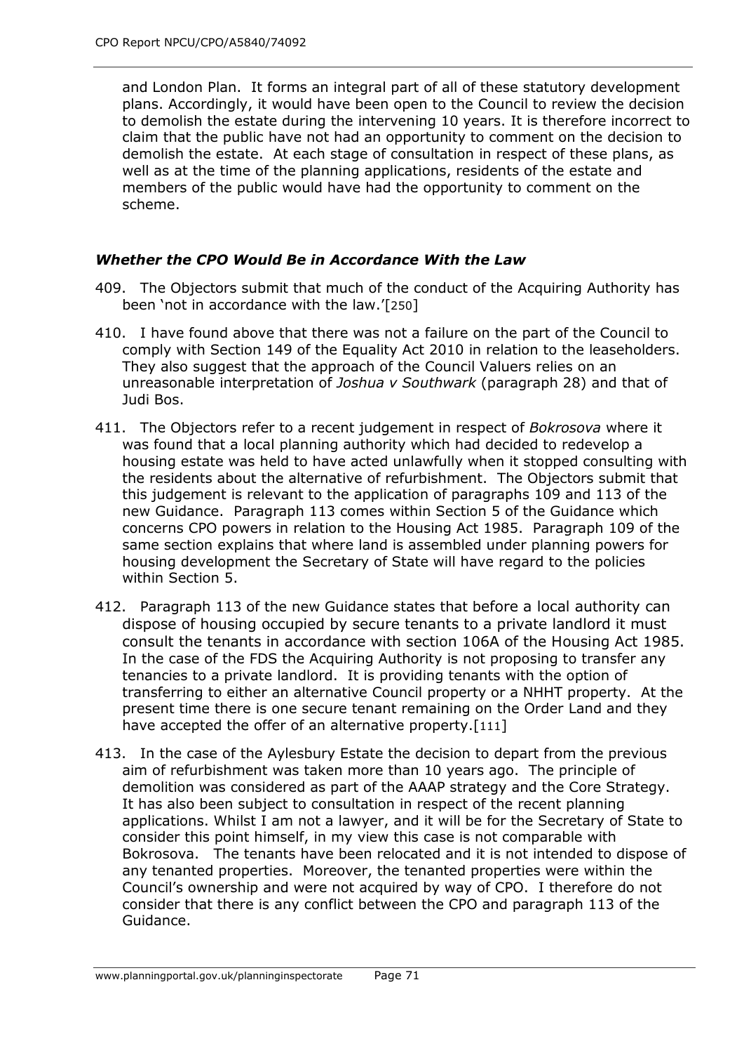and London Plan. It forms an integral part of all of these statutory development plans. Accordingly, it would have been open to the Council to review the decision to demolish the estate during the intervening 10 years. It is therefore incorrect to claim that the public have not had an opportunity to comment on the decision to demolish the estate. At each stage of consultation in respect of these plans, as well as at the time of the planning applications, residents of the estate and members of the public would have had the opportunity to comment on the scheme.

### *Whether the CPO Would Be in Accordance With the Law*

409. The Objectors submit that much of the conduct of the Acquiring Authority has been 'not in accordance with the law.'[250]

410. I have found above that there was not a failure on the part of the Council to comply with Section 149 of the Equality Act 2010 in relation to the leaseholders. They also suggest that the approach of the Council Valuers relies on an unreasonable interpretation of *Joshua v Southwark* (paragraph 28) and that of Judi Bos.

411. The Objectors refer to a recent judgement in respect of *Bokrosova* where it was found that a local planning authority which had decided to redevelop a housing estate was held to have acted unlawfully when it stopped consulting with the residents about the alternative of refurbishment. The Objectors submit that this judgement is relevant to the application of paragraphs 109 and 113 of the new Guidance. Paragraph 113 comes within Section 5 of the Guidance which concerns CPO powers in relation to the Housing Act 1985. Paragraph 109 of the same section explains that where land is assembled under planning powers for housing development the Secretary of State will have regard to the policies within Section 5.

412. Paragraph 113 of the new Guidance states that before a local authority can dispose of housing occupied by secure tenants to a private landlord it must consult the tenants in accordance with section 106A of the Housing Act 1985. In the case of the FDS the Acquiring Authority is not proposing to transfer any tenancies to a private landlord. It is providing tenants with the option of transferring to either an alternative Council property or a NHHT property. At the present time there is one secure tenant remaining on the Order Land and they have accepted the offer of an alternative property.[111]

413. In the case of the Aylesbury Estate the decision to depart from the previous aim of refurbishment was taken more than 10 years ago. The principle of demolition was considered as part of the AAAP strategy and the Core Strategy. It has also been subject to consultation in respect of the recent planning applications. Whilst I am not a lawyer, and it will be for the Secretary of State to consider this point himself, in my view this case is not comparable with Bokrosova. The tenants have been relocated and it is not intended to dispose of any tenanted properties. Moreover, the tenanted properties were within the Council's ownership and were not acquired by way of CPO. I therefore do not consider that there is any conflict between the CPO and paragraph 113 of the Guidance.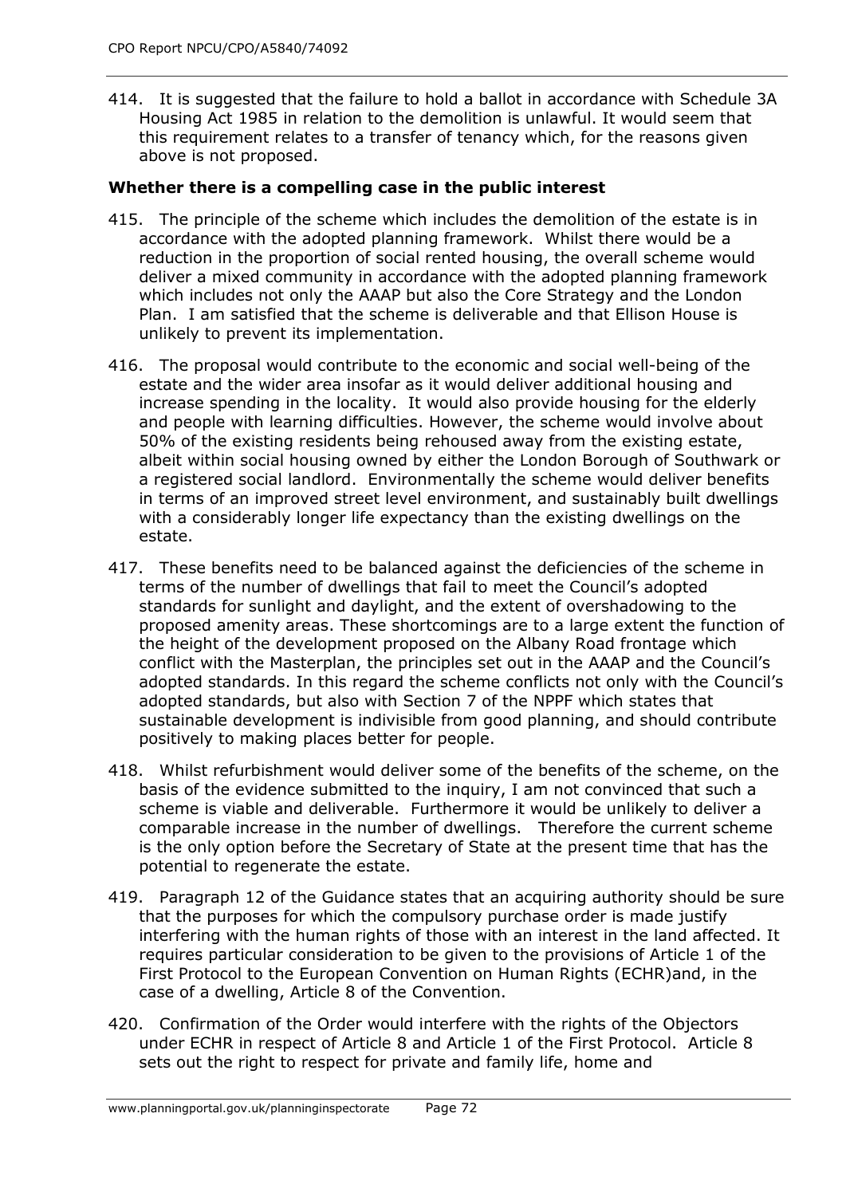414. It is suggested that the failure to hold a ballot in accordance with Schedule 3A Housing Act 1985 in relation to the demolition is unlawful. It would seem that this requirement relates to a transfer of tenancy which, for the reasons given above is not proposed.

### Whether there is a compelling case in the public interest

415. The principle of the scheme which includes the demolition of the estate is in accordance with the adopted planning framework. Whilst there would be a reduction in the proportion of social rented housing, the overall scheme would deliver a mixed community in accordance with the adopted planning framework which includes not only the AAAP but also the Core Strategy and the London Plan. I am satisfied that the scheme is deliverable and that Ellison House is unlikely to prevent its implementation.

416. The proposal would contribute to the economic and social well-being of the estate and the wider area insofar as it would deliver additional housing and increase spending in the locality. It would also provide housing for the elderly and people with learning difficulties. However, the scheme would involve about 50% of the existing residents being rehoused away from the existing estate, albeit within social housing owned by either the London Borough of Southwark or a registered social landlord. Environmentally the scheme would deliver benefits in terms of an improved street level environment, and sustainably built dwellings with a considerably longer life expectancy than the existing dwellings on the estate.

417. These benefits need to be balanced against the deficiencies of the scheme in terms of the number of dwellings that fail to meet the Council's adopted standards for sunlight and daylight, and the extent of overshadowing to the proposed amenity areas. These shortcomings are to a large extent the function of the height of the development proposed on the Albany Road frontage which conflict with the Masterplan, the principles set out in the AAAP and the Council's adopted standards. In this regard the scheme conflicts not only with the Council's adopted standards, but also with Section 7 of the NPPF which states that sustainable development is indivisible from good planning, and should contribute positively to making places better for people.

418. Whilst refurbishment would deliver some of the benefits of the scheme, on the basis of the evidence submitted to the inquiry, I am not convinced that such a scheme is viable and deliverable. Furthermore it would be unlikely to deliver a comparable increase in the number of dwellings. Therefore the current scheme is the only option before the Secretary of State at the present time that has the potential to regenerate the estate.

419. Paragraph 12 of the Guidance states that an acquiring authority should be sure that the purposes for which the compulsory purchase order is made justify interfering with the human rights of those with an interest in the land affected. It requires particular consideration to be given to the provisions of Article 1 of the First Protocol to the European Convention on Human Rights (ECHR)and, in the case of a dwelling, Article 8 of the Convention.

420. Confirmation of the Order would interfere with the rights of the Objectors under ECHR in respect of Article 8 and Article 1 of the First Protocol. Article 8 sets out the right to respect for private and family life, home and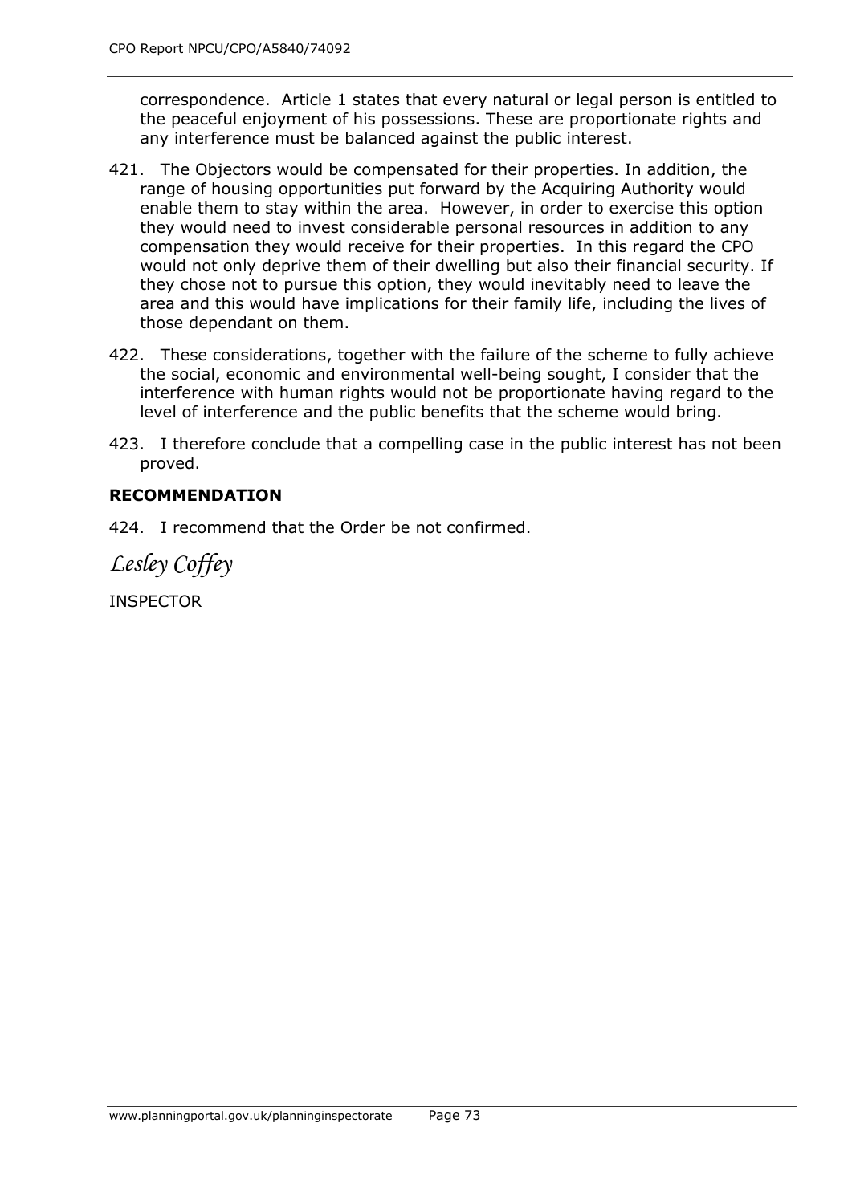correspondence. Article 1 states that every natural or legal person is entitled to the peaceful enjoyment of his possessions. These are proportionate rights and any interference must be balanced against the public interest.

421. The Objectors would be compensated for their properties. In addition, the range of housing opportunities put forward by the Acquiring Authority would enable them to stay within the area. However, in order to exercise this option they would need to invest considerable personal resources in addition to any compensation they would receive for their properties. In this regard the CPO would not only deprive them of their dwelling but also their financial security. If they chose not to pursue this option, they would inevitably need to leave the area and this would have implications for their family life, including the lives of those dependant on them.

422. These considerations, together with the failure of the scheme to fully achieve the social, economic and environmental well-being sought, I consider that the interference with human rights would not be proportionate having regard to the level of interference and the public benefits that the scheme would bring.

423. I therefore conclude that a compelling case in the public interest has not been proved.

## RECOMMENDATION

424. I recommend that the Order be not confirmed.

*Lesley Coffey*

INSPECTOR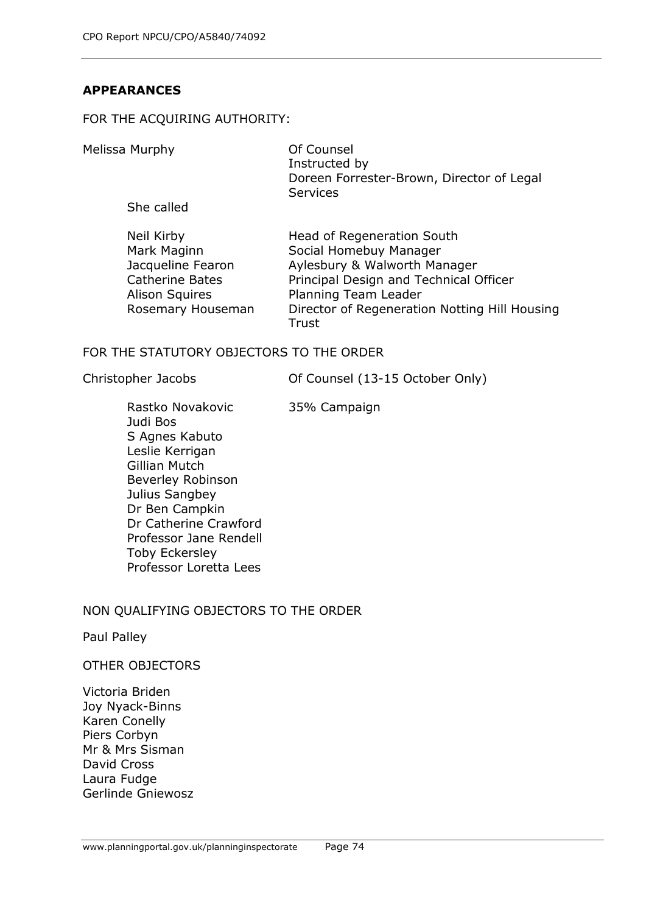## APPEARANCES

FOR THE ACQUIRING AUTHORITY:

| | |
|---|---|
| Melissa Murphy | Of Counsel<br>Instructed by<br>Doreen Forrester-Brown, Director of Legal Services |

She called

| | |
|---|---|
| Neil Kirby | Head of Regeneration South |
| Mark Maginn | Social Homebuy Manager |
| Jacqueline Fearon | Aylesbury & Walworth Manager |
| Catherine Bates | Principal Design and Technical Officer |
| Alison Squires | Planning Team Leader |
| Rosemary Houseman | Director of Regeneration Notting Hill Housing Trust |

FOR THE STATUTORY OBJECTORS TO THE ORDER

| | |
|---|---|
| Christopher Jacobs | Of Counsel (13-15 October Only) |
| Rastko Novakovic | 35% Campaign |

Judi Bos
S Agnes Kabuto
Leslie Kerrigan
Gillian Mutch
Beverley Robinson
Julius Sangbey
Dr Ben Campkin
Dr Catherine Crawford
Professor Jane Rendell
Toby Eckersley
Professor Loretta Lees

NON QUALIFYING OBJECTORS TO THE ORDER

Paul Palley

OTHER OBJECTORS

Victoria Briden
Joy Nyack-Binns
Karen Conelly
Piers Corbyn
Mr & Mrs Sisman
David Cross
Laura Fudge
Gerlinde Gniewosz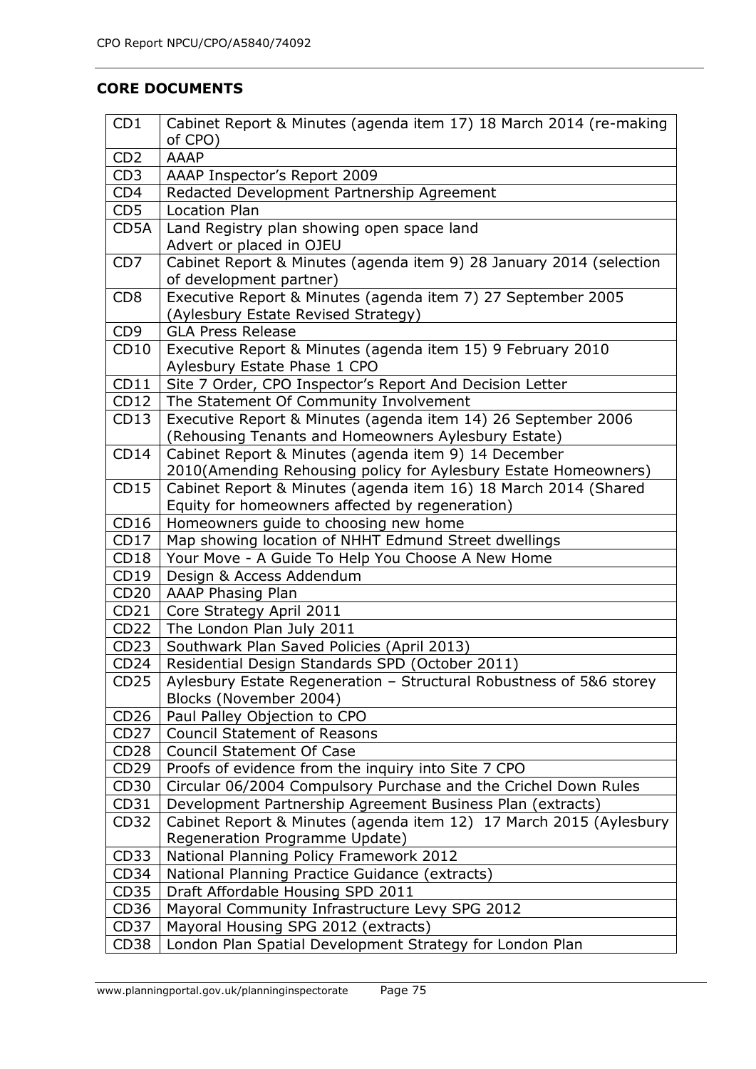**CORE DOCUMENTS**

| | |
|---|---|
| CD1 | Cabinet Report & Minutes (agenda item 17) 18 March 2014 (re-making of CPO) |
| CD2 | AAAP |
| CD3 | AAAP Inspector's Report 2009 |
| CD4 | Redacted Development Partnership Agreement |
| CD5 | Location Plan |
| CD5A | Land Registry plan showing open space land<br>Advert or placed in OJEU |
| CD7 | Cabinet Report & Minutes (agenda item 9) 28 January 2014 (selection of development partner) |
| CD8 | Executive Report & Minutes (agenda item 7) 27 September 2005 (Aylesbury Estate Revised Strategy) |
| CD9 | GLA Press Release |
| CD10 | Executive Report & Minutes (agenda item 15) 9 February 2010 Aylesbury Estate Phase 1 CPO |
| CD11 | Site 7 Order, CPO Inspector's Report And Decision Letter |
| CD12 | The Statement Of Community Involvement |
| CD13 | Executive Report & Minutes (agenda item 14) 26 September 2006 (Rehousing Tenants and Homeowners Aylesbury Estate) |
| CD14 | Cabinet Report & Minutes (agenda item 9) 14 December 2010(Amending Rehousing policy for Aylesbury Estate Homeowners) |
| CD15 | Cabinet Report & Minutes (agenda item 16) 18 March 2014 (Shared Equity for homeowners affected by regeneration) |
| CD16 | Homeowners guide to choosing new home |
| CD17 | Map showing location of NHHT Edmund Street dwellings |
| CD18 | Your Move - A Guide To Help You Choose A New Home |
| CD19 | Design & Access Addendum |
| CD20 | AAAP Phasing Plan |
| CD21 | Core Strategy April 2011 |
| CD22 | The London Plan July 2011 |
| CD23 | Southwark Plan Saved Policies (April 2013) |
| CD24 | Residential Design Standards SPD (October 2011) |
| CD25 | Aylesbury Estate Regeneration – Structural Robustness of 5&6 storey Blocks (November 2004) |
| CD26 | Paul Palley Objection to CPO |
| CD27 | Council Statement of Reasons |
| CD28 | Council Statement Of Case |
| CD29 | Proofs of evidence from the inquiry into Site 7 CPO |
| CD30 | Circular 06/2004 Compulsory Purchase and the Crichel Down Rules |
| CD31 | Development Partnership Agreement Business Plan (extracts) |
| CD32 | Cabinet Report & Minutes (agenda item 12) 17 March 2015 (Aylesbury Regeneration Programme Update) |
| CD33 | National Planning Policy Framework 2012 |
| CD34 | National Planning Practice Guidance (extracts) |
| CD35 | Draft Affordable Housing SPD 2011 |
| CD36 | Mayoral Community Infrastructure Levy SPG 2012 |
| CD37 | Mayoral Housing SPG 2012 (extracts) |
| CD38 | London Plan Spatial Development Strategy for London Plan |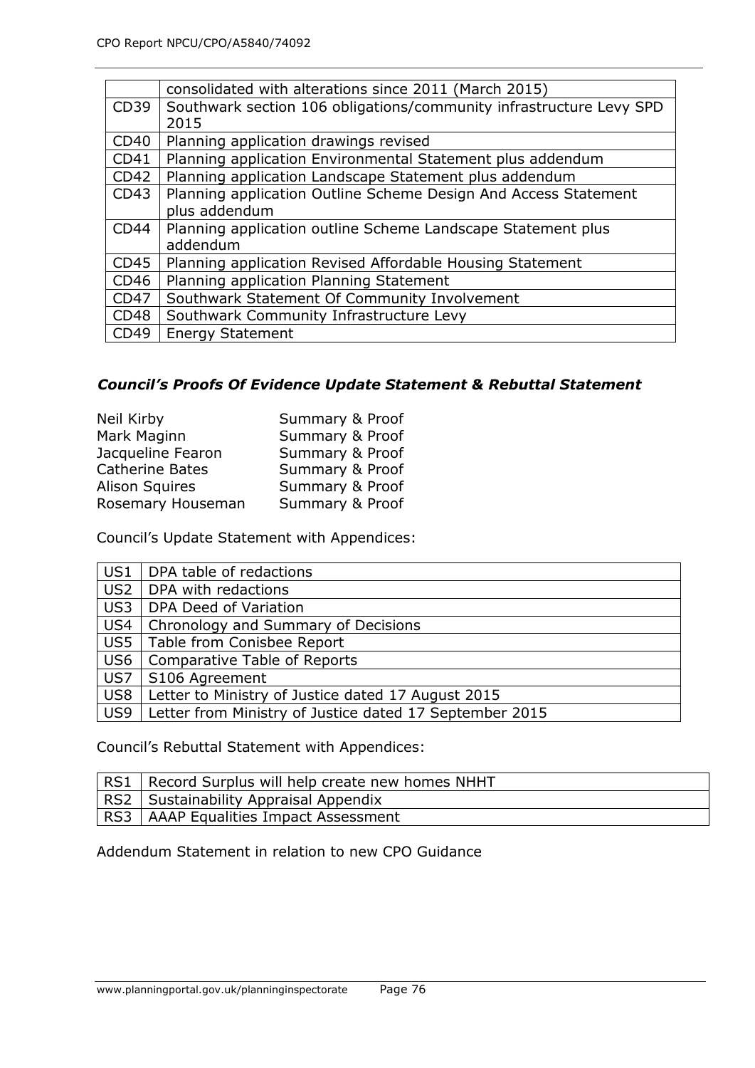| | |
|---|---|
| | consolidated with alterations since 2011 (March 2015) |
| CD39 | Southwark section 106 obligations/community infrastructure Levy SPD 2015 |
| CD40 | Planning application drawings revised |
| CD41 | Planning application Environmental Statement plus addendum |
| CD42 | Planning application Landscape Statement plus addendum |
| CD43 | Planning application Outline Scheme Design And Access Statement plus addendum |
| CD44 | Planning application outline Scheme Landscape Statement plus addendum |
| CD45 | Planning application Revised Affordable Housing Statement |
| CD46 | Planning application Planning Statement |
| CD47 | Southwark Statement Of Community Involvement |
| CD48 | Southwark Community Infrastructure Levy |
| CD49 | Energy Statement |

### *Council's Proofs Of Evidence Update Statement & Rebuttal Statement*

| | |
|---|---|
| Neil Kirby | Summary & Proof |
| Mark Maginn | Summary & Proof |
| Jacqueline Fearon | Summary & Proof |
| Catherine Bates | Summary & Proof |
| Alison Squires | Summary & Proof |
| Rosemary Houseman | Summary & Proof |

Council's Update Statement with Appendices:

| | |
|---|---|
| US1 | DPA table of redactions |
| US2 | DPA with redactions |
| US3 | DPA Deed of Variation |
| US4 | Chronology and Summary of Decisions |
| US5 | Table from Conisbee Report |
| US6 | Comparative Table of Reports |
| US7 | S106 Agreement |
| US8 | Letter to Ministry of Justice dated 17 August 2015 |
| US9 | Letter from Ministry of Justice dated 17 September 2015 |

Council's Rebuttal Statement with Appendices:

| | |
|---|---|
| RS1 | Record Surplus will help create new homes NHHT |
| RS2 | Sustainability Appraisal Appendix |
| RS3 | AAAP Equalities Impact Assessment |

Addendum Statement in relation to new CPO Guidance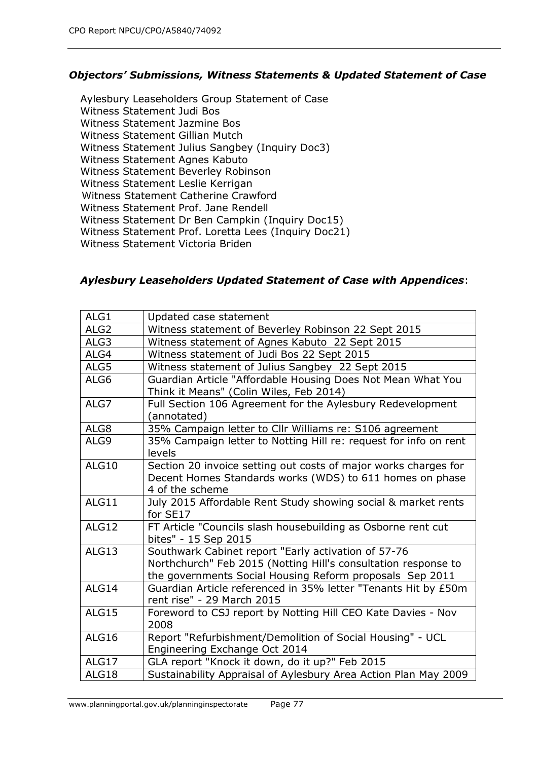### *Objectors' Submissions, Witness Statements & Updated Statement of Case*

Aylesbury Leaseholders Group Statement of Case
Witness Statement Judi Bos
Witness Statement Jazmine Bos
Witness Statement Gillian Mutch
Witness Statement Julius Sangbey (Inquiry Doc3)
Witness Statement Agnes Kabuto
Witness Statement Beverley Robinson
Witness Statement Leslie Kerrigan
Witness Statement Catherine Crawford
Witness Statement Prof. Jane Rendell
Witness Statement Dr Ben Campkin (Inquiry Doc15)
Witness Statement Prof. Loretta Lees (Inquiry Doc21)
Witness Statement Victoria Briden

### *Aylesbury Leaseholders Updated Statement of Case with Appendices*:

| | |
|---|---|
| ALG1 | Updated case statement |
| ALG2 | Witness statement of Beverley Robinson 22 Sept 2015 |
| ALG3 | Witness statement of Agnes Kabuto 22 Sept 2015 |
| ALG4 | Witness statement of Judi Bos 22 Sept 2015 |
| ALG5 | Witness statement of Julius Sangbey 22 Sept 2015 |
| ALG6 | Guardian Article "Affordable Housing Does Not Mean What You Think it Means" (Colin Wiles, Feb 2014) |
| ALG7 | Full Section 106 Agreement for the Aylesbury Redevelopment (annotated) |
| ALG8 | 35% Campaign letter to Cllr Williams re: S106 agreement |
| ALG9 | 35% Campaign letter to Notting Hill re: request for info on rent levels |
| ALG10 | Section 20 invoice setting out costs of major works charges for Decent Homes Standards works (WDS) to 611 homes on phase 4 of the scheme |
| ALG11 | July 2015 Affordable Rent Study showing social & market rents for SE17 |
| ALG12 | FT Article "Councils slash housebuilding as Osborne rent cut bites" - 15 Sep 2015 |
| ALG13 | Southwark Cabinet report "Early activation of 57-76 Northchurch" Feb 2015 (Notting Hill's consultation response to the governments Social Housing Reform proposals Sep 2011 |
| ALG14 | Guardian Article referenced in 35% letter "Tenants Hit by £50m rent rise" - 29 March 2015 |
| ALG15 | Foreword to CSJ report by Notting Hill CEO Kate Davies - Nov 2008 |
| ALG16 | Report "Refurbishment/Demolition of Social Housing" - UCL Engineering Exchange Oct 2014 |
| ALG17 | GLA report "Knock it down, do it up?" Feb 2015 |
| ALG18 | Sustainability Appraisal of Aylesbury Area Action Plan May 2009 |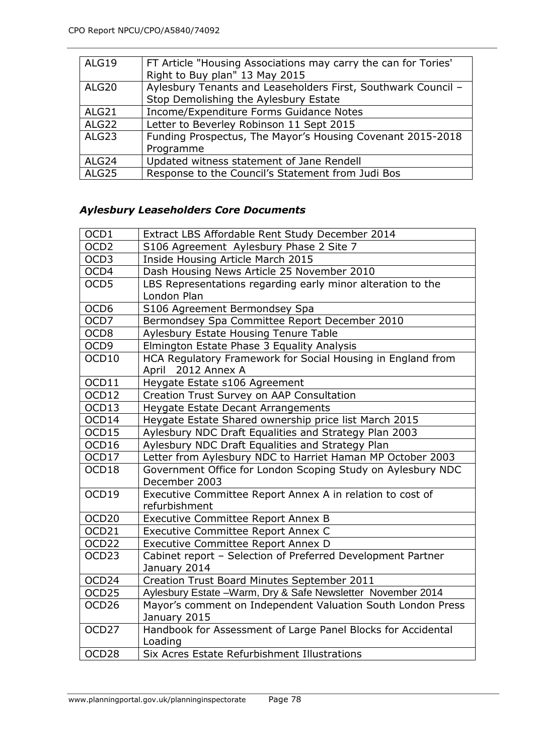| | |
|---|---|
| ALG19 | FT Article "Housing Associations may carry the can for Tories' Right to Buy plan" 13 May 2015 |
| ALG20 | Aylesbury Tenants and Leaseholders First, Southwark Council – Stop Demolishing the Aylesbury Estate |
| ALG21 | Income/Expenditure Forms Guidance Notes |
| ALG22 | Letter to Beverley Robinson 11 Sept 2015 |
| ALG23 | Funding Prospectus, The Mayor's Housing Covenant 2015-2018 Programme |
| ALG24 | Updated witness statement of Jane Rendell |
| ALG25 | Response to the Council's Statement from Judi Bos |

### *Aylesbury Leaseholders Core Documents*

| | |
|---|---|
| OCD1 | Extract LBS Affordable Rent Study December 2014 |
| OCD2 | S106 Agreement Aylesbury Phase 2 Site 7 |
| OCD3 | Inside Housing Article March 2015 |
| OCD4 | Dash Housing News Article 25 November 2010 |
| OCD5 | LBS Representations regarding early minor alteration to the London Plan |
| OCD6 | S106 Agreement Bermondsey Spa |
| OCD7 | Bermondsey Spa Committee Report December 2010 |
| OCD8 | Aylesbury Estate Housing Tenure Table |
| OCD9 | Elmington Estate Phase 3 Equality Analysis |
| OCD10 | HCA Regulatory Framework for Social Housing in England from April 2012 Annex A |
| OCD11 | Heygate Estate s106 Agreement |
| OCD12 | Creation Trust Survey on AAP Consultation |
| OCD13 | Heygate Estate Decant Arrangements |
| OCD14 | Heygate Estate Shared ownership price list March 2015 |
| OCD15 | Aylesbury NDC Draft Equalities and Strategy Plan 2003 |
| OCD16 | Aylesbury NDC Draft Equalities and Strategy Plan |
| OCD17 | Letter from Aylesbury NDC to Harriet Haman MP October 2003 |
| OCD18 | Government Office for London Scoping Study on Aylesbury NDC December 2003 |
| OCD19 | Executive Committee Report Annex A in relation to cost of refurbishment |
| OCD20 | Executive Committee Report Annex B |
| OCD21 | Executive Committee Report Annex C |
| OCD22 | Executive Committee Report Annex D |
| OCD23 | Cabinet report – Selection of Preferred Development Partner January 2014 |
| OCD24 | Creation Trust Board Minutes September 2011 |
| OCD25 | Aylesbury Estate –Warm, Dry & Safe Newsletter November 2014 |
| OCD26 | Mayor's comment on Independent Valuation South London Press January 2015 |
| OCD27 | Handbook for Assessment of Large Panel Blocks for Accidental Loading |
| OCD28 | Six Acres Estate Refurbishment Illustrations |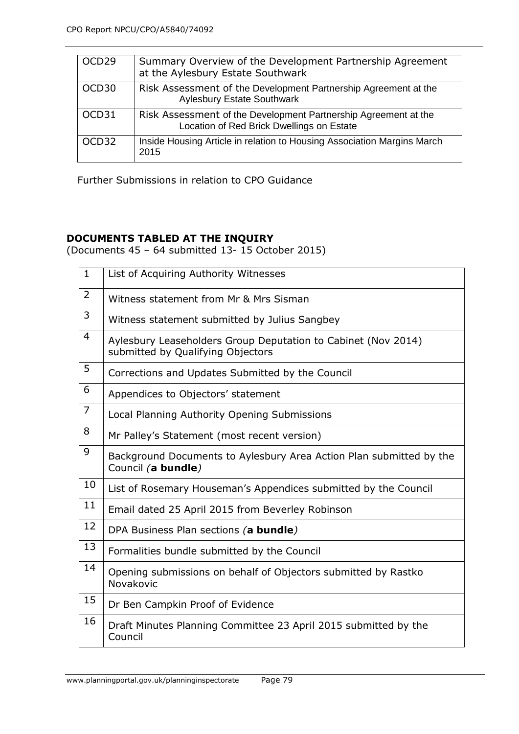| | |
|---|---|
| OCD29 | Summary Overview of the Development Partnership Agreement at the Aylesbury Estate Southwark |
| OCD30 | Risk Assessment of the Development Partnership Agreement at the Aylesbury Estate Southwark |
| OCD31 | Risk Assessment of the Development Partnership Agreement at the Location of Red Brick Dwellings on Estate |
| OCD32 | Inside Housing Article in relation to Housing Association Margins March 2015 |

Further Submissions in relation to CPO Guidance

**DOCUMENTS TABLED AT THE INQUIRY**
(Documents 45 – 64 submitted 13- 15 October 2015)

| | |
|---|---|
| 1 | List of Acquiring Authority Witnesses |
| 2 | Witness statement from Mr & Mrs Sisman |
| 3 | Witness statement submitted by Julius Sangbey |
| 4 | Aylesbury Leaseholders Group Deputation to Cabinet (Nov 2014) submitted by Qualifying Objectors |
| 5 | Corrections and Updates Submitted by the Council |
| 6 | Appendices to Objectors' statement |
| 7 | Local Planning Authority Opening Submissions |
| 8 | Mr Palley's Statement (most recent version) |
| 9 | Background Documents to Aylesbury Area Action Plan submitted by the Council *(**a bundle**)* |
| 10 | List of Rosemary Houseman's Appendices submitted by the Council |
| 11 | Email dated 25 April 2015 from Beverley Robinson |
| 12 | DPA Business Plan sections *(**a bundle**)* |
| 13 | Formalities bundle submitted by the Council |
| 14 | Opening submissions on behalf of Objectors submitted by Rastko Novakovic |
| 15 | Dr Ben Campkin Proof of Evidence |
| 16 | Draft Minutes Planning Committee 23 April 2015 submitted by the Council |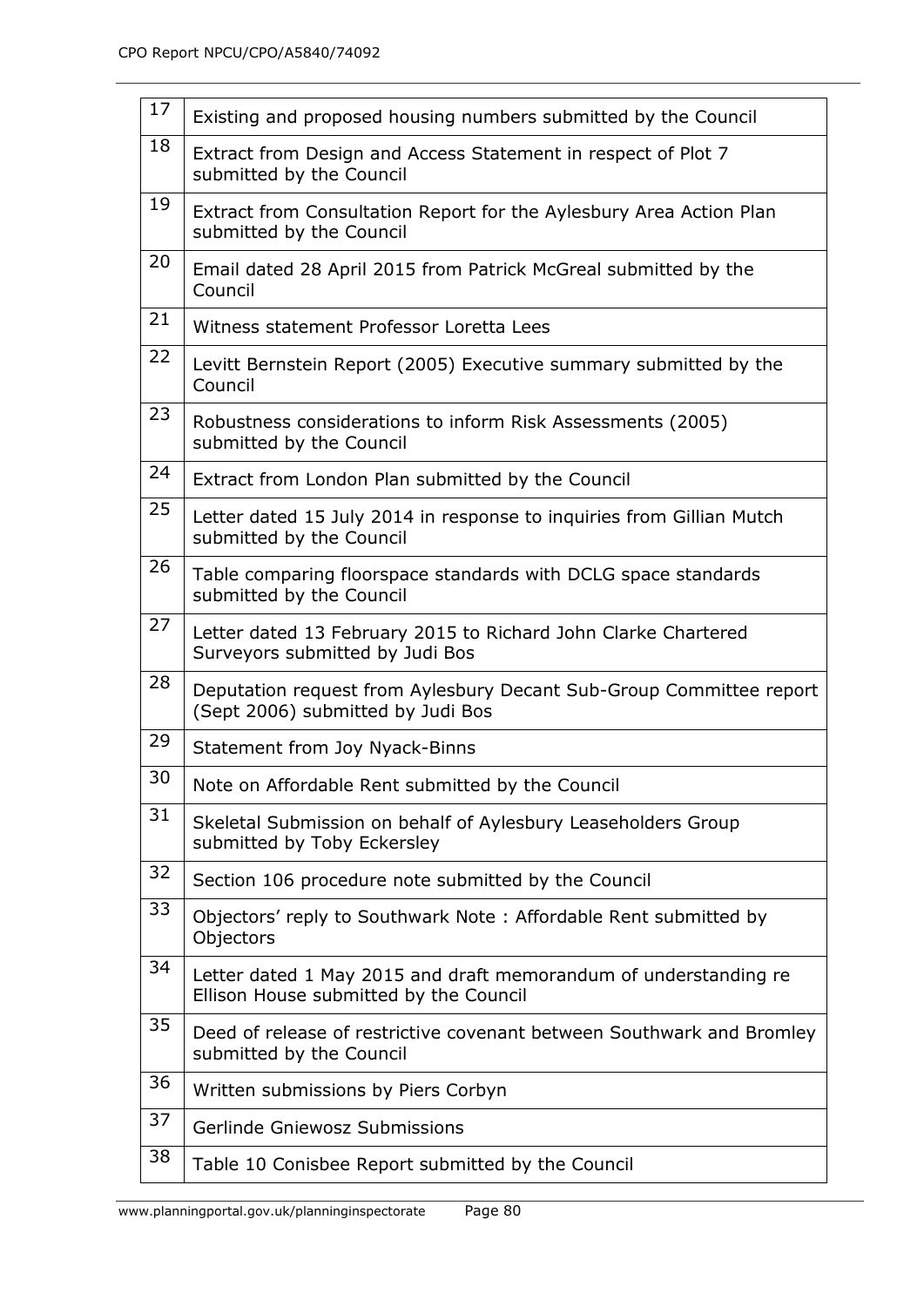| | |
|---|---|
| 17 | Existing and proposed housing numbers submitted by the Council |
| 18 | Extract from Design and Access Statement in respect of Plot 7 submitted by the Council |
| 19 | Extract from Consultation Report for the Aylesbury Area Action Plan submitted by the Council |
| 20 | Email dated 28 April 2015 from Patrick McGreal submitted by the Council |
| 21 | Witness statement Professor Loretta Lees |
| 22 | Levitt Bernstein Report (2005) Executive summary submitted by the Council |
| 23 | Robustness considerations to inform Risk Assessments (2005) submitted by the Council |
| 24 | Extract from London Plan submitted by the Council |
| 25 | Letter dated 15 July 2014 in response to inquiries from Gillian Mutch submitted by the Council |
| 26 | Table comparing floorspace standards with DCLG space standards submitted by the Council |
| 27 | Letter dated 13 February 2015 to Richard John Clarke Chartered Surveyors submitted by Judi Bos |
| 28 | Deputation request from Aylesbury Decant Sub-Group Committee report (Sept 2006) submitted by Judi Bos |
| 29 | Statement from Joy Nyack-Binns |
| 30 | Note on Affordable Rent submitted by the Council |
| 31 | Skeletal Submission on behalf of Aylesbury Leaseholders Group submitted by Toby Eckersley |
| 32 | Section 106 procedure note submitted by the Council |
| 33 | Objectors' reply to Southwark Note : Affordable Rent submitted by Objectors |
| 34 | Letter dated 1 May 2015 and draft memorandum of understanding re Ellison House submitted by the Council |
| 35 | Deed of release of restrictive covenant between Southwark and Bromley submitted by the Council |
| 36 | Written submissions by Piers Corbyn |
| 37 | Gerlinde Gniewosz Submissions |
| 38 | Table 10 Conisbee Report submitted by the Council |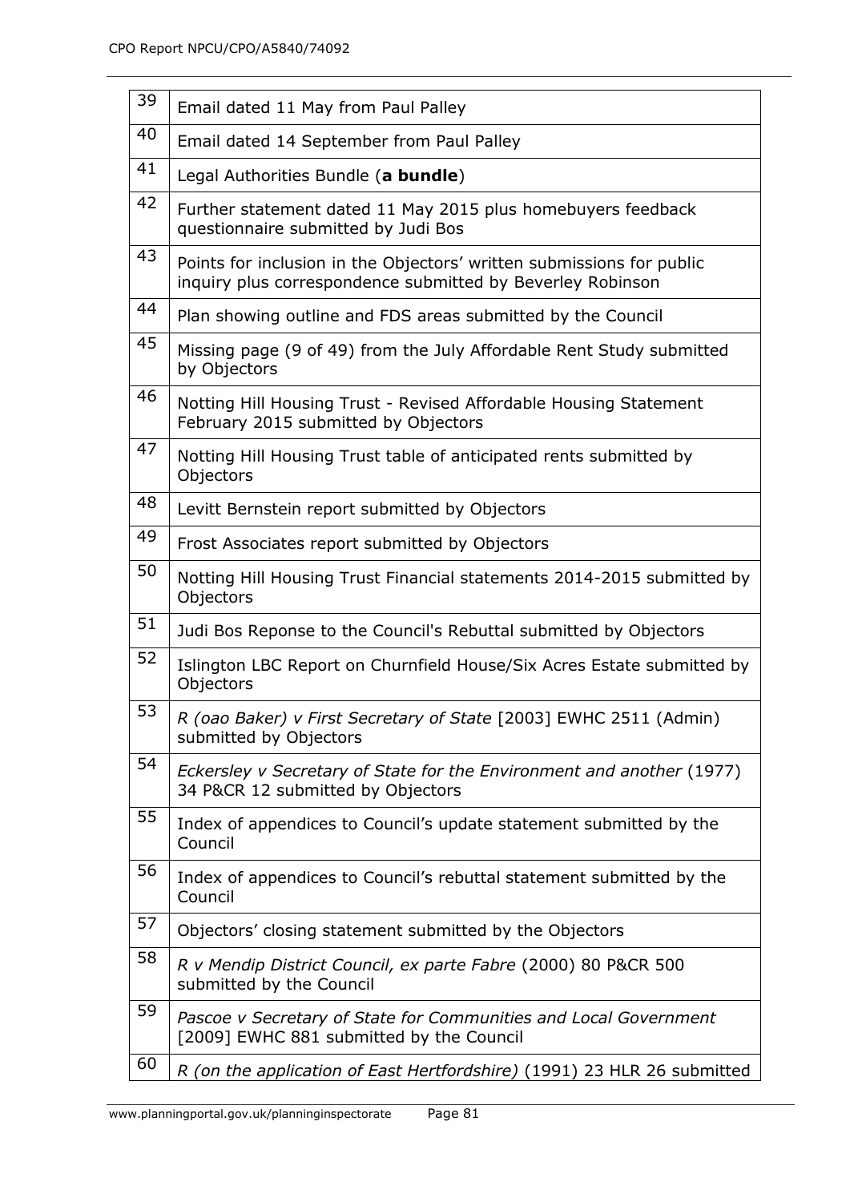| | |
|---|---|
| 39 | Email dated 11 May from Paul Palley |
| 40 | Email dated 14 September from Paul Palley |
| 41 | Legal Authorities Bundle (**a bundle**) |
| 42 | Further statement dated 11 May 2015 plus homebuyers feedback questionnaire submitted by Judi Bos |
| 43 | Points for inclusion in the Objectors' written submissions for public inquiry plus correspondence submitted by Beverley Robinson |
| 44 | Plan showing outline and FDS areas submitted by the Council |
| 45 | Missing page (9 of 49) from the July Affordable Rent Study submitted by Objectors |
| 46 | Notting Hill Housing Trust - Revised Affordable Housing Statement February 2015 submitted by Objectors |
| 47 | Notting Hill Housing Trust table of anticipated rents submitted by Objectors |
| 48 | Levitt Bernstein report submitted by Objectors |
| 49 | Frost Associates report submitted by Objectors |
| 50 | Notting Hill Housing Trust Financial statements 2014-2015 submitted by Objectors |
| 51 | Judi Bos Reponse to the Council's Rebuttal submitted by Objectors |
| 52 | Islington LBC Report on Churnfield House/Six Acres Estate submitted by Objectors |
| 53 | *R (oao Baker) v First Secretary of State* [2003] EWHC 2511 (Admin) submitted by Objectors |
| 54 | *Eckersley v Secretary of State for the Environment and another* (1977) 34 P&CR 12 submitted by Objectors |
| 55 | Index of appendices to Council's update statement submitted by the Council |
| 56 | Index of appendices to Council's rebuttal statement submitted by the Council |
| 57 | Objectors' closing statement submitted by the Objectors |
| 58 | *R v Mendip District Council, ex parte Fabre* (2000) 80 P&CR 500 submitted by the Council |
| 59 | *Pascoe v Secretary of State for Communities and Local Government* [2009] EWHC 881 submitted by the Council |
| 60 | *R (on the application of East Hertfordshire)* (1991) 23 HLR 26 submitted |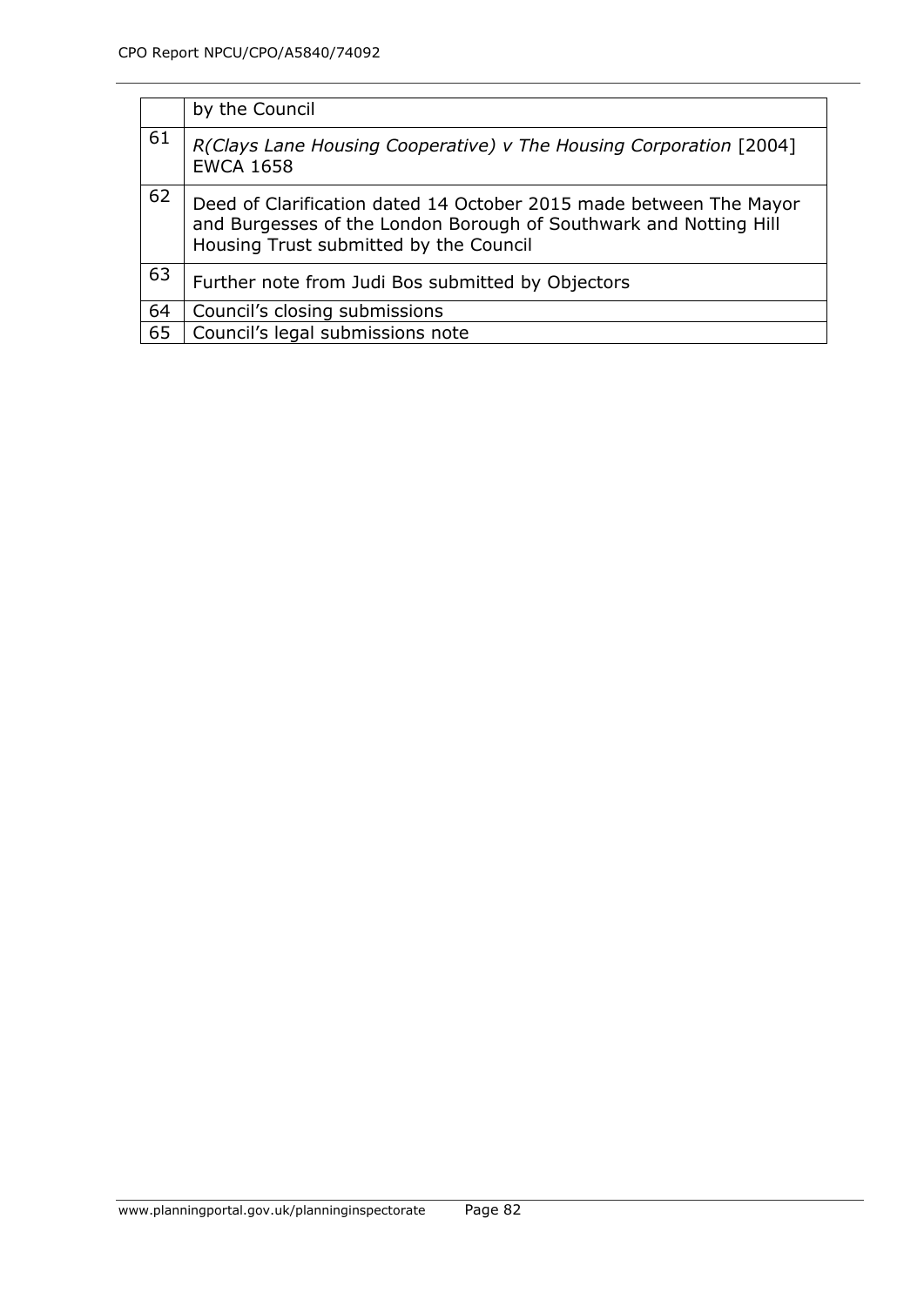| | |
|---|---|
| | by the Council |
| 61 | *R(Clays Lane Housing Cooperative) v The Housing Corporation* [2004] EWCA 1658 |
| 62 | Deed of Clarification dated 14 October 2015 made between The Mayor and Burgesses of the London Borough of Southwark and Notting Hill Housing Trust submitted by the Council |
| 63 | Further note from Judi Bos submitted by Objectors |
| 64 | Council's closing submissions |
| 65 | Council's legal submissions note |